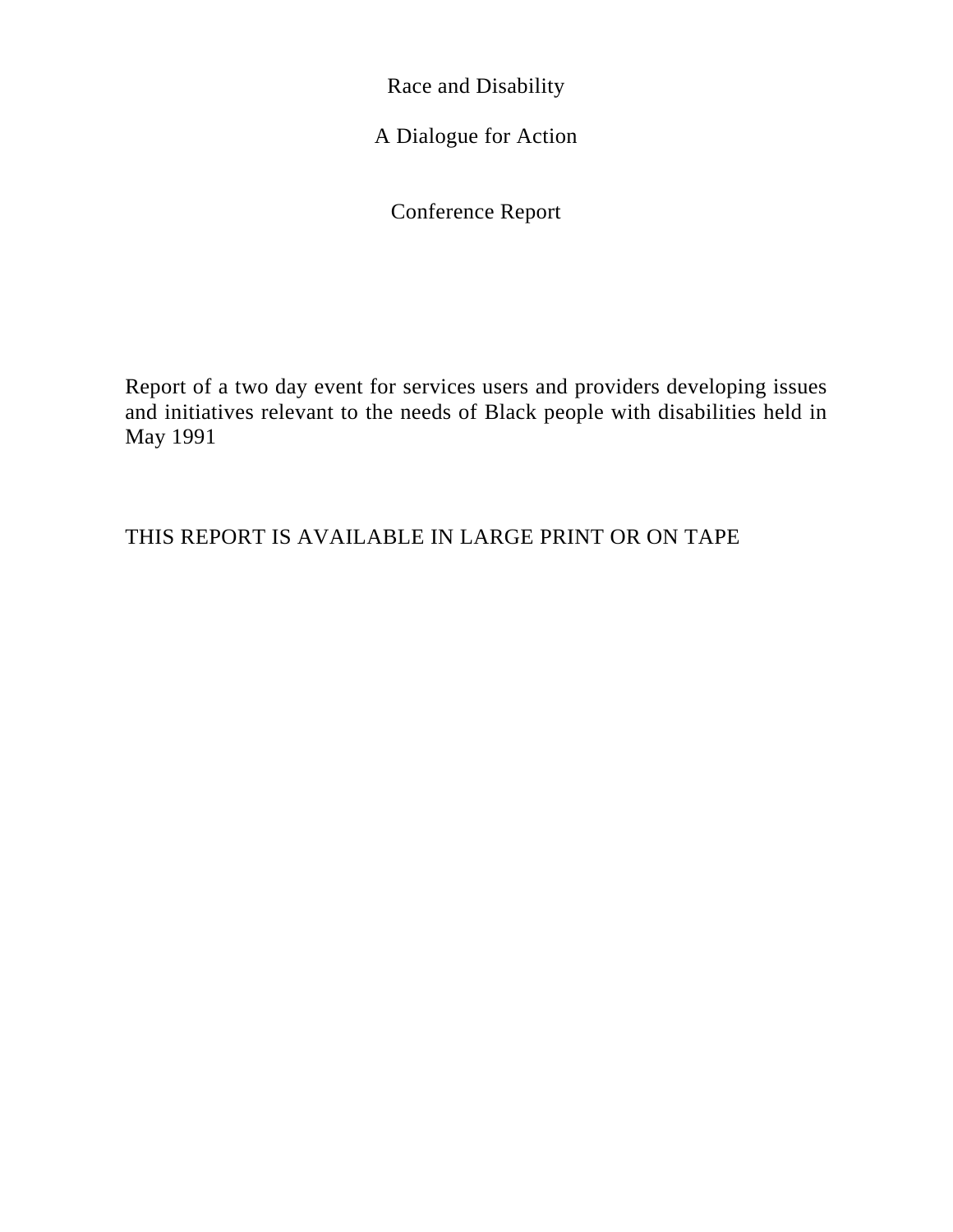# Race and Disability

## A Dialogue for Action

### Conference Report

Report of a two day event for services users and providers developing issues and initiatives relevant to the needs of Black people with disabilities held in May 1991

THIS REPORT IS AVAILABLE IN LARGE PRINT OR ON TAPE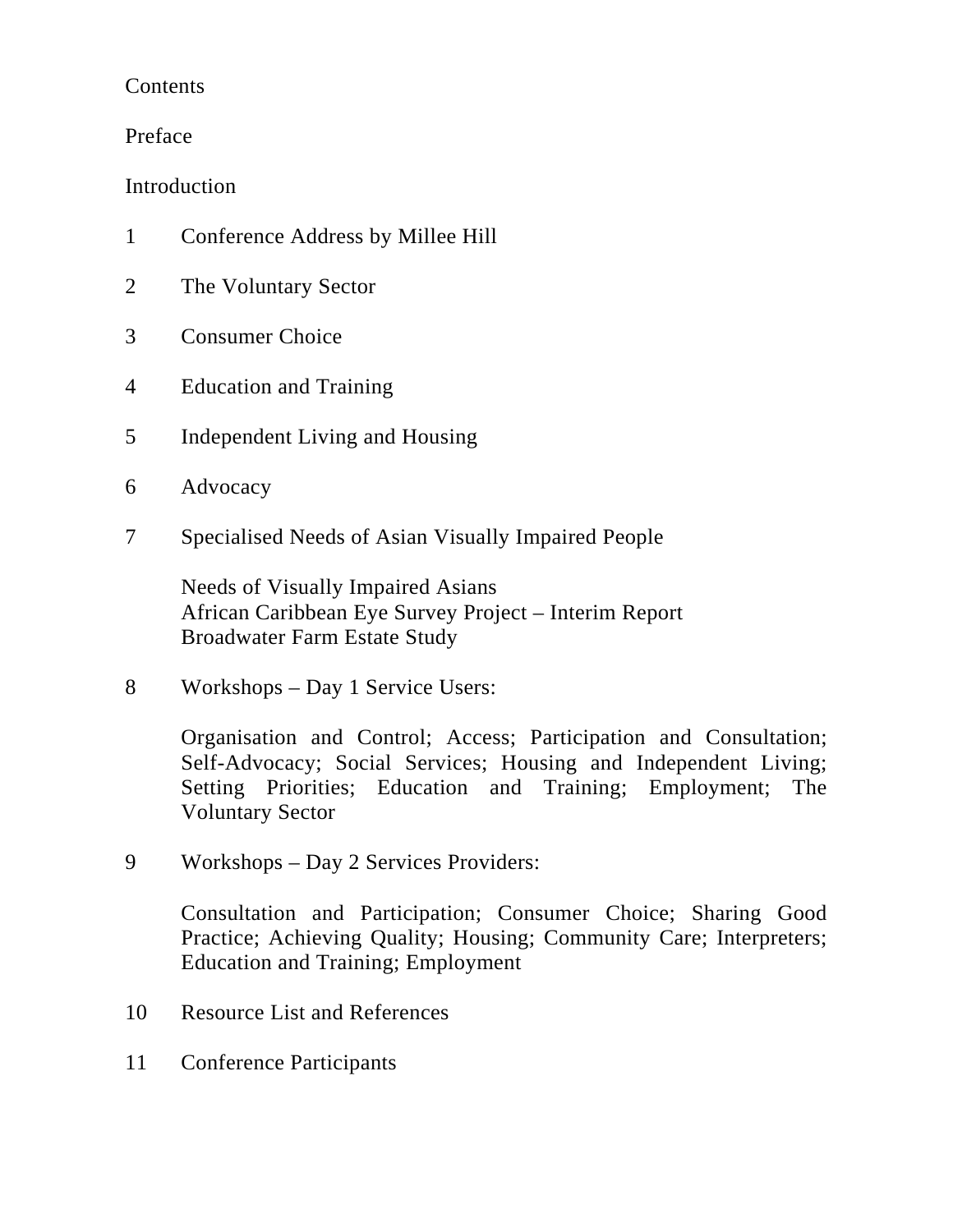# Contents

Preface

Introduction

1 Conference Address by Millee Hill

2 The Voluntary Sector

3 Consumer Choice

4 Education and Training

5 Independent Living and Housing

6 Advocacy

7 Specialised Needs of Asian Visually Impaired People

   Needs of Visually Impaired Asians
   African Caribbean Eye Survey Project – Interim Report
   Broadwater Farm Estate Study

8 Workshops – Day 1 Service Users:

   Organisation and Control; Access; Participation and Consultation; Self-Advocacy; Social Services; Housing and Independent Living; Setting Priorities; Education and Training; Employment; The Voluntary Sector

9 Workshops – Day 2 Services Providers:

   Consultation and Participation; Consumer Choice; Sharing Good Practice; Achieving Quality; Housing; Community Care; Interpreters; Education and Training; Employment

10 Resource List and References

11 Conference Participants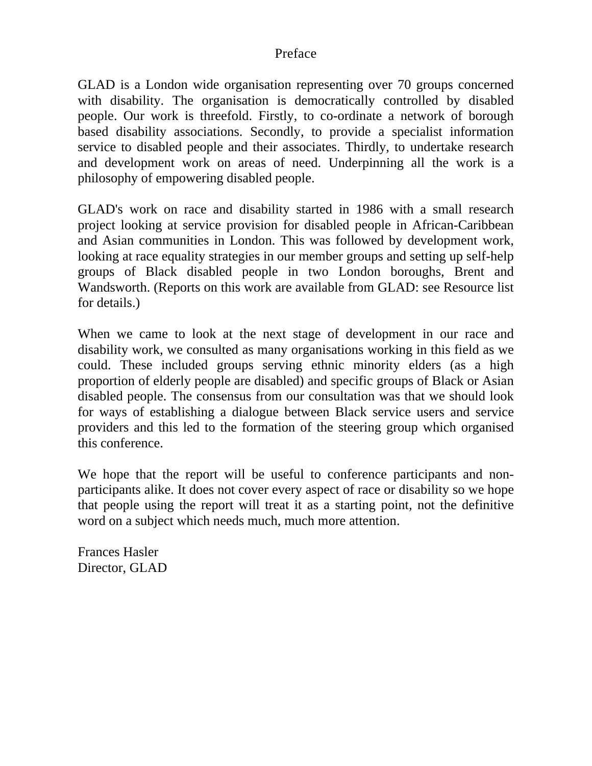# Preface

GLAD is a London wide organisation representing over 70 groups concerned with disability. The organisation is democratically controlled by disabled people. Our work is threefold. Firstly, to co-ordinate a network of borough based disability associations. Secondly, to provide a specialist information service to disabled people and their associates. Thirdly, to undertake research and development work on areas of need. Underpinning all the work is a philosophy of empowering disabled people.

GLAD's work on race and disability started in 1986 with a small research project looking at service provision for disabled people in African-Caribbean and Asian communities in London. This was followed by development work, looking at race equality strategies in our member groups and setting up self-help groups of Black disabled people in two London boroughs, Brent and Wandsworth. (Reports on this work are available from GLAD: see Resource list for details.)

When we came to look at the next stage of development in our race and disability work, we consulted as many organisations working in this field as we could. These included groups serving ethnic minority elders (as a high proportion of elderly people are disabled) and specific groups of Black or Asian disabled people. The consensus from our consultation was that we should look for ways of establishing a dialogue between Black service users and service providers and this led to the formation of the steering group which organised this conference.

We hope that the report will be useful to conference participants and non-participants alike. It does not cover every aspect of race or disability so we hope that people using the report will treat it as a starting point, not the definitive word on a subject which needs much, much more attention.

Frances Hasler
Director, GLAD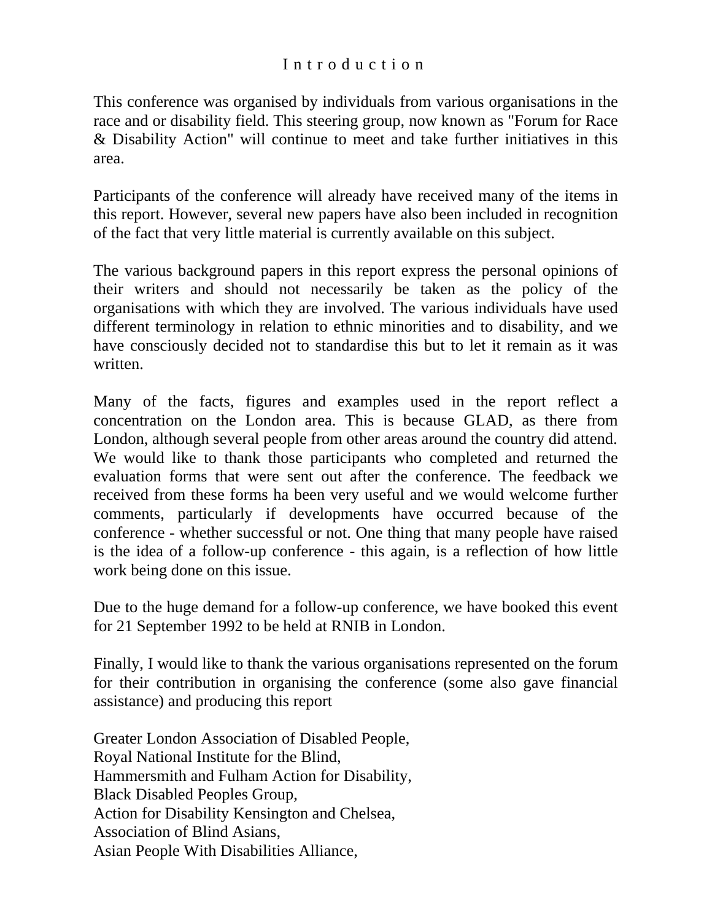# I n t r o d u c t i o n

This conference was organised by individuals from various organisations in the race and or disability field. This steering group, now known as "Forum for Race & Disability Action" will continue to meet and take further initiatives in this area.

Participants of the conference will already have received many of the items in this report. However, several new papers have also been included in recognition of the fact that very little material is currently available on this subject.

The various background papers in this report express the personal opinions of their writers and should not necessarily be taken as the policy of the organisations with which they are involved. The various individuals have used different terminology in relation to ethnic minorities and to disability, and we have consciously decided not to standardise this but to let it remain as it was written.

Many of the facts, figures and examples used in the report reflect a concentration on the London area. This is because GLAD, as there from London, although several people from other areas around the country did attend. We would like to thank those participants who completed and returned the evaluation forms that were sent out after the conference. The feedback we received from these forms ha been very useful and we would welcome further comments, particularly if developments have occurred because of the conference - whether successful or not. One thing that many people have raised is the idea of a follow-up conference - this again, is a reflection of how little work being done on this issue.

Due to the huge demand for a follow-up conference, we have booked this event for 21 September 1992 to be held at RNIB in London.

Finally, I would like to thank the various organisations represented on the forum for their contribution in organising the conference (some also gave financial assistance) and producing this report

Greater London Association of Disabled People,
Royal National Institute for the Blind,
Hammersmith and Fulham Action for Disability,
Black Disabled Peoples Group,
Action for Disability Kensington and Chelsea,
Association of Blind Asians,
Asian People With Disabilities Alliance,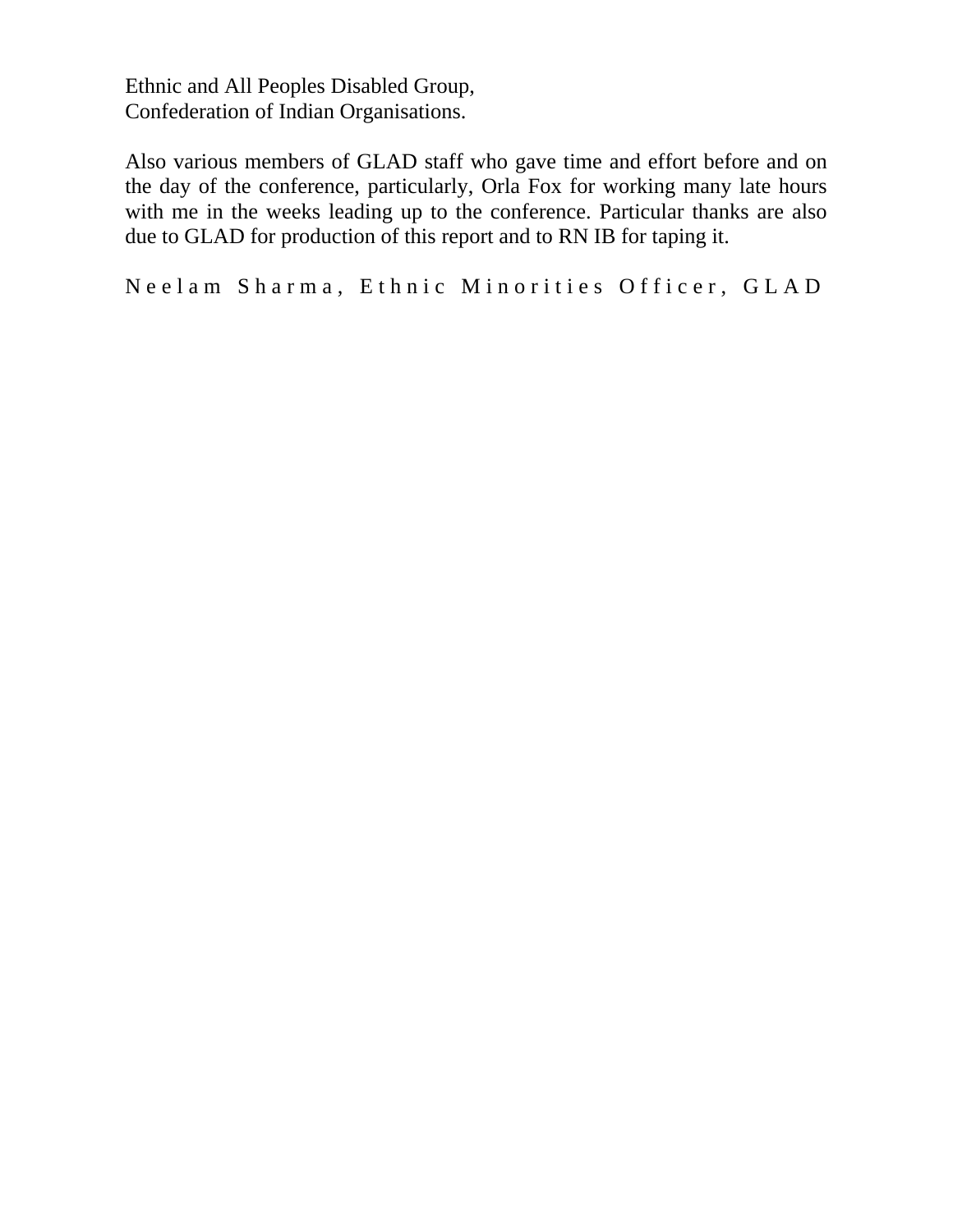Ethnic and All Peoples Disabled Group,
Confederation of Indian Organisations.

Also various members of GLAD staff who gave time and effort before and on the day of the conference, particularly, Orla Fox for working many late hours with me in the weeks leading up to the conference. Particular thanks are also due to GLAD for production of this report and to RN IB for taping it.

Neelam Sharma, Ethnic Minorities Officer, GLAD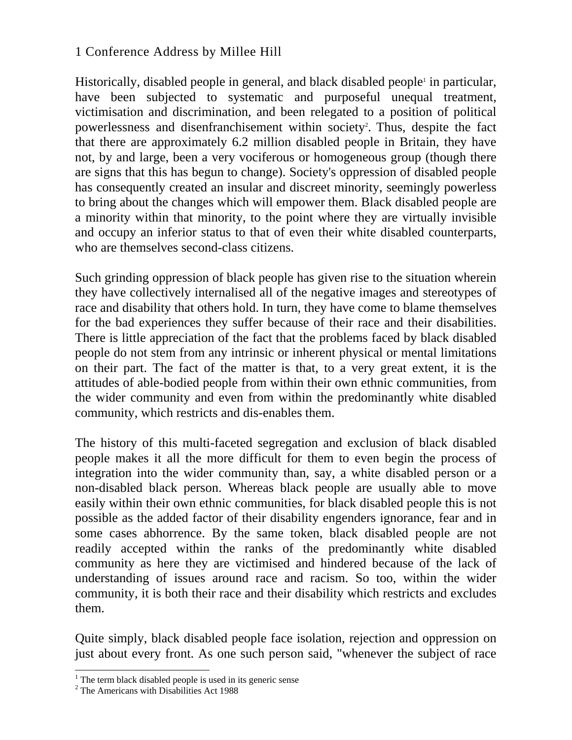# 1 Conference Address by Millee Hill

Historically, disabled people in general, and black disabled people[1] in particular, have been subjected to systematic and purposeful unequal treatment, victimisation and discrimination, and been relegated to a position of political powerlessness and disenfranchisement within society[2]. Thus, despite the fact that there are approximately 6.2 million disabled people in Britain, they have not, by and large, been a very vociferous or homogeneous group (though there are signs that this has begun to change). Society's oppression of disabled people has consequently created an insular and discreet minority, seemingly powerless to bring about the changes which will empower them. Black disabled people are a minority within that minority, to the point where they are virtually invisible and occupy an inferior status to that of even their white disabled counterparts, who are themselves second-class citizens.

Such grinding oppression of black people has given rise to the situation wherein they have collectively internalised all of the negative images and stereotypes of race and disability that others hold. In turn, they have come to blame themselves for the bad experiences they suffer because of their race and their disabilities. There is little appreciation of the fact that the problems faced by black disabled people do not stem from any intrinsic or inherent physical or mental limitations on their part. The fact of the matter is that, to a very great extent, it is the attitudes of able-bodied people from within their own ethnic communities, from the wider community and even from within the predominantly white disabled community, which restricts and dis-enables them.

The history of this multi-faceted segregation and exclusion of black disabled people makes it all the more difficult for them to even begin the process of integration into the wider community than, say, a white disabled person or a non-disabled black person. Whereas black people are usually able to move easily within their own ethnic communities, for black disabled people this is not possible as the added factor of their disability engenders ignorance, fear and in some cases abhorrence. By the same token, black disabled people are not readily accepted within the ranks of the predominantly white disabled community as here they are victimised and hindered because of the lack of understanding of issues around race and racism. So too, within the wider community, it is both their race and their disability which restricts and excludes them.

Quite simply, black disabled people face isolation, rejection and oppression on just about every front. As one such person said, "whenever the subject of race

---

[1] The term black disabled people is used in its generic sense

[2] The Americans with Disabilities Act 1988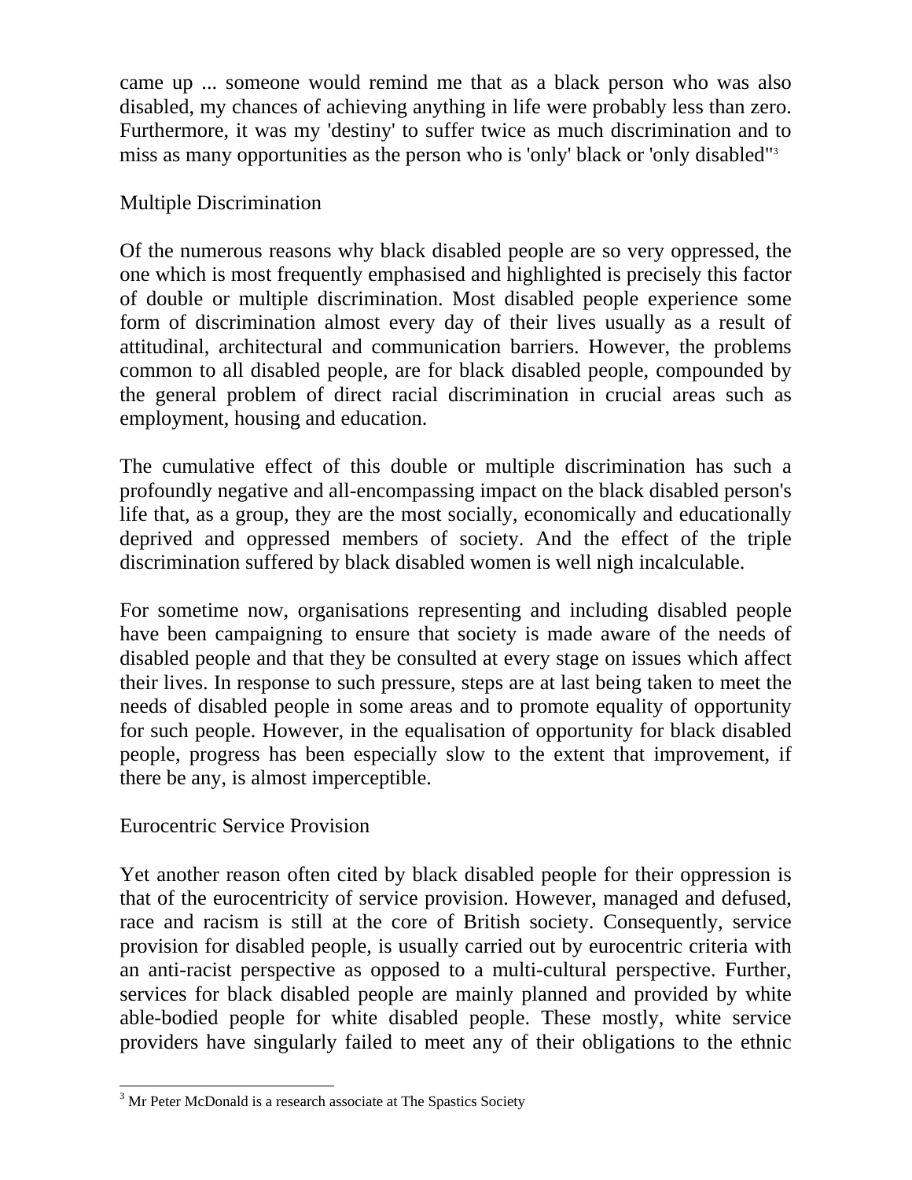came up ... someone would remind me that as a black person who was also disabled, my chances of achieving anything in life were probably less than zero. Furthermore, it was my 'destiny' to suffer twice as much discrimination and to miss as many opportunities as the person who is 'only' black or 'only disabled"[3]

## Multiple Discrimination

Of the numerous reasons why black disabled people are so very oppressed, the one which is most frequently emphasised and highlighted is precisely this factor of double or multiple discrimination. Most disabled people experience some form of discrimination almost every day of their lives usually as a result of attitudinal, architectural and communication barriers. However, the problems common to all disabled people, are for black disabled people, compounded by the general problem of direct racial discrimination in crucial areas such as employment, housing and education.

The cumulative effect of this double or multiple discrimination has such a profoundly negative and all-encompassing impact on the black disabled person's life that, as a group, they are the most socially, economically and educationally deprived and oppressed members of society. And the effect of the triple discrimination suffered by black disabled women is well nigh incalculable.

For sometime now, organisations representing and including disabled people have been campaigning to ensure that society is made aware of the needs of disabled people and that they be consulted at every stage on issues which affect their lives. In response to such pressure, steps are at last being taken to meet the needs of disabled people in some areas and to promote equality of opportunity for such people. However, in the equalisation of opportunity for black disabled people, progress has been especially slow to the extent that improvement, if there be any, is almost imperceptible.

## Eurocentric Service Provision

Yet another reason often cited by black disabled people for their oppression is that of the eurocentricity of service provision. However, managed and defused, race and racism is still at the core of British society. Consequently, service provision for disabled people, is usually carried out by eurocentric criteria with an anti-racist perspective as opposed to a multi-cultural perspective. Further, services for black disabled people are mainly planned and provided by white able-bodied people for white disabled people. These mostly, white service providers have singularly failed to meet any of their obligations to the ethnic

---

[3] Mr Peter McDonald is a research associate at The Spastics Society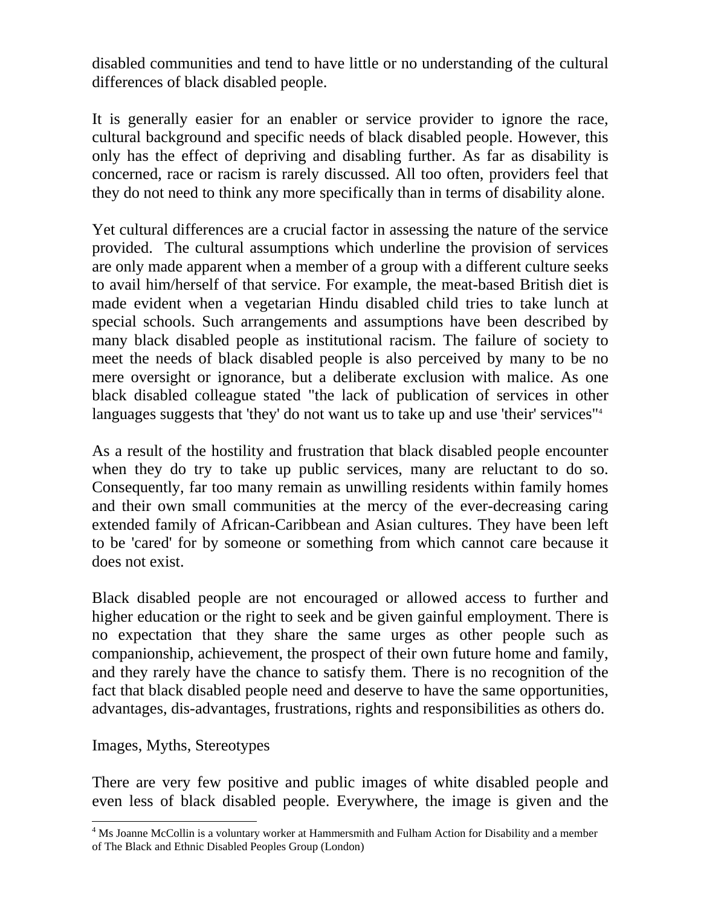disabled communities and tend to have little or no understanding of the cultural differences of black disabled people.

It is generally easier for an enabler or service provider to ignore the race, cultural background and specific needs of black disabled people. However, this only has the effect of depriving and disabling further. As far as disability is concerned, race or racism is rarely discussed. All too often, providers feel that they do not need to think any more specifically than in terms of disability alone.

Yet cultural differences are a crucial factor in assessing the nature of the service provided. The cultural assumptions which underline the provision of services are only made apparent when a member of a group with a different culture seeks to avail him/herself of that service. For example, the meat-based British diet is made evident when a vegetarian Hindu disabled child tries to take lunch at special schools. Such arrangements and assumptions have been described by many black disabled people as institutional racism. The failure of society to meet the needs of black disabled people is also perceived by many to be no mere oversight or ignorance, but a deliberate exclusion with malice. As one black disabled colleague stated "the lack of publication of services in other languages suggests that 'they' do not want us to take up and use 'their' services"[4]

As a result of the hostility and frustration that black disabled people encounter when they do try to take up public services, many are reluctant to do so. Consequently, far too many remain as unwilling residents within family homes and their own small communities at the mercy of the ever-decreasing caring extended family of African-Caribbean and Asian cultures. They have been left to be 'cared' for by someone or something from which cannot care because it does not exist.

Black disabled people are not encouraged or allowed access to further and higher education or the right to seek and be given gainful employment. There is no expectation that they share the same urges as other people such as companionship, achievement, the prospect of their own future home and family, and they rarely have the chance to satisfy them. There is no recognition of the fact that black disabled people need and deserve to have the same opportunities, advantages, dis-advantages, frustrations, rights and responsibilities as others do.

## Images, Myths, Stereotypes

There are very few positive and public images of white disabled people and even less of black disabled people. Everywhere, the image is given and the

---

[4] Ms Joanne McCollin is a voluntary worker at Hammersmith and Fulham Action for Disability and a member of The Black and Ethnic Disabled Peoples Group (London)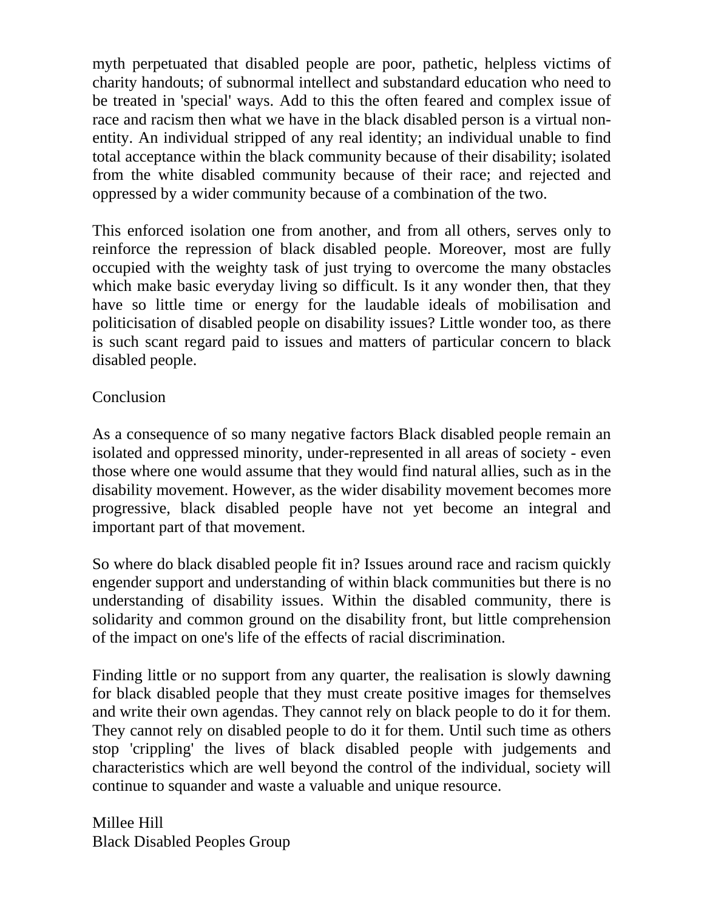myth perpetuated that disabled people are poor, pathetic, helpless victims of charity handouts; of subnormal intellect and substandard education who need to be treated in 'special' ways. Add to this the often feared and complex issue of race and racism then what we have in the black disabled person is a virtual non-entity. An individual stripped of any real identity; an individual unable to find total acceptance within the black community because of their disability; isolated from the white disabled community because of their race; and rejected and oppressed by a wider community because of a combination of the two.

This enforced isolation one from another, and from all others, serves only to reinforce the repression of black disabled people. Moreover, most are fully occupied with the weighty task of just trying to overcome the many obstacles which make basic everyday living so difficult. Is it any wonder then, that they have so little time or energy for the laudable ideals of mobilisation and politicisation of disabled people on disability issues? Little wonder too, as there is such scant regard paid to issues and matters of particular concern to black disabled people.

## Conclusion

As a consequence of so many negative factors Black disabled people remain an isolated and oppressed minority, under-represented in all areas of society - even those where one would assume that they would find natural allies, such as in the disability movement. However, as the wider disability movement becomes more progressive, black disabled people have not yet become an integral and important part of that movement.

So where do black disabled people fit in? Issues around race and racism quickly engender support and understanding of within black communities but there is no understanding of disability issues. Within the disabled community, there is solidarity and common ground on the disability front, but little comprehension of the impact on one's life of the effects of racial discrimination.

Finding little or no support from any quarter, the realisation is slowly dawning for black disabled people that they must create positive images for themselves and write their own agendas. They cannot rely on black people to do it for them. They cannot rely on disabled people to do it for them. Until such time as others stop 'crippling' the lives of black disabled people with judgements and characteristics which are well beyond the control of the individual, society will continue to squander and waste a valuable and unique resource.

Millee Hill
Black Disabled Peoples Group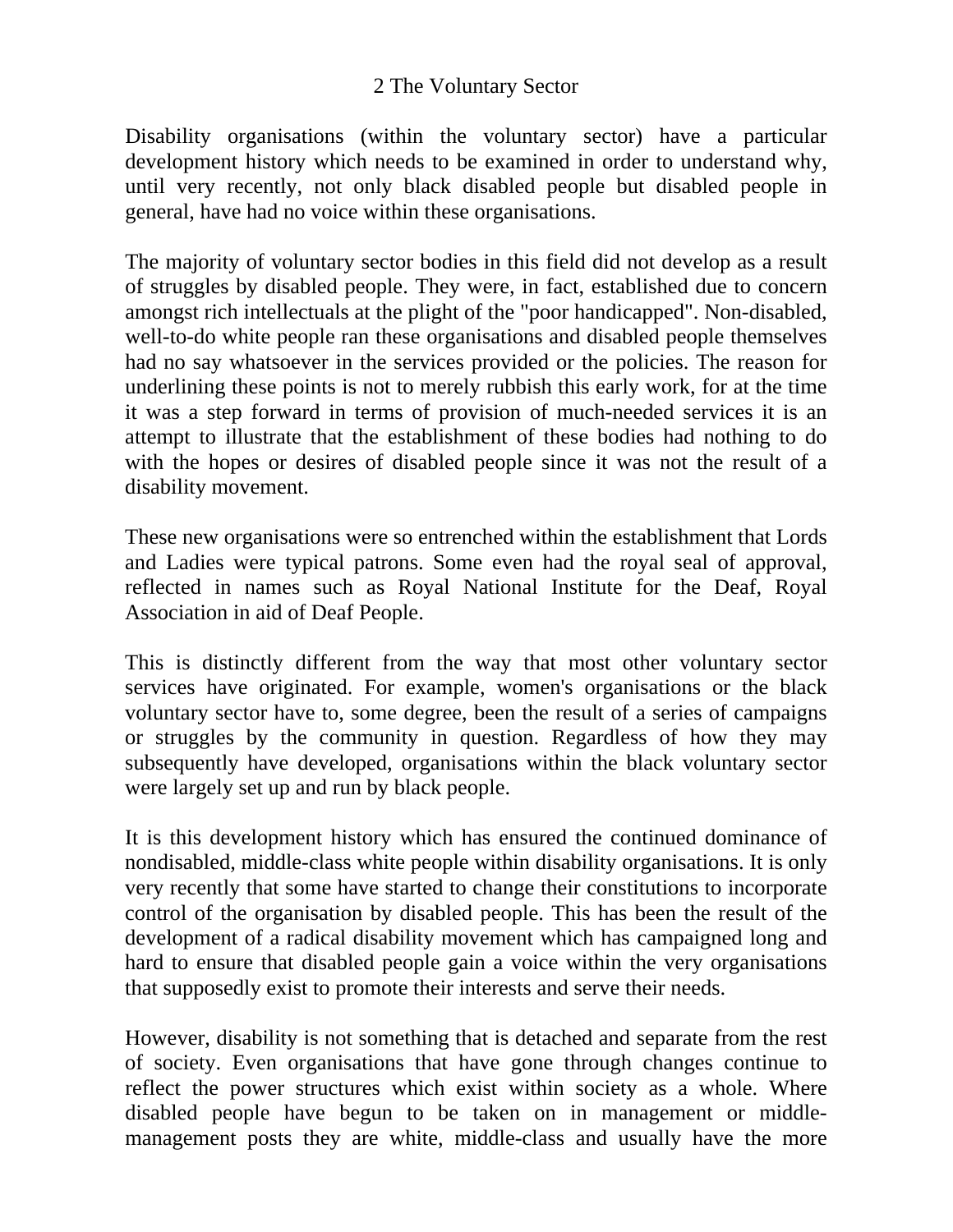## 2 The Voluntary Sector

Disability organisations (within the voluntary sector) have a particular development history which needs to be examined in order to understand why, until very recently, not only black disabled people but disabled people in general, have had no voice within these organisations.

The majority of voluntary sector bodies in this field did not develop as a result of struggles by disabled people. They were, in fact, established due to concern amongst rich intellectuals at the plight of the "poor handicapped". Non-disabled, well-to-do white people ran these organisations and disabled people themselves had no say whatsoever in the services provided or the policies. The reason for underlining these points is not to merely rubbish this early work, for at the time it was a step forward in terms of provision of much-needed services it is an attempt to illustrate that the establishment of these bodies had nothing to do with the hopes or desires of disabled people since it was not the result of a disability movement.

These new organisations were so entrenched within the establishment that Lords and Ladies were typical patrons. Some even had the royal seal of approval, reflected in names such as Royal National Institute for the Deaf, Royal Association in aid of Deaf People.

This is distinctly different from the way that most other voluntary sector services have originated. For example, women's organisations or the black voluntary sector have to, some degree, been the result of a series of campaigns or struggles by the community in question. Regardless of how they may subsequently have developed, organisations within the black voluntary sector were largely set up and run by black people.

It is this development history which has ensured the continued dominance of nondisabled, middle-class white people within disability organisations. It is only very recently that some have started to change their constitutions to incorporate control of the organisation by disabled people. This has been the result of the development of a radical disability movement which has campaigned long and hard to ensure that disabled people gain a voice within the very organisations that supposedly exist to promote their interests and serve their needs.

However, disability is not something that is detached and separate from the rest of society. Even organisations that have gone through changes continue to reflect the power structures which exist within society as a whole. Where disabled people have begun to be taken on in management or middle-management posts they are white, middle-class and usually have the more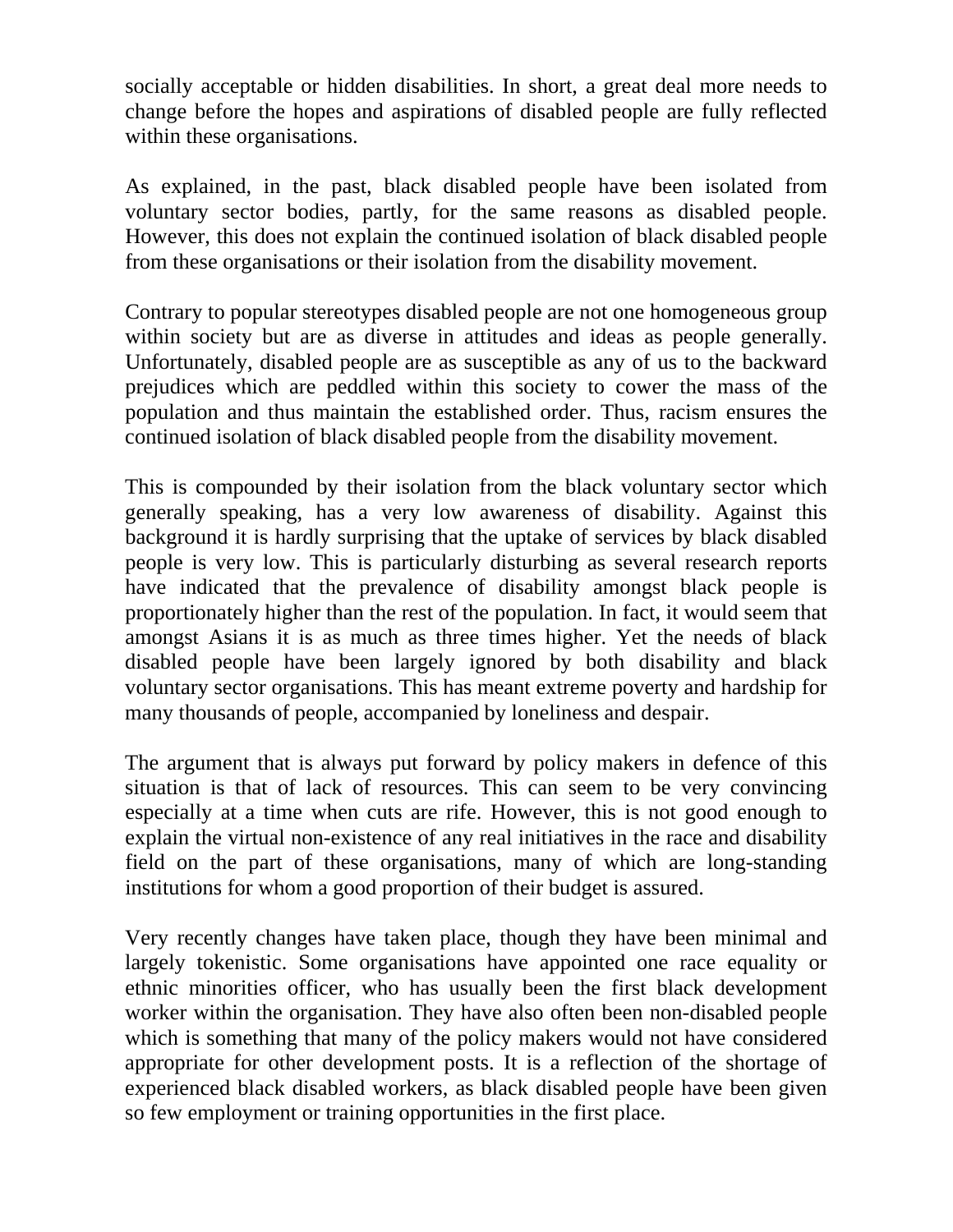socially acceptable or hidden disabilities. In short, a great deal more needs to change before the hopes and aspirations of disabled people are fully reflected within these organisations.

As explained, in the past, black disabled people have been isolated from voluntary sector bodies, partly, for the same reasons as disabled people. However, this does not explain the continued isolation of black disabled people from these organisations or their isolation from the disability movement.

Contrary to popular stereotypes disabled people are not one homogeneous group within society but are as diverse in attitudes and ideas as people generally. Unfortunately, disabled people are as susceptible as any of us to the backward prejudices which are peddled within this society to cower the mass of the population and thus maintain the established order. Thus, racism ensures the continued isolation of black disabled people from the disability movement.

This is compounded by their isolation from the black voluntary sector which generally speaking, has a very low awareness of disability. Against this background it is hardly surprising that the uptake of services by black disabled people is very low. This is particularly disturbing as several research reports have indicated that the prevalence of disability amongst black people is proportionately higher than the rest of the population. In fact, it would seem that amongst Asians it is as much as three times higher. Yet the needs of black disabled people have been largely ignored by both disability and black voluntary sector organisations. This has meant extreme poverty and hardship for many thousands of people, accompanied by loneliness and despair.

The argument that is always put forward by policy makers in defence of this situation is that of lack of resources. This can seem to be very convincing especially at a time when cuts are rife. However, this is not good enough to explain the virtual non-existence of any real initiatives in the race and disability field on the part of these organisations, many of which are long-standing institutions for whom a good proportion of their budget is assured.

Very recently changes have taken place, though they have been minimal and largely tokenistic. Some organisations have appointed one race equality or ethnic minorities officer, who has usually been the first black development worker within the organisation. They have also often been non-disabled people which is something that many of the policy makers would not have considered appropriate for other development posts. It is a reflection of the shortage of experienced black disabled workers, as black disabled people have been given so few employment or training opportunities in the first place.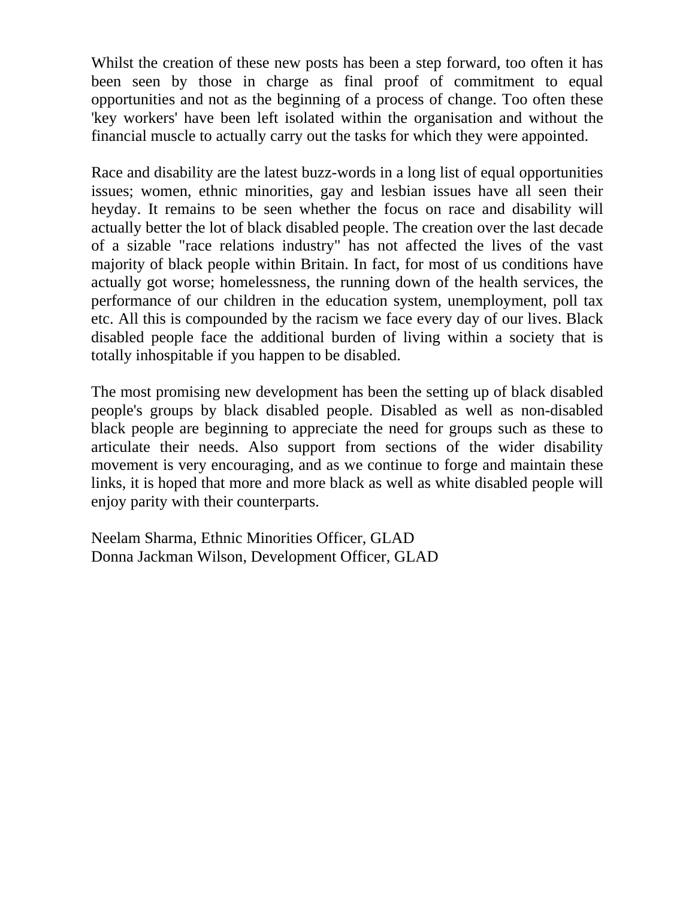Whilst the creation of these new posts has been a step forward, too often it has been seen by those in charge as final proof of commitment to equal opportunities and not as the beginning of a process of change. Too often these 'key workers' have been left isolated within the organisation and without the financial muscle to actually carry out the tasks for which they were appointed.

Race and disability are the latest buzz-words in a long list of equal opportunities issues; women, ethnic minorities, gay and lesbian issues have all seen their heyday. It remains to be seen whether the focus on race and disability will actually better the lot of black disabled people. The creation over the last decade of a sizable "race relations industry" has not affected the lives of the vast majority of black people within Britain. In fact, for most of us conditions have actually got worse; homelessness, the running down of the health services, the performance of our children in the education system, unemployment, poll tax etc. All this is compounded by the racism we face every day of our lives. Black disabled people face the additional burden of living within a society that is totally inhospitable if you happen to be disabled.

The most promising new development has been the setting up of black disabled people's groups by black disabled people. Disabled as well as non-disabled black people are beginning to appreciate the need for groups such as these to articulate their needs. Also support from sections of the wider disability movement is very encouraging, and as we continue to forge and maintain these links, it is hoped that more and more black as well as white disabled people will enjoy parity with their counterparts.

Neelam Sharma, Ethnic Minorities Officer, GLAD
Donna Jackman Wilson, Development Officer, GLAD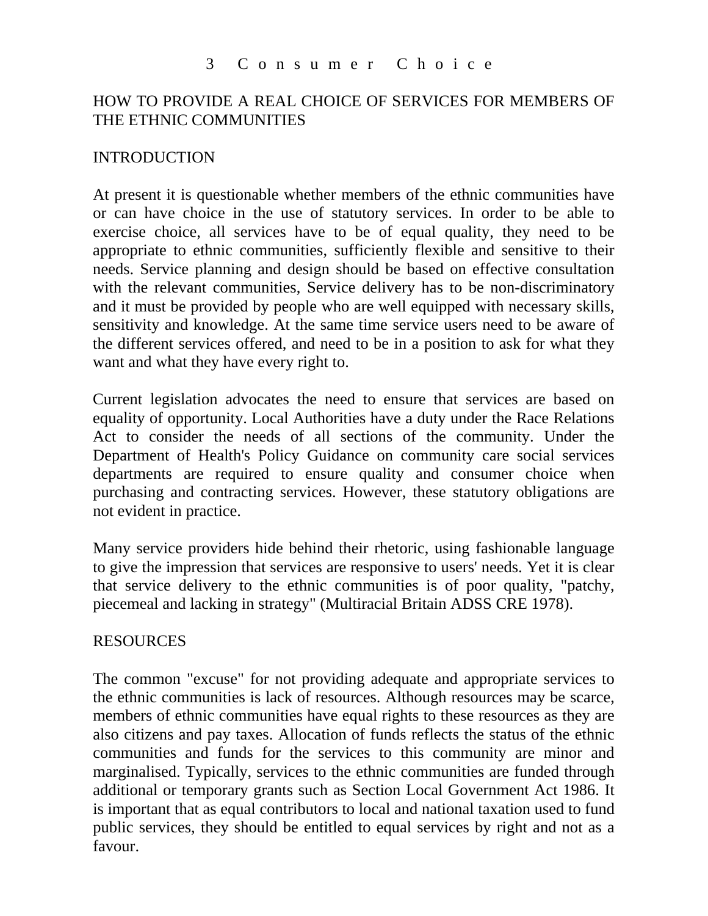# 3 Consumer Choice

## HOW TO PROVIDE A REAL CHOICE OF SERVICES FOR MEMBERS OF THE ETHNIC COMMUNITIES

### INTRODUCTION

At present it is questionable whether members of the ethnic communities have or can have choice in the use of statutory services. In order to be able to exercise choice, all services have to be of equal quality, they need to be appropriate to ethnic communities, sufficiently flexible and sensitive to their needs. Service planning and design should be based on effective consultation with the relevant communities, Service delivery has to be non-discriminatory and it must be provided by people who are well equipped with necessary skills, sensitivity and knowledge. At the same time service users need to be aware of the different services offered, and need to be in a position to ask for what they want and what they have every right to.

Current legislation advocates the need to ensure that services are based on equality of opportunity. Local Authorities have a duty under the Race Relations Act to consider the needs of all sections of the community. Under the Department of Health's Policy Guidance on community care social services departments are required to ensure quality and consumer choice when purchasing and contracting services. However, these statutory obligations are not evident in practice.

Many service providers hide behind their rhetoric, using fashionable language to give the impression that services are responsive to users' needs. Yet it is clear that service delivery to the ethnic communities is of poor quality, "patchy, piecemeal and lacking in strategy" (Multiracial Britain ADSS CRE 1978).

### RESOURCES

The common "excuse" for not providing adequate and appropriate services to the ethnic communities is lack of resources. Although resources may be scarce, members of ethnic communities have equal rights to these resources as they are also citizens and pay taxes. Allocation of funds reflects the status of the ethnic communities and funds for the services to this community are minor and marginalised. Typically, services to the ethnic communities are funded through additional or temporary grants such as Section Local Government Act 1986. It is important that as equal contributors to local and national taxation used to fund public services, they should be entitled to equal services by right and not as a favour.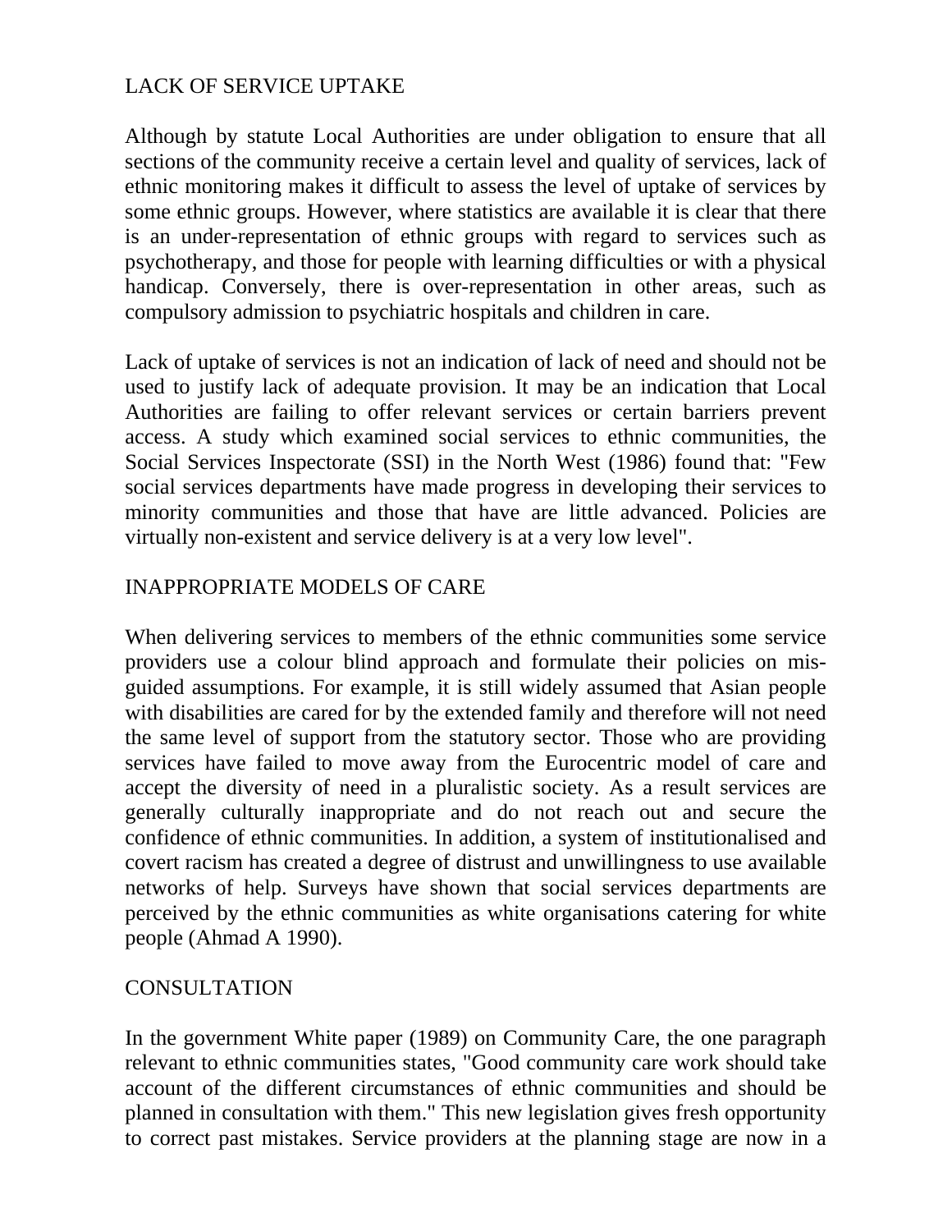## LACK OF SERVICE UPTAKE

Although by statute Local Authorities are under obligation to ensure that all sections of the community receive a certain level and quality of services, lack of ethnic monitoring makes it difficult to assess the level of uptake of services by some ethnic groups. However, where statistics are available it is clear that there is an under-representation of ethnic groups with regard to services such as psychotherapy, and those for people with learning difficulties or with a physical handicap. Conversely, there is over-representation in other areas, such as compulsory admission to psychiatric hospitals and children in care.

Lack of uptake of services is not an indication of lack of need and should not be used to justify lack of adequate provision. It may be an indication that Local Authorities are failing to offer relevant services or certain barriers prevent access. A study which examined social services to ethnic communities, the Social Services Inspectorate (SSI) in the North West (1986) found that: "Few social services departments have made progress in developing their services to minority communities and those that have are little advanced. Policies are virtually non-existent and service delivery is at a very low level".

## INAPPROPRIATE MODELS OF CARE

When delivering services to members of the ethnic communities some service providers use a colour blind approach and formulate their policies on mis-guided assumptions. For example, it is still widely assumed that Asian people with disabilities are cared for by the extended family and therefore will not need the same level of support from the statutory sector. Those who are providing services have failed to move away from the Eurocentric model of care and accept the diversity of need in a pluralistic society. As a result services are generally culturally inappropriate and do not reach out and secure the confidence of ethnic communities. In addition, a system of institutionalised and covert racism has created a degree of distrust and unwillingness to use available networks of help. Surveys have shown that social services departments are perceived by the ethnic communities as white organisations catering for white people (Ahmad A 1990).

## CONSULTATION

In the government White paper (1989) on Community Care, the one paragraph relevant to ethnic communities states, "Good community care work should take account of the different circumstances of ethnic communities and should be planned in consultation with them." This new legislation gives fresh opportunity to correct past mistakes. Service providers at the planning stage are now in a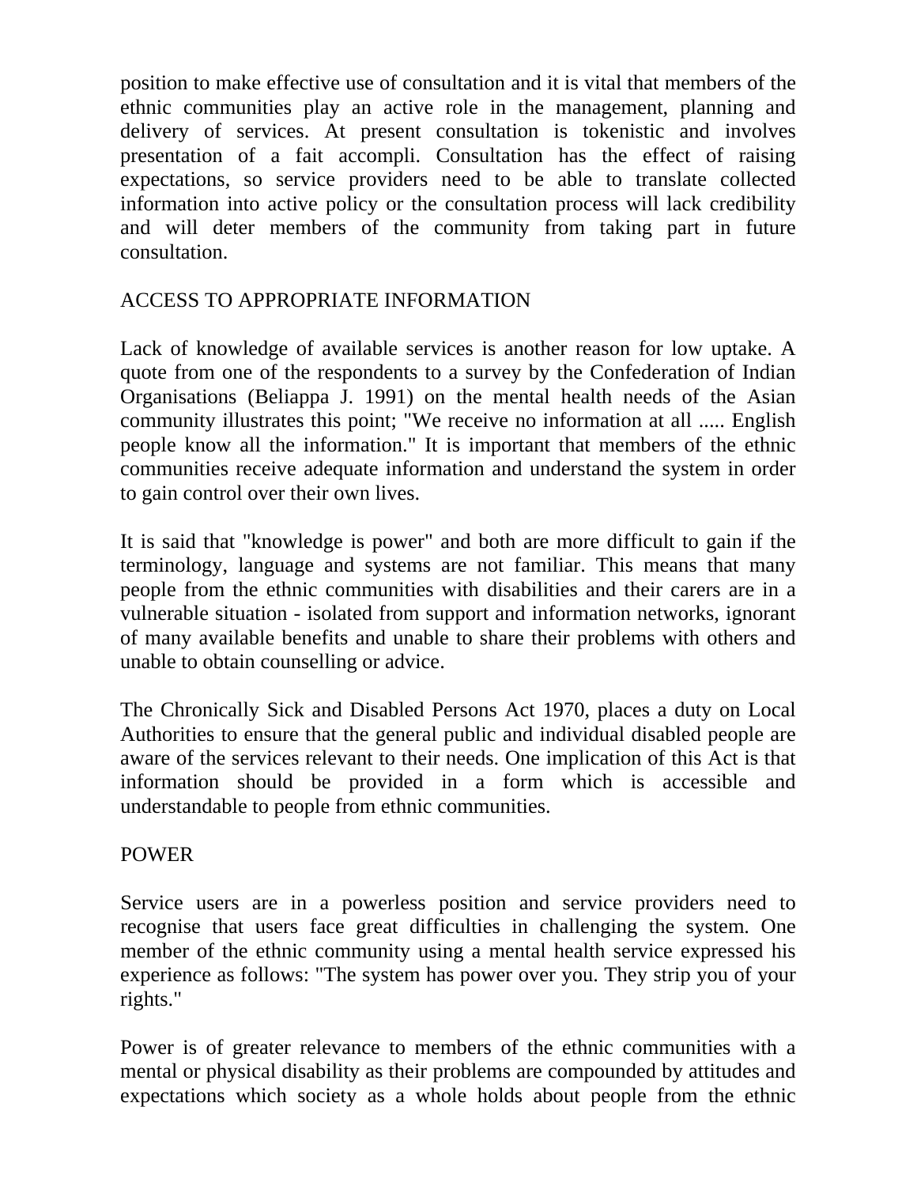position to make effective use of consultation and it is vital that members of the ethnic communities play an active role in the management, planning and delivery of services. At present consultation is tokenistic and involves presentation of a fait accompli. Consultation has the effect of raising expectations, so service providers need to be able to translate collected information into active policy or the consultation process will lack credibility and will deter members of the community from taking part in future consultation.

## ACCESS TO APPROPRIATE INFORMATION

Lack of knowledge of available services is another reason for low uptake. A quote from one of the respondents to a survey by the Confederation of Indian Organisations (Beliappa J. 1991) on the mental health needs of the Asian community illustrates this point; "We receive no information at all ..... English people know all the information." It is important that members of the ethnic communities receive adequate information and understand the system in order to gain control over their own lives.

It is said that "knowledge is power" and both are more difficult to gain if the terminology, language and systems are not familiar. This means that many people from the ethnic communities with disabilities and their carers are in a vulnerable situation - isolated from support and information networks, ignorant of many available benefits and unable to share their problems with others and unable to obtain counselling or advice.

The Chronically Sick and Disabled Persons Act 1970, places a duty on Local Authorities to ensure that the general public and individual disabled people are aware of the services relevant to their needs. One implication of this Act is that information should be provided in a form which is accessible and understandable to people from ethnic communities.

## POWER

Service users are in a powerless position and service providers need to recognise that users face great difficulties in challenging the system. One member of the ethnic community using a mental health service expressed his experience as follows: "The system has power over you. They strip you of your rights."

Power is of greater relevance to members of the ethnic communities with a mental or physical disability as their problems are compounded by attitudes and expectations which society as a whole holds about people from the ethnic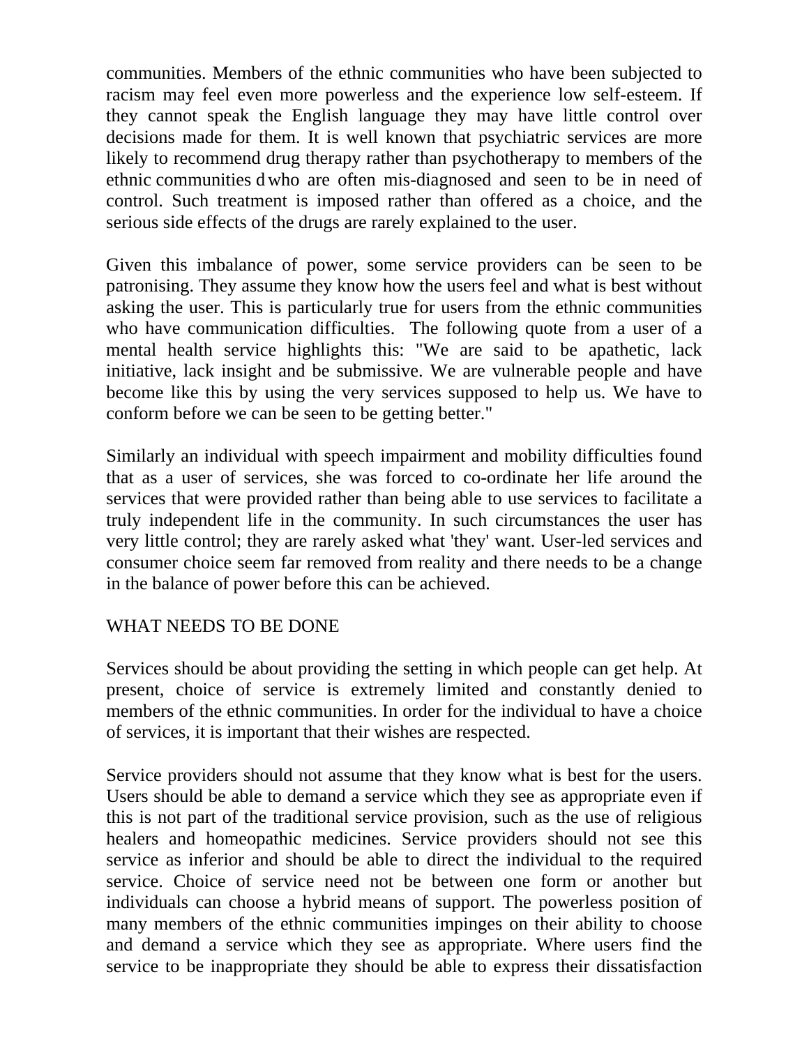communities. Members of the ethnic communities who have been subjected to racism may feel even more powerless and the experience low self-esteem. If they cannot speak the English language they may have little control over decisions made for them. It is well known that psychiatric services are more likely to recommend drug therapy rather than psychotherapy to members of the ethnic communities d who are often mis-diagnosed and seen to be in need of control. Such treatment is imposed rather than offered as a choice, and the serious side effects of the drugs are rarely explained to the user.

Given this imbalance of power, some service providers can be seen to be patronising. They assume they know how the users feel and what is best without asking the user. This is particularly true for users from the ethnic communities who have communication difficulties. The following quote from a user of a mental health service highlights this: "We are said to be apathetic, lack initiative, lack insight and be submissive. We are vulnerable people and have become like this by using the very services supposed to help us. We have to conform before we can be seen to be getting better."

Similarly an individual with speech impairment and mobility difficulties found that as a user of services, she was forced to co-ordinate her life around the services that were provided rather than being able to use services to facilitate a truly independent life in the community. In such circumstances the user has very little control; they are rarely asked what 'they' want. User-led services and consumer choice seem far removed from reality and there needs to be a change in the balance of power before this can be achieved.

## WHAT NEEDS TO BE DONE

Services should be about providing the setting in which people can get help. At present, choice of service is extremely limited and constantly denied to members of the ethnic communities. In order for the individual to have a choice of services, it is important that their wishes are respected.

Service providers should not assume that they know what is best for the users. Users should be able to demand a service which they see as appropriate even if this is not part of the traditional service provision, such as the use of religious healers and homeopathic medicines. Service providers should not see this service as inferior and should be able to direct the individual to the required service. Choice of service need not be between one form or another but individuals can choose a hybrid means of support. The powerless position of many members of the ethnic communities impinges on their ability to choose and demand a service which they see as appropriate. Where users find the service to be inappropriate they should be able to express their dissatisfaction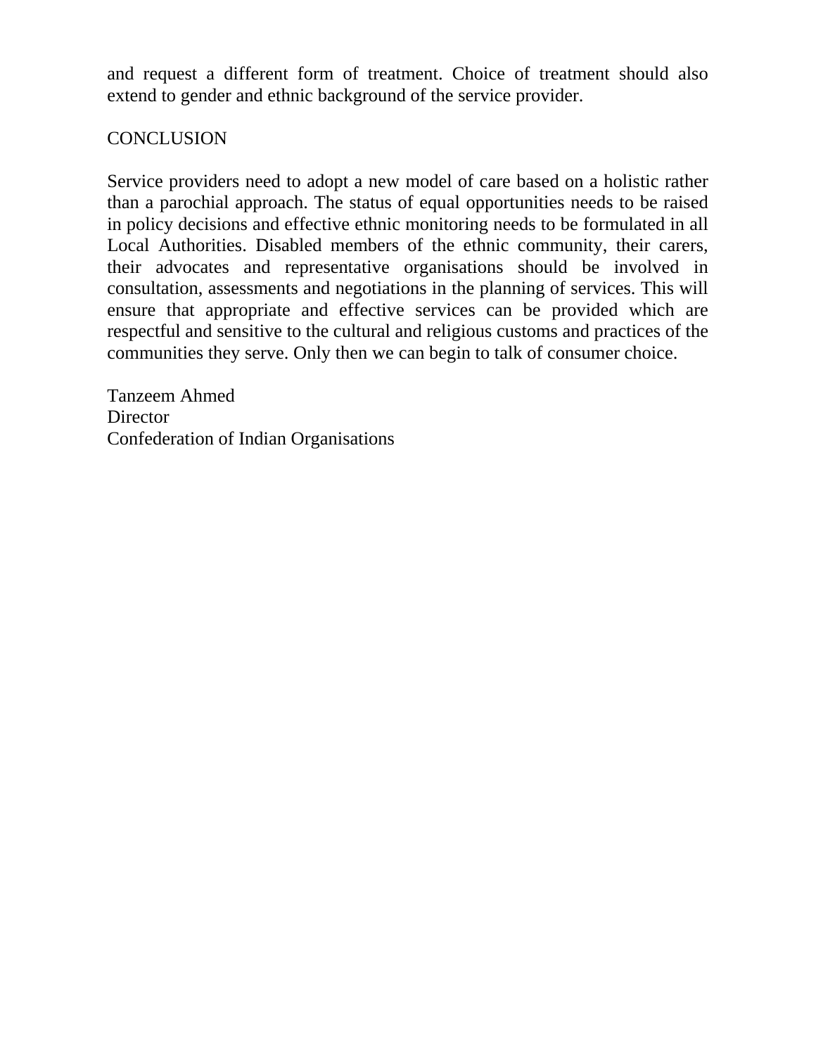and request a different form of treatment. Choice of treatment should also extend to gender and ethnic background of the service provider.

## CONCLUSION

Service providers need to adopt a new model of care based on a holistic rather than a parochial approach. The status of equal opportunities needs to be raised in policy decisions and effective ethnic monitoring needs to be formulated in all Local Authorities. Disabled members of the ethnic community, their carers, their advocates and representative organisations should be involved in consultation, assessments and negotiations in the planning of services. This will ensure that appropriate and effective services can be provided which are respectful and sensitive to the cultural and religious customs and practices of the communities they serve. Only then we can begin to talk of consumer choice.

Tanzeem Ahmed  
Director  
Confederation of Indian Organisations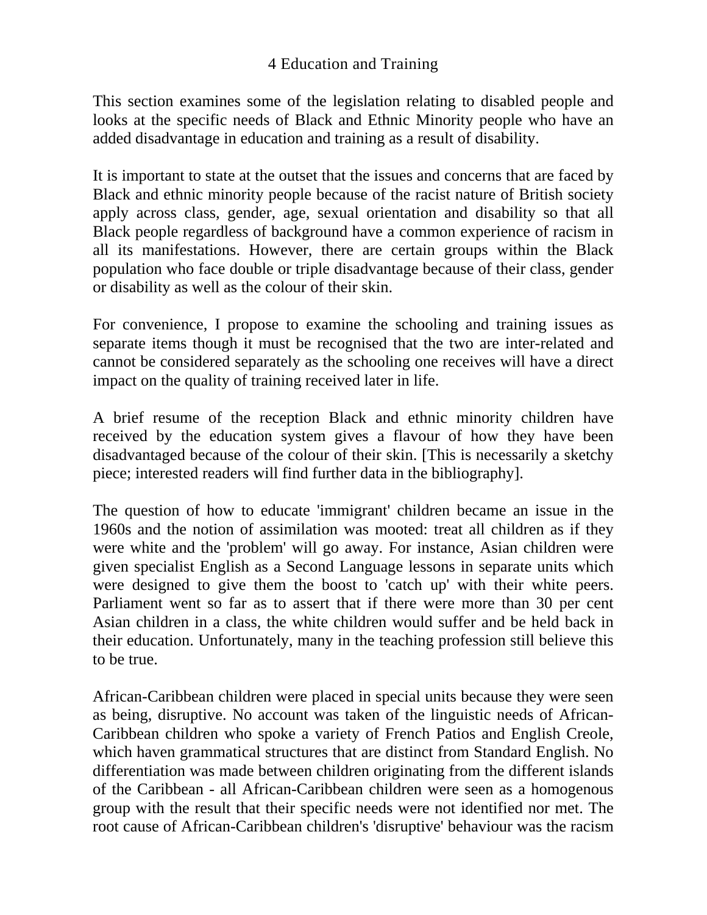# 4 Education and Training

This section examines some of the legislation relating to disabled people and looks at the specific needs of Black and Ethnic Minority people who have an added disadvantage in education and training as a result of disability.

It is important to state at the outset that the issues and concerns that are faced by Black and ethnic minority people because of the racist nature of British society apply across class, gender, age, sexual orientation and disability so that all Black people regardless of background have a common experience of racism in all its manifestations. However, there are certain groups within the Black population who face double or triple disadvantage because of their class, gender or disability as well as the colour of their skin.

For convenience, I propose to examine the schooling and training issues as separate items though it must be recognised that the two are inter-related and cannot be considered separately as the schooling one receives will have a direct impact on the quality of training received later in life.

A brief resume of the reception Black and ethnic minority children have received by the education system gives a flavour of how they have been disadvantaged because of the colour of their skin. [This is necessarily a sketchy piece; interested readers will find further data in the bibliography].

The question of how to educate 'immigrant' children became an issue in the 1960s and the notion of assimilation was mooted: treat all children as if they were white and the 'problem' will go away. For instance, Asian children were given specialist English as a Second Language lessons in separate units which were designed to give them the boost to 'catch up' with their white peers. Parliament went so far as to assert that if there were more than 30 per cent Asian children in a class, the white children would suffer and be held back in their education. Unfortunately, many in the teaching profession still believe this to be true.

African-Caribbean children were placed in special units because they were seen as being, disruptive. No account was taken of the linguistic needs of African-Caribbean children who spoke a variety of French Patios and English Creole, which haven grammatical structures that are distinct from Standard English. No differentiation was made between children originating from the different islands of the Caribbean - all African-Caribbean children were seen as a homogenous group with the result that their specific needs were not identified nor met. The root cause of African-Caribbean children's 'disruptive' behaviour was the racism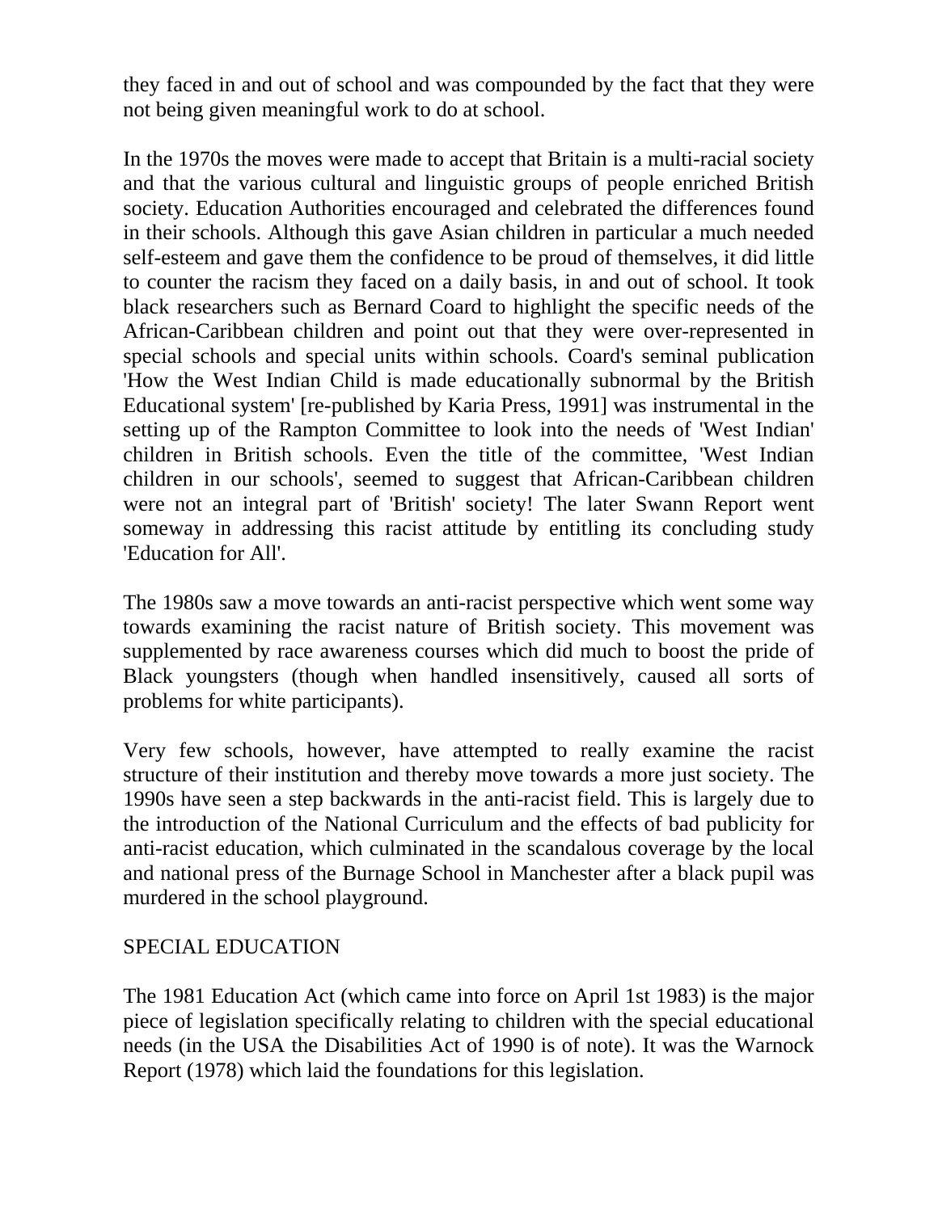they faced in and out of school and was compounded by the fact that they were not being given meaningful work to do at school.

In the 1970s the moves were made to accept that Britain is a multi-racial society and that the various cultural and linguistic groups of people enriched British society. Education Authorities encouraged and celebrated the differences found in their schools. Although this gave Asian children in particular a much needed self-esteem and gave them the confidence to be proud of themselves, it did little to counter the racism they faced on a daily basis, in and out of school. It took black researchers such as Bernard Coard to highlight the specific needs of the African-Caribbean children and point out that they were over-represented in special schools and special units within schools. Coard's seminal publication 'How the West Indian Child is made educationally subnormal by the British Educational system' [re-published by Karia Press, 1991] was instrumental in the setting up of the Rampton Committee to look into the needs of 'West Indian' children in British schools. Even the title of the committee, 'West Indian children in our schools', seemed to suggest that African-Caribbean children were not an integral part of 'British' society! The later Swann Report went someway in addressing this racist attitude by entitling its concluding study 'Education for All'.

The 1980s saw a move towards an anti-racist perspective which went some way towards examining the racist nature of British society. This movement was supplemented by race awareness courses which did much to boost the pride of Black youngsters (though when handled insensitively, caused all sorts of problems for white participants).

Very few schools, however, have attempted to really examine the racist structure of their institution and thereby move towards a more just society. The 1990s have seen a step backwards in the anti-racist field. This is largely due to the introduction of the National Curriculum and the effects of bad publicity for anti-racist education, which culminated in the scandalous coverage by the local and national press of the Burnage School in Manchester after a black pupil was murdered in the school playground.

## SPECIAL EDUCATION

The 1981 Education Act (which came into force on April 1st 1983) is the major piece of legislation specifically relating to children with the special educational needs (in the USA the Disabilities Act of 1990 is of note). It was the Warnock Report (1978) which laid the foundations for this legislation.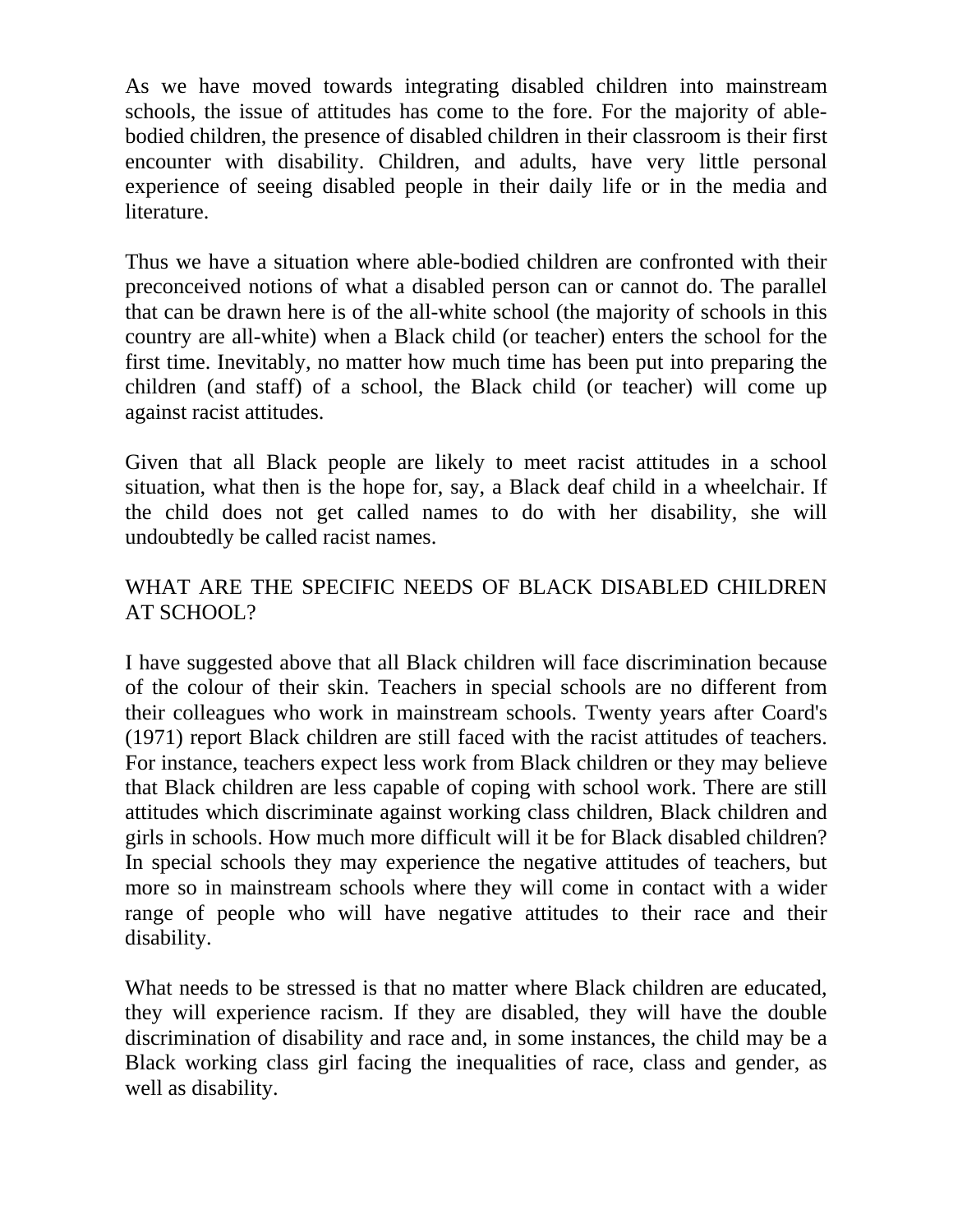As we have moved towards integrating disabled children into mainstream schools, the issue of attitudes has come to the fore. For the majority of able-bodied children, the presence of disabled children in their classroom is their first encounter with disability. Children, and adults, have very little personal experience of seeing disabled people in their daily life or in the media and literature.

Thus we have a situation where able-bodied children are confronted with their preconceived notions of what a disabled person can or cannot do. The parallel that can be drawn here is of the all-white school (the majority of schools in this country are all-white) when a Black child (or teacher) enters the school for the first time. Inevitably, no matter how much time has been put into preparing the children (and staff) of a school, the Black child (or teacher) will come up against racist attitudes.

Given that all Black people are likely to meet racist attitudes in a school situation, what then is the hope for, say, a Black deaf child in a wheelchair. If the child does not get called names to do with her disability, she will undoubtedly be called racist names.

## WHAT ARE THE SPECIFIC NEEDS OF BLACK DISABLED CHILDREN AT SCHOOL?

I have suggested above that all Black children will face discrimination because of the colour of their skin. Teachers in special schools are no different from their colleagues who work in mainstream schools. Twenty years after Coard's (1971) report Black children are still faced with the racist attitudes of teachers. For instance, teachers expect less work from Black children or they may believe that Black children are less capable of coping with school work. There are still attitudes which discriminate against working class children, Black children and girls in schools. How much more difficult will it be for Black disabled children? In special schools they may experience the negative attitudes of teachers, but more so in mainstream schools where they will come in contact with a wider range of people who will have negative attitudes to their race and their disability.

What needs to be stressed is that no matter where Black children are educated, they will experience racism. If they are disabled, they will have the double discrimination of disability and race and, in some instances, the child may be a Black working class girl facing the inequalities of race, class and gender, as well as disability.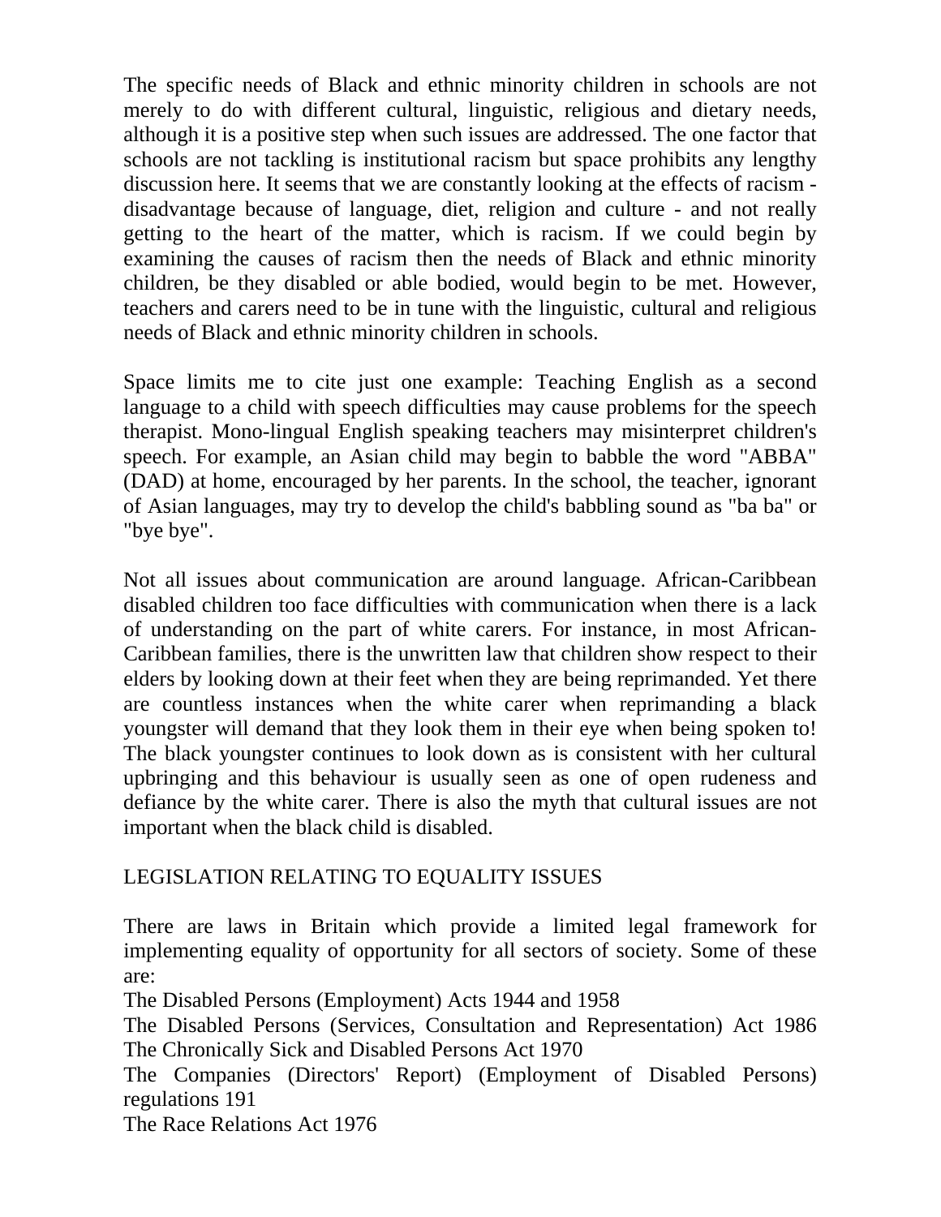The specific needs of Black and ethnic minority children in schools are not merely to do with different cultural, linguistic, religious and dietary needs, although it is a positive step when such issues are addressed. The one factor that schools are not tackling is institutional racism but space prohibits any lengthy discussion here. It seems that we are constantly looking at the effects of racism - disadvantage because of language, diet, religion and culture - and not really getting to the heart of the matter, which is racism. If we could begin by examining the causes of racism then the needs of Black and ethnic minority children, be they disabled or able bodied, would begin to be met. However, teachers and carers need to be in tune with the linguistic, cultural and religious needs of Black and ethnic minority children in schools.

Space limits me to cite just one example: Teaching English as a second language to a child with speech difficulties may cause problems for the speech therapist. Mono-lingual English speaking teachers may misinterpret children's speech. For example, an Asian child may begin to babble the word "ABBA" (DAD) at home, encouraged by her parents. In the school, the teacher, ignorant of Asian languages, may try to develop the child's babbling sound as "ba ba" or "bye bye".

Not all issues about communication are around language. African-Caribbean disabled children too face difficulties with communication when there is a lack of understanding on the part of white carers. For instance, in most African-Caribbean families, there is the unwritten law that children show respect to their elders by looking down at their feet when they are being reprimanded. Yet there are countless instances when the white carer when reprimanding a black youngster will demand that they look them in their eye when being spoken to! The black youngster continues to look down as is consistent with her cultural upbringing and this behaviour is usually seen as one of open rudeness and defiance by the white carer. There is also the myth that cultural issues are not important when the black child is disabled.

## LEGISLATION RELATING TO EQUALITY ISSUES

There are laws in Britain which provide a limited legal framework for implementing equality of opportunity for all sectors of society. Some of these are:

The Disabled Persons (Employment) Acts 1944 and 1958
The Disabled Persons (Services, Consultation and Representation) Act 1986
The Chronically Sick and Disabled Persons Act 1970
The Companies (Directors' Report) (Employment of Disabled Persons) regulations 191
The Race Relations Act 1976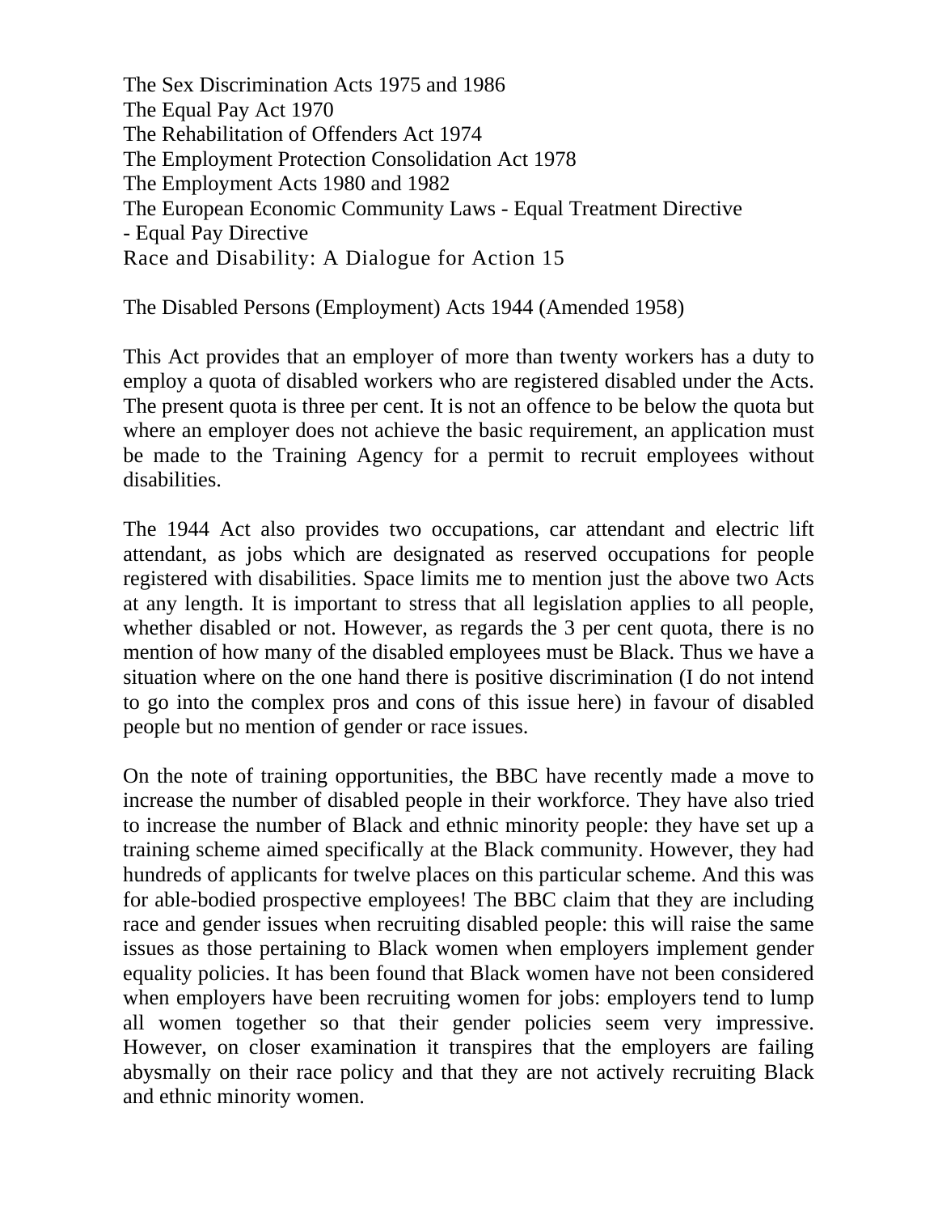The Sex Discrimination Acts 1975 and 1986
The Equal Pay Act 1970
The Rehabilitation of Offenders Act 1974
The Employment Protection Consolidation Act 1978
The Employment Acts 1980 and 1982
The European Economic Community Laws - Equal Treatment Directive
- Equal Pay Directive

The Disabled Persons (Employment) Acts 1944 (Amended 1958)

This Act provides that an employer of more than twenty workers has a duty to employ a quota of disabled workers who are registered disabled under the Acts. The present quota is three per cent. It is not an offence to be below the quota but where an employer does not achieve the basic requirement, an application must be made to the Training Agency for a permit to recruit employees without disabilities.

The 1944 Act also provides two occupations, car attendant and electric lift attendant, as jobs which are designated as reserved occupations for people registered with disabilities. Space limits me to mention just the above two Acts at any length. It is important to stress that all legislation applies to all people, whether disabled or not. However, as regards the 3 per cent quota, there is no mention of how many of the disabled employees must be Black. Thus we have a situation where on the one hand there is positive discrimination (I do not intend to go into the complex pros and cons of this issue here) in favour of disabled people but no mention of gender or race issues.

On the note of training opportunities, the BBC have recently made a move to increase the number of disabled people in their workforce. They have also tried to increase the number of Black and ethnic minority people: they have set up a training scheme aimed specifically at the Black community. However, they had hundreds of applicants for twelve places on this particular scheme. And this was for able-bodied prospective employees! The BBC claim that they are including race and gender issues when recruiting disabled people: this will raise the same issues as those pertaining to Black women when employers implement gender equality policies. It has been found that Black women have not been considered when employers have been recruiting women for jobs: employers tend to lump all women together so that their gender policies seem very impressive. However, on closer examination it transpires that the employers are failing abysmally on their race policy and that they are not actively recruiting Black and ethnic minority women.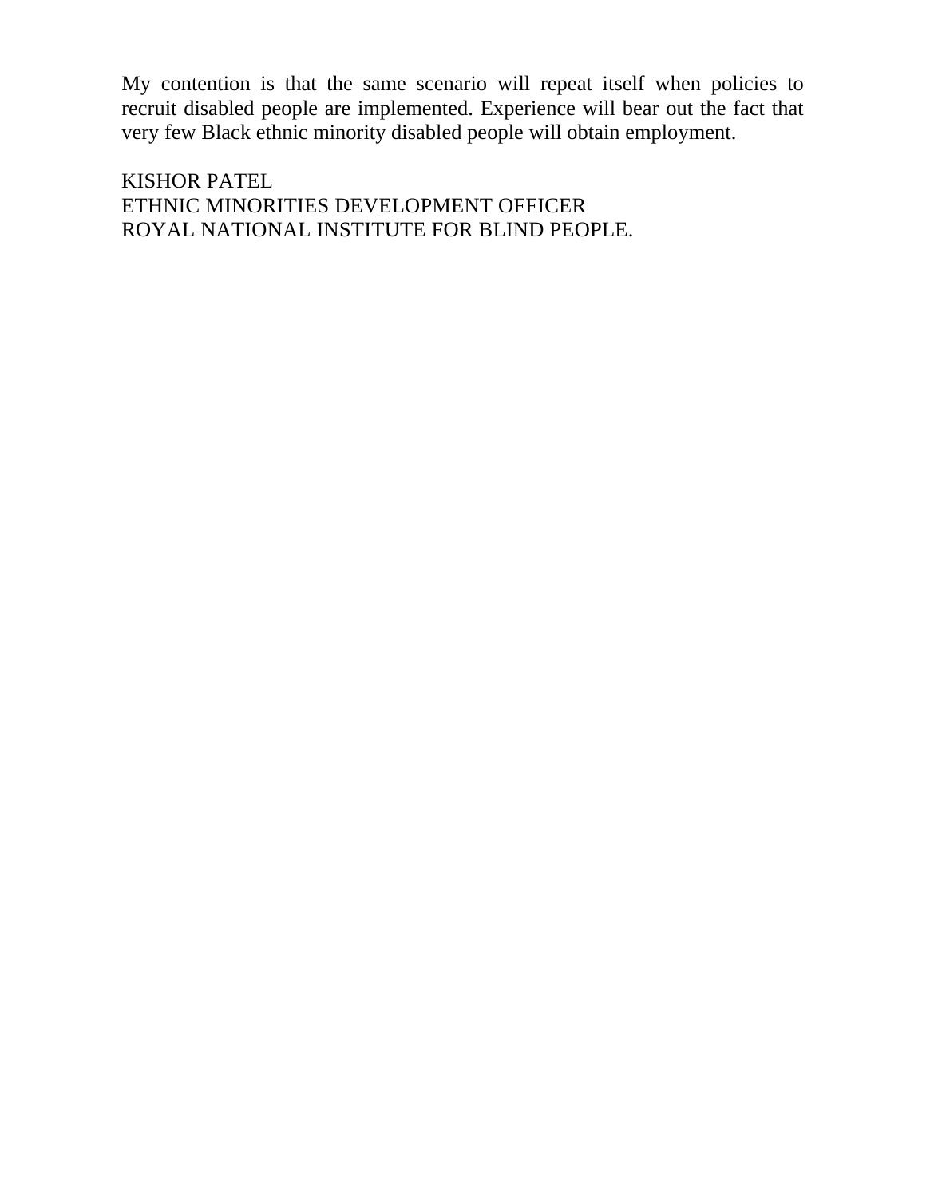My contention is that the same scenario will repeat itself when policies to recruit disabled people are implemented. Experience will bear out the fact that very few Black ethnic minority disabled people will obtain employment.

KISHOR PATEL
ETHNIC MINORITIES DEVELOPMENT OFFICER
ROYAL NATIONAL INSTITUTE FOR BLIND PEOPLE.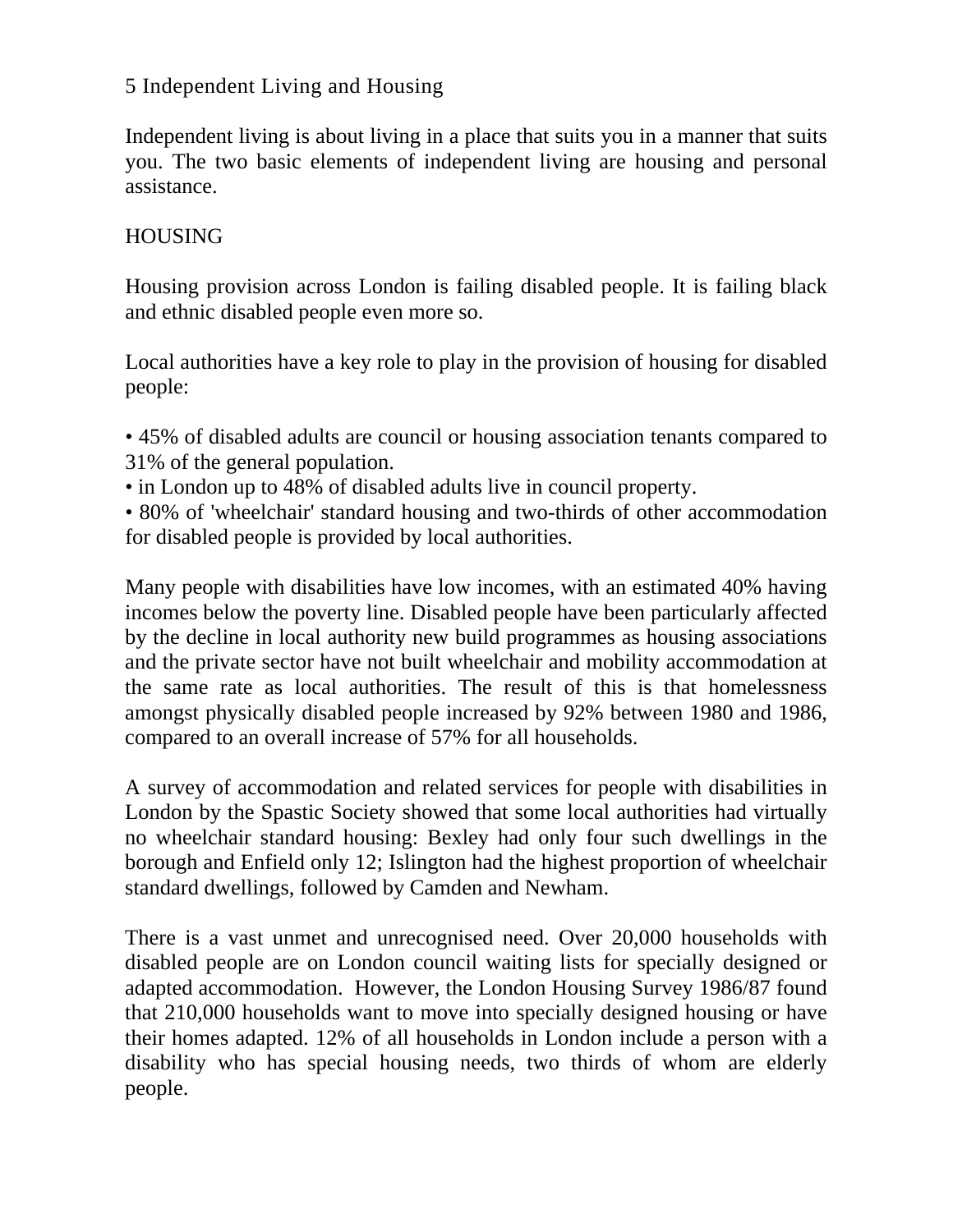# 5 Independent Living and Housing

Independent living is about living in a place that suits you in a manner that suits you. The two basic elements of independent living are housing and personal assistance.

## HOUSING

Housing provision across London is failing disabled people. It is failing black and ethnic disabled people even more so.

Local authorities have a key role to play in the provision of housing for disabled people:

- 45% of disabled adults are council or housing association tenants compared to 31% of the general population.
- in London up to 48% of disabled adults live in council property.
- 80% of 'wheelchair' standard housing and two-thirds of other accommodation for disabled people is provided by local authorities.

Many people with disabilities have low incomes, with an estimated 40% having incomes below the poverty line. Disabled people have been particularly affected by the decline in local authority new build programmes as housing associations and the private sector have not built wheelchair and mobility accommodation at the same rate as local authorities. The result of this is that homelessness amongst physically disabled people increased by 92% between 1980 and 1986, compared to an overall increase of 57% for all households.

A survey of accommodation and related services for people with disabilities in London by the Spastic Society showed that some local authorities had virtually no wheelchair standard housing: Bexley had only four such dwellings in the borough and Enfield only 12; Islington had the highest proportion of wheelchair standard dwellings, followed by Camden and Newham.

There is a vast unmet and unrecognised need. Over 20,000 households with disabled people are on London council waiting lists for specially designed or adapted accommodation. However, the London Housing Survey 1986/87 found that 210,000 households want to move into specially designed housing or have their homes adapted. 12% of all households in London include a person with a disability who has special housing needs, two thirds of whom are elderly people.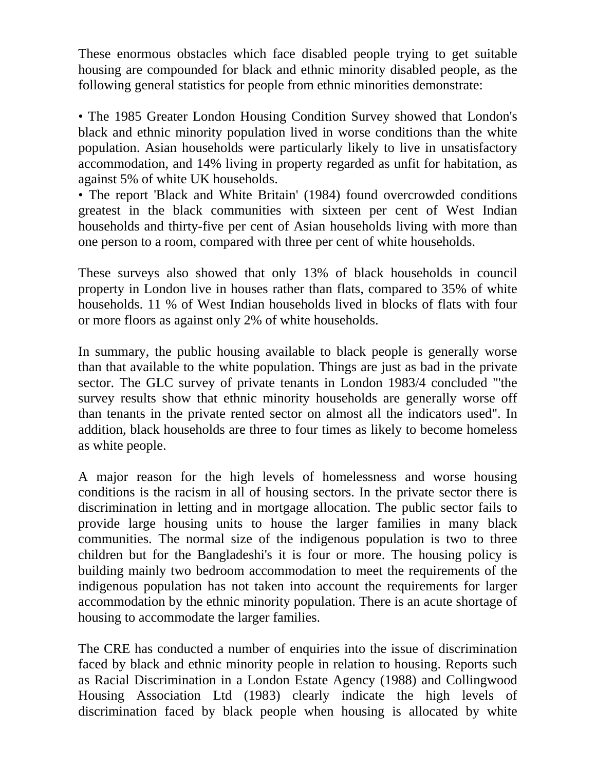These enormous obstacles which face disabled people trying to get suitable housing are compounded for black and ethnic minority disabled people, as the following general statistics for people from ethnic minorities demonstrate:

- The 1985 Greater London Housing Condition Survey showed that London's black and ethnic minority population lived in worse conditions than the white population. Asian households were particularly likely to live in unsatisfactory accommodation, and 14% living in property regarded as unfit for habitation, as against 5% of white UK households.
- The report 'Black and White Britain' (1984) found overcrowded conditions greatest in the black communities with sixteen per cent of West Indian households and thirty-five per cent of Asian households living with more than one person to a room, compared with three per cent of white households.

These surveys also showed that only 13% of black households in council property in London live in houses rather than flats, compared to 35% of white households. 11 % of West Indian households lived in blocks of flats with four or more floors as against only 2% of white households.

In summary, the public housing available to black people is generally worse than that available to the white population. Things are just as bad in the private sector. The GLC survey of private tenants in London 1983/4 concluded "'the survey results show that ethnic minority households are generally worse off than tenants in the private rented sector on almost all the indicators used". In addition, black households are three to four times as likely to become homeless as white people.

A major reason for the high levels of homelessness and worse housing conditions is the racism in all of housing sectors. In the private sector there is discrimination in letting and in mortgage allocation. The public sector fails to provide large housing units to house the larger families in many black communities. The normal size of the indigenous population is two to three children but for the Bangladeshi's it is four or more. The housing policy is building mainly two bedroom accommodation to meet the requirements of the indigenous population has not taken into account the requirements for larger accommodation by the ethnic minority population. There is an acute shortage of housing to accommodate the larger families.

The CRE has conducted a number of enquiries into the issue of discrimination faced by black and ethnic minority people in relation to housing. Reports such as Racial Discrimination in a London Estate Agency (1988) and Collingwood Housing Association Ltd (1983) clearly indicate the high levels of discrimination faced by black people when housing is allocated by white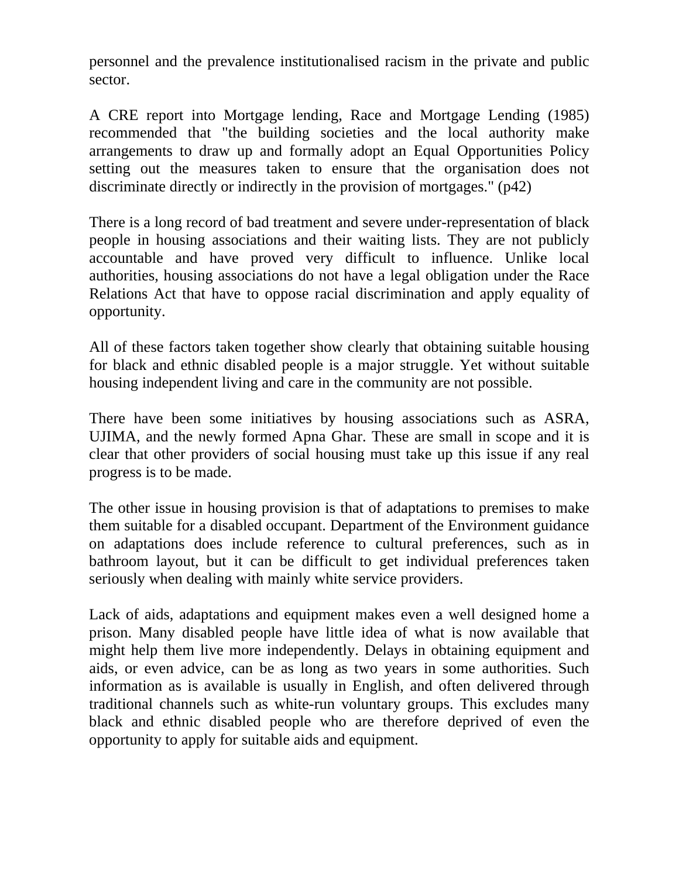personnel and the prevalence institutionalised racism in the private and public sector.

A CRE report into Mortgage lending, Race and Mortgage Lending (1985) recommended that "the building societies and the local authority make arrangements to draw up and formally adopt an Equal Opportunities Policy setting out the measures taken to ensure that the organisation does not discriminate directly or indirectly in the provision of mortgages." (p42)

There is a long record of bad treatment and severe under-representation of black people in housing associations and their waiting lists. They are not publicly accountable and have proved very difficult to influence. Unlike local authorities, housing associations do not have a legal obligation under the Race Relations Act that have to oppose racial discrimination and apply equality of opportunity.

All of these factors taken together show clearly that obtaining suitable housing for black and ethnic disabled people is a major struggle. Yet without suitable housing independent living and care in the community are not possible.

There have been some initiatives by housing associations such as ASRA, UJIMA, and the newly formed Apna Ghar. These are small in scope and it is clear that other providers of social housing must take up this issue if any real progress is to be made.

The other issue in housing provision is that of adaptations to premises to make them suitable for a disabled occupant. Department of the Environment guidance on adaptations does include reference to cultural preferences, such as in bathroom layout, but it can be difficult to get individual preferences taken seriously when dealing with mainly white service providers.

Lack of aids, adaptations and equipment makes even a well designed home a prison. Many disabled people have little idea of what is now available that might help them live more independently. Delays in obtaining equipment and aids, or even advice, can be as long as two years in some authorities. Such information as is available is usually in English, and often delivered through traditional channels such as white-run voluntary groups. This excludes many black and ethnic disabled people who are therefore deprived of even the opportunity to apply for suitable aids and equipment.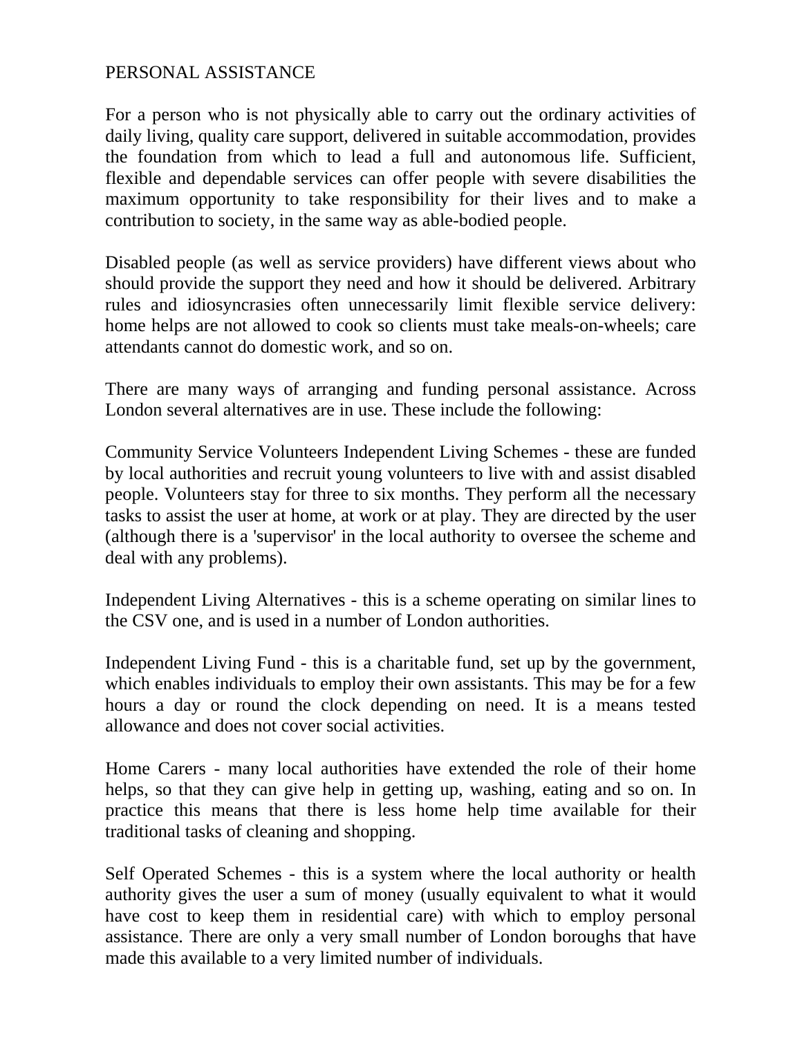# PERSONAL ASSISTANCE

For a person who is not physically able to carry out the ordinary activities of daily living, quality care support, delivered in suitable accommodation, provides the foundation from which to lead a full and autonomous life. Sufficient, flexible and dependable services can offer people with severe disabilities the maximum opportunity to take responsibility for their lives and to make a contribution to society, in the same way as able-bodied people.

Disabled people (as well as service providers) have different views about who should provide the support they need and how it should be delivered. Arbitrary rules and idiosyncrasies often unnecessarily limit flexible service delivery: home helps are not allowed to cook so clients must take meals-on-wheels; care attendants cannot do domestic work, and so on.

There are many ways of arranging and funding personal assistance. Across London several alternatives are in use. These include the following:

Community Service Volunteers Independent Living Schemes - these are funded by local authorities and recruit young volunteers to live with and assist disabled people. Volunteers stay for three to six months. They perform all the necessary tasks to assist the user at home, at work or at play. They are directed by the user (although there is a 'supervisor' in the local authority to oversee the scheme and deal with any problems).

Independent Living Alternatives - this is a scheme operating on similar lines to the CSV one, and is used in a number of London authorities.

Independent Living Fund - this is a charitable fund, set up by the government, which enables individuals to employ their own assistants. This may be for a few hours a day or round the clock depending on need. It is a means tested allowance and does not cover social activities.

Home Carers - many local authorities have extended the role of their home helps, so that they can give help in getting up, washing, eating and so on. In practice this means that there is less home help time available for their traditional tasks of cleaning and shopping.

Self Operated Schemes - this is a system where the local authority or health authority gives the user a sum of money (usually equivalent to what it would have cost to keep them in residential care) with which to employ personal assistance. There are only a very small number of London boroughs that have made this available to a very limited number of individuals.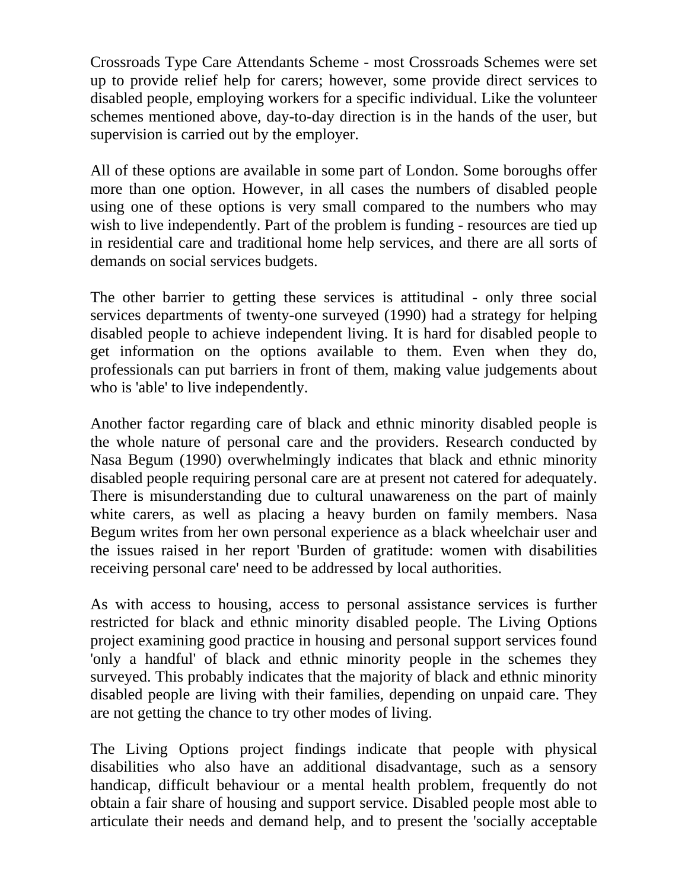Crossroads Type Care Attendants Scheme - most Crossroads Schemes were set up to provide relief help for carers; however, some provide direct services to disabled people, employing workers for a specific individual. Like the volunteer schemes mentioned above, day-to-day direction is in the hands of the user, but supervision is carried out by the employer.

All of these options are available in some part of London. Some boroughs offer more than one option. However, in all cases the numbers of disabled people using one of these options is very small compared to the numbers who may wish to live independently. Part of the problem is funding - resources are tied up in residential care and traditional home help services, and there are all sorts of demands on social services budgets.

The other barrier to getting these services is attitudinal - only three social services departments of twenty-one surveyed (1990) had a strategy for helping disabled people to achieve independent living. It is hard for disabled people to get information on the options available to them. Even when they do, professionals can put barriers in front of them, making value judgements about who is 'able' to live independently.

Another factor regarding care of black and ethnic minority disabled people is the whole nature of personal care and the providers. Research conducted by Nasa Begum (1990) overwhelmingly indicates that black and ethnic minority disabled people requiring personal care are at present not catered for adequately. There is misunderstanding due to cultural unawareness on the part of mainly white carers, as well as placing a heavy burden on family members. Nasa Begum writes from her own personal experience as a black wheelchair user and the issues raised in her report 'Burden of gratitude: women with disabilities receiving personal care' need to be addressed by local authorities.

As with access to housing, access to personal assistance services is further restricted for black and ethnic minority disabled people. The Living Options project examining good practice in housing and personal support services found 'only a handful' of black and ethnic minority people in the schemes they surveyed. This probably indicates that the majority of black and ethnic minority disabled people are living with their families, depending on unpaid care. They are not getting the chance to try other modes of living.

The Living Options project findings indicate that people with physical disabilities who also have an additional disadvantage, such as a sensory handicap, difficult behaviour or a mental health problem, frequently do not obtain a fair share of housing and support service. Disabled people most able to articulate their needs and demand help, and to present the 'socially acceptable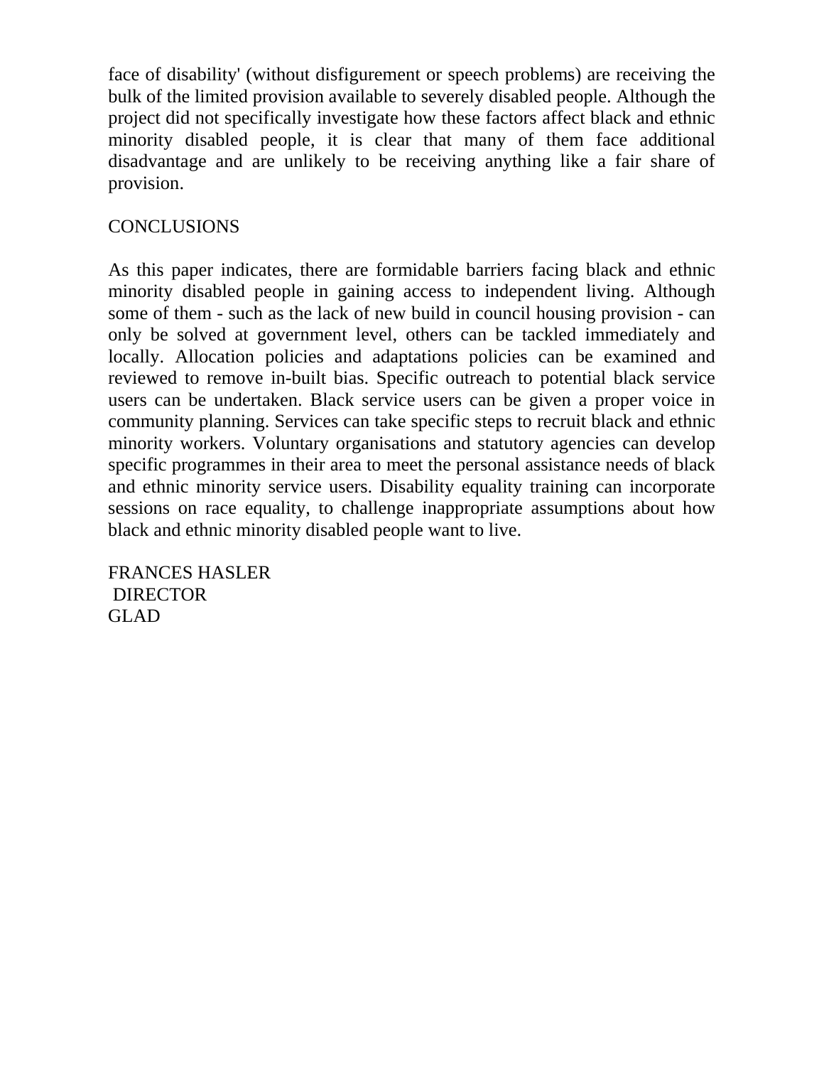face of disability' (without disfigurement or speech problems) are receiving the bulk of the limited provision available to severely disabled people. Although the project did not specifically investigate how these factors affect black and ethnic minority disabled people, it is clear that many of them face additional disadvantage and are unlikely to be receiving anything like a fair share of provision.

## CONCLUSIONS

As this paper indicates, there are formidable barriers facing black and ethnic minority disabled people in gaining access to independent living. Although some of them - such as the lack of new build in council housing provision - can only be solved at government level, others can be tackled immediately and locally. Allocation policies and adaptations policies can be examined and reviewed to remove in-built bias. Specific outreach to potential black service users can be undertaken. Black service users can be given a proper voice in community planning. Services can take specific steps to recruit black and ethnic minority workers. Voluntary organisations and statutory agencies can develop specific programmes in their area to meet the personal assistance needs of black and ethnic minority service users. Disability equality training can incorporate sessions on race equality, to challenge inappropriate assumptions about how black and ethnic minority disabled people want to live.

FRANCES HASLER
DIRECTOR
GLAD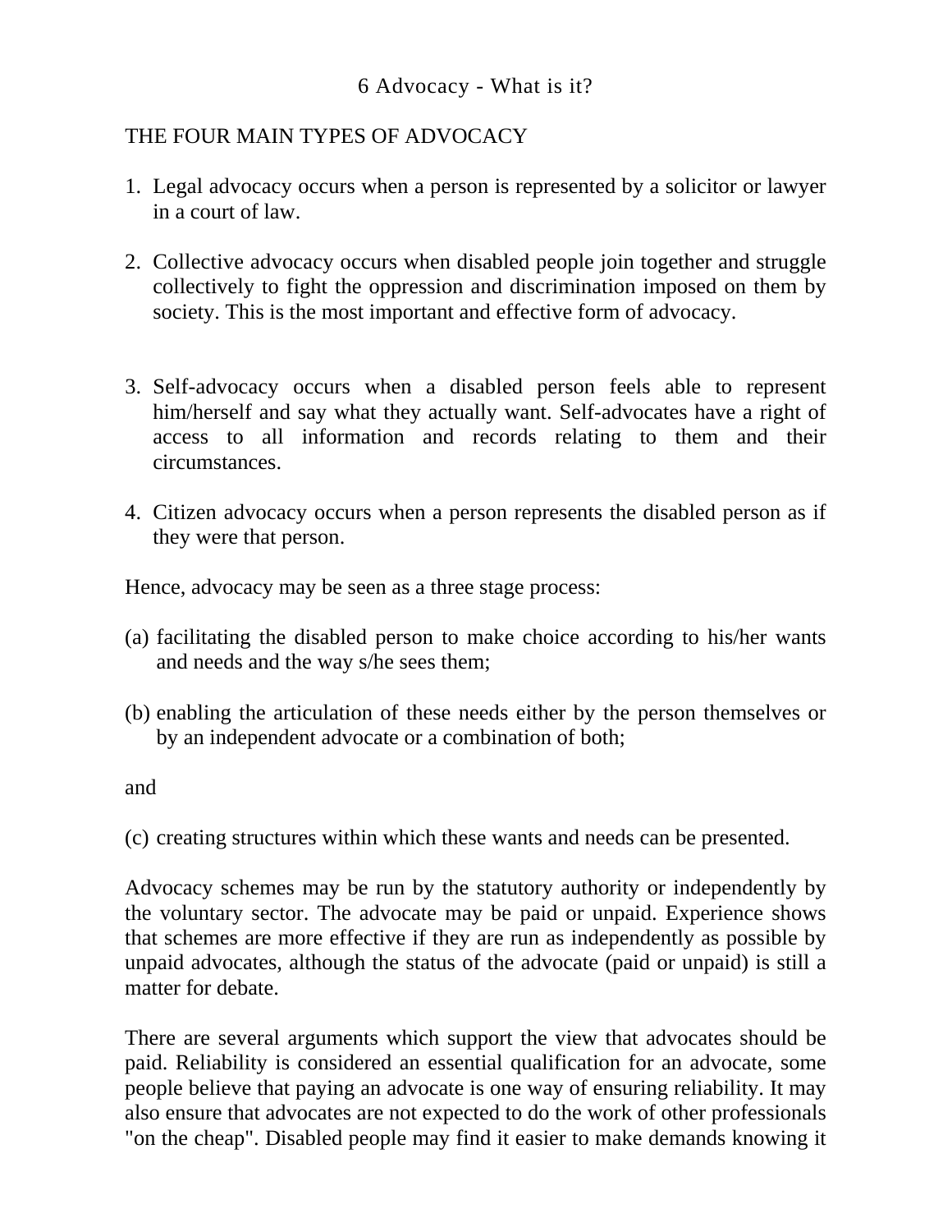# 6 Advocacy - What is it?

## THE FOUR MAIN TYPES OF ADVOCACY

1. Legal advocacy occurs when a person is represented by a solicitor or lawyer in a court of law.

2. Collective advocacy occurs when disabled people join together and struggle collectively to fight the oppression and discrimination imposed on them by society. This is the most important and effective form of advocacy.

3. Self-advocacy occurs when a disabled person feels able to represent him/herself and say what they actually want. Self-advocates have a right of access to all information and records relating to them and their circumstances.

4. Citizen advocacy occurs when a person represents the disabled person as if they were that person.

Hence, advocacy may be seen as a three stage process:

(a) facilitating the disabled person to make choice according to his/her wants and needs and the way s/he sees them;

(b) enabling the articulation of these needs either by the person themselves or by an independent advocate or a combination of both;

and

(c) creating structures within which these wants and needs can be presented.

Advocacy schemes may be run by the statutory authority or independently by the voluntary sector. The advocate may be paid or unpaid. Experience shows that schemes are more effective if they are run as independently as possible by unpaid advocates, although the status of the advocate (paid or unpaid) is still a matter for debate.

There are several arguments which support the view that advocates should be paid. Reliability is considered an essential qualification for an advocate, some people believe that paying an advocate is one way of ensuring reliability. It may also ensure that advocates are not expected to do the work of other professionals "on the cheap". Disabled people may find it easier to make demands knowing it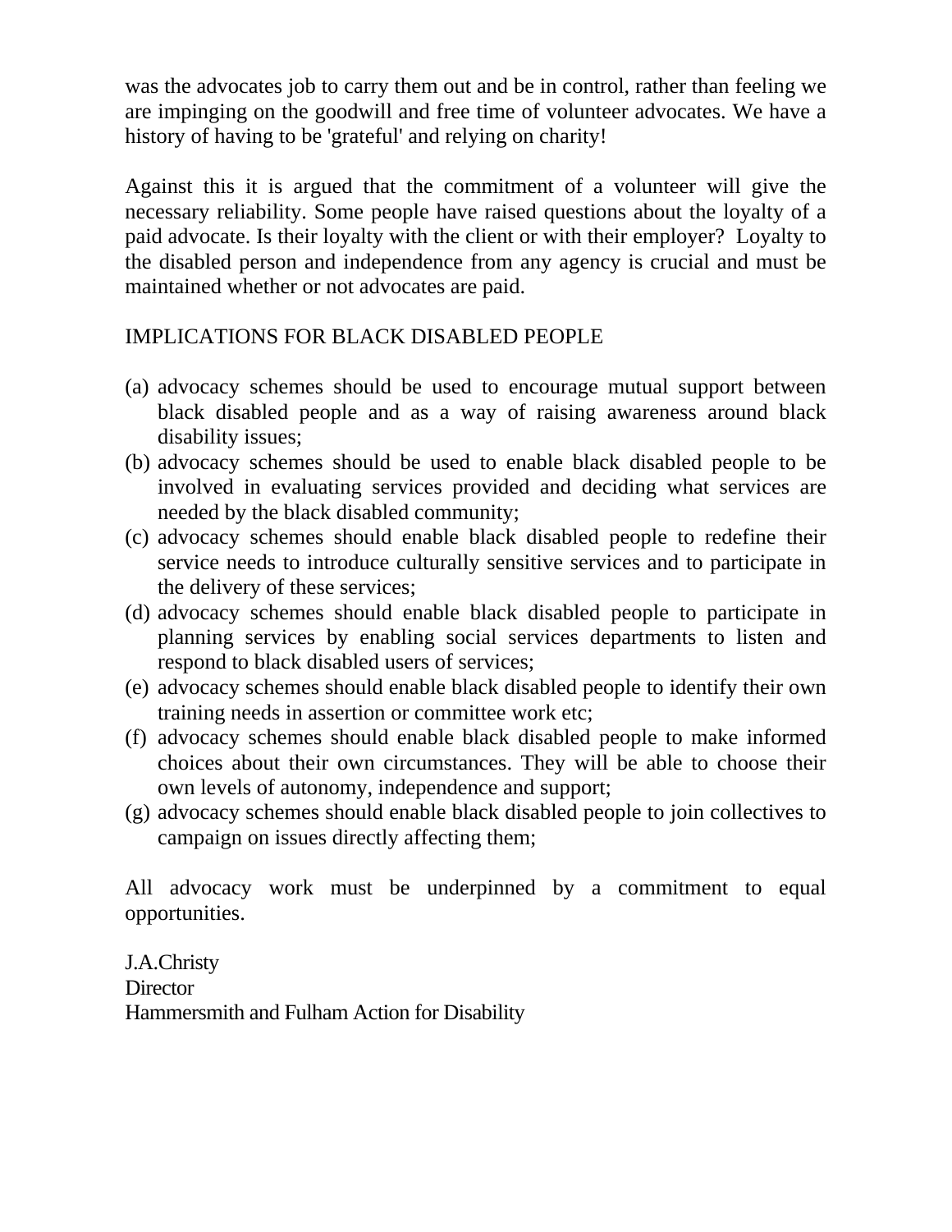was the advocates job to carry them out and be in control, rather than feeling we are impinging on the goodwill and free time of volunteer advocates. We have a history of having to be 'grateful' and relying on charity!

Against this it is argued that the commitment of a volunteer will give the necessary reliability. Some people have raised questions about the loyalty of a paid advocate. Is their loyalty with the client or with their employer? Loyalty to the disabled person and independence from any agency is crucial and must be maintained whether or not advocates are paid.

## IMPLICATIONS FOR BLACK DISABLED PEOPLE

(a) advocacy schemes should be used to encourage mutual support between black disabled people and as a way of raising awareness around black disability issues;
(b) advocacy schemes should be used to enable black disabled people to be involved in evaluating services provided and deciding what services are needed by the black disabled community;
(c) advocacy schemes should enable black disabled people to redefine their service needs to introduce culturally sensitive services and to participate in the delivery of these services;
(d) advocacy schemes should enable black disabled people to participate in planning services by enabling social services departments to listen and respond to black disabled users of services;
(e) advocacy schemes should enable black disabled people to identify their own training needs in assertion or committee work etc;
(f) advocacy schemes should enable black disabled people to make informed choices about their own circumstances. They will be able to choose their own levels of autonomy, independence and support;
(g) advocacy schemes should enable black disabled people to join collectives to campaign on issues directly affecting them;

All advocacy work must be underpinned by a commitment to equal opportunities.

J.A.Christy
Director
Hammersmith and Fulham Action for Disability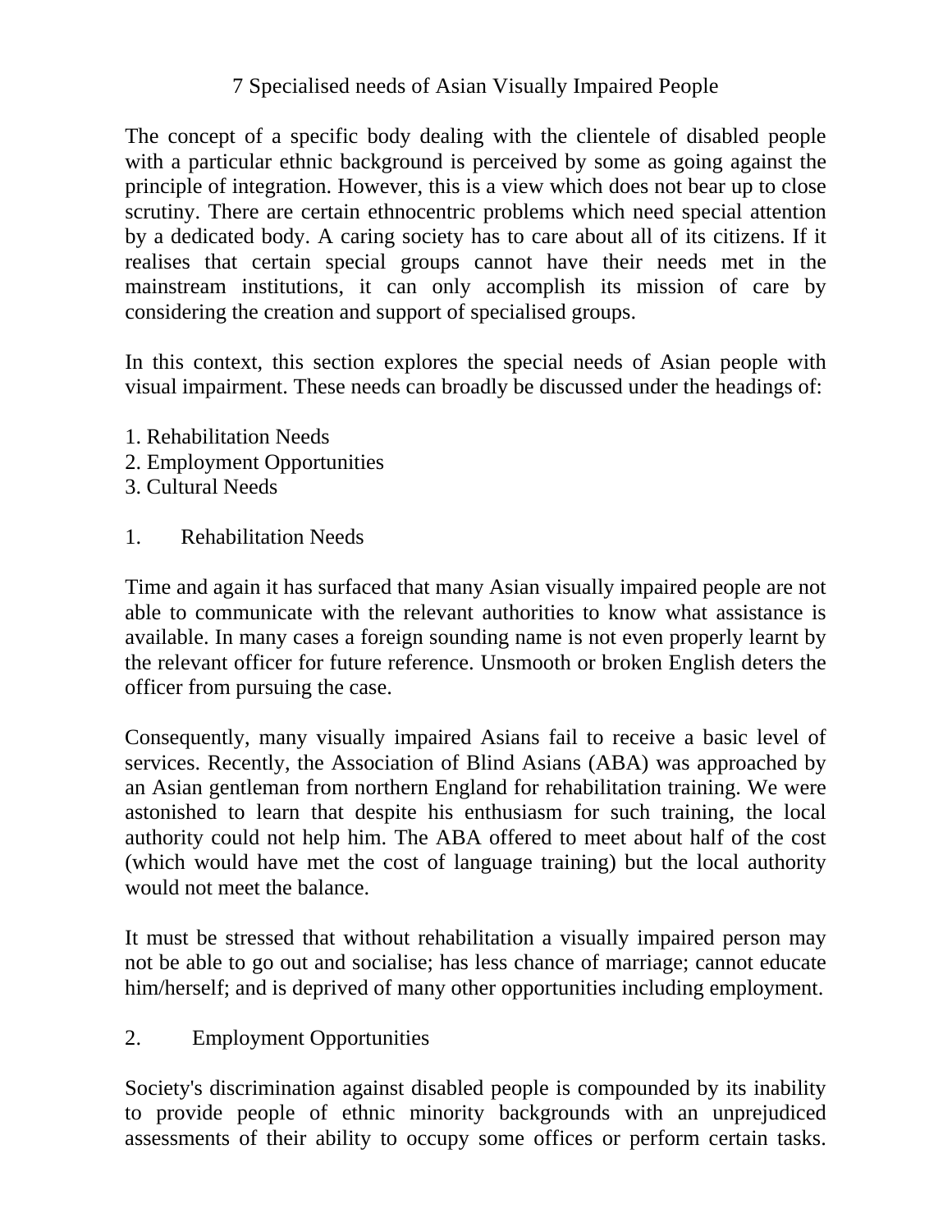# 7 Specialised needs of Asian Visually Impaired People

The concept of a specific body dealing with the clientele of disabled people with a particular ethnic background is perceived by some as going against the principle of integration. However, this is a view which does not bear up to close scrutiny. There are certain ethnocentric problems which need special attention by a dedicated body. A caring society has to care about all of its citizens. If it realises that certain special groups cannot have their needs met in the mainstream institutions, it can only accomplish its mission of care by considering the creation and support of specialised groups.

In this context, this section explores the special needs of Asian people with visual impairment. These needs can broadly be discussed under the headings of:

1. Rehabilitation Needs
2. Employment Opportunities
3. Cultural Needs

## 1. Rehabilitation Needs

Time and again it has surfaced that many Asian visually impaired people are not able to communicate with the relevant authorities to know what assistance is available. In many cases a foreign sounding name is not even properly learnt by the relevant officer for future reference. Unsmooth or broken English deters the officer from pursuing the case.

Consequently, many visually impaired Asians fail to receive a basic level of services. Recently, the Association of Blind Asians (ABA) was approached by an Asian gentleman from northern England for rehabilitation training. We were astonished to learn that despite his enthusiasm for such training, the local authority could not help him. The ABA offered to meet about half of the cost (which would have met the cost of language training) but the local authority would not meet the balance.

It must be stressed that without rehabilitation a visually impaired person may not be able to go out and socialise; has less chance of marriage; cannot educate him/herself; and is deprived of many other opportunities including employment.

## 2. Employment Opportunities

Society's discrimination against disabled people is compounded by its inability to provide people of ethnic minority backgrounds with an unprejudiced assessments of their ability to occupy some offices or perform certain tasks.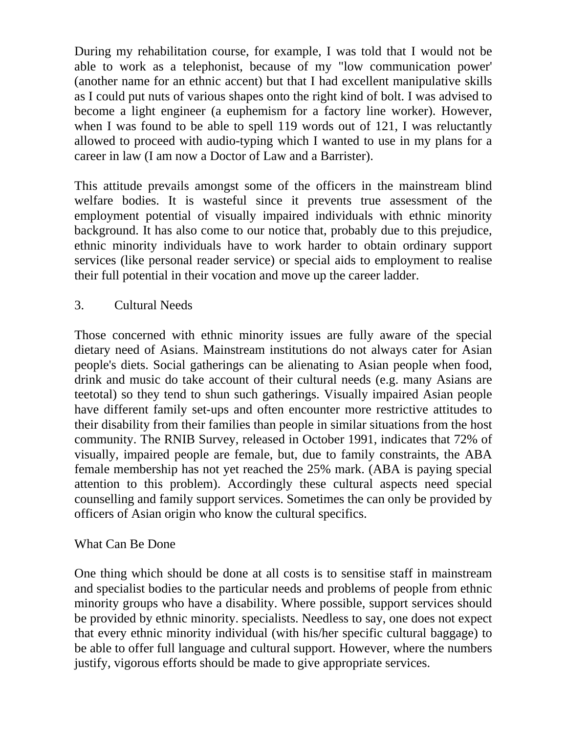During my rehabilitation course, for example, I was told that I would not be able to work as a telephonist, because of my "low communication power' (another name for an ethnic accent) but that I had excellent manipulative skills as I could put nuts of various shapes onto the right kind of bolt. I was advised to become a light engineer (a euphemism for a factory line worker). However, when I was found to be able to spell 119 words out of 121, I was reluctantly allowed to proceed with audio-typing which I wanted to use in my plans for a career in law (I am now a Doctor of Law and a Barrister).

This attitude prevails amongst some of the officers in the mainstream blind welfare bodies. It is wasteful since it prevents true assessment of the employment potential of visually impaired individuals with ethnic minority background. It has also come to our notice that, probably due to this prejudice, ethnic minority individuals have to work harder to obtain ordinary support services (like personal reader service) or special aids to employment to realise their full potential in their vocation and move up the career ladder.

3. Cultural Needs

Those concerned with ethnic minority issues are fully aware of the special dietary need of Asians. Mainstream institutions do not always cater for Asian people's diets. Social gatherings can be alienating to Asian people when food, drink and music do take account of their cultural needs (e.g. many Asians are teetotal) so they tend to shun such gatherings. Visually impaired Asian people have different family set-ups and often encounter more restrictive attitudes to their disability from their families than people in similar situations from the host community. The RNIB Survey, released in October 1991, indicates that 72% of visually, impaired people are female, but, due to family constraints, the ABA female membership has not yet reached the 25% mark. (ABA is paying special attention to this problem). Accordingly these cultural aspects need special counselling and family support services. Sometimes the can only be provided by officers of Asian origin who know the cultural specifics.

What Can Be Done

One thing which should be done at all costs is to sensitise staff in mainstream and specialist bodies to the particular needs and problems of people from ethnic minority groups who have a disability. Where possible, support services should be provided by ethnic minority. specialists. Needless to say, one does not expect that every ethnic minority individual (with his/her specific cultural baggage) to be able to offer full language and cultural support. However, where the numbers justify, vigorous efforts should be made to give appropriate services.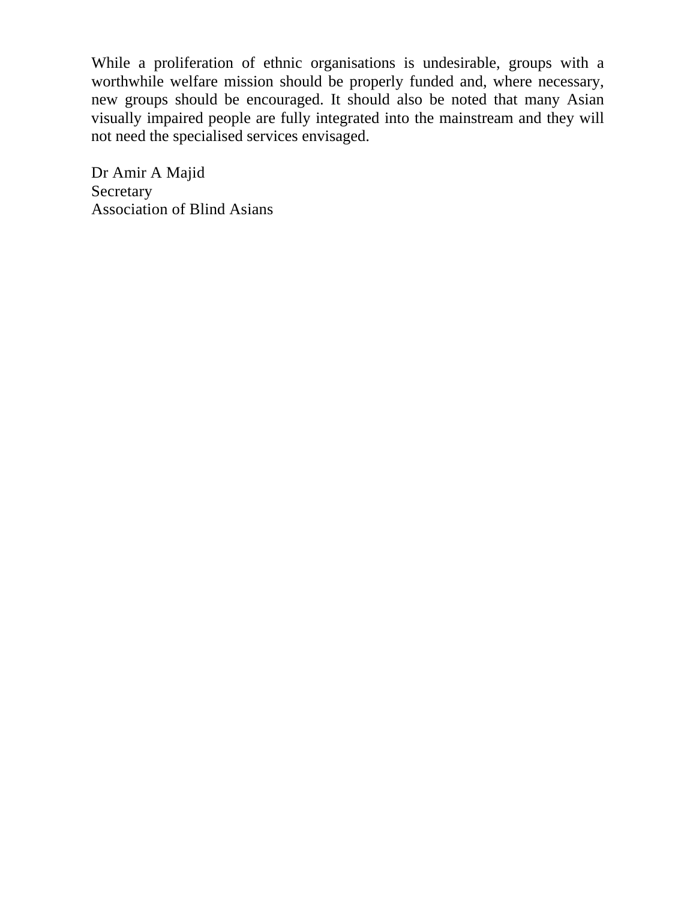While a proliferation of ethnic organisations is undesirable, groups with a worthwhile welfare mission should be properly funded and, where necessary, new groups should be encouraged. It should also be noted that many Asian visually impaired people are fully integrated into the mainstream and they will not need the specialised services envisaged.

Dr Amir A Majid  
Secretary  
Association of Blind Asians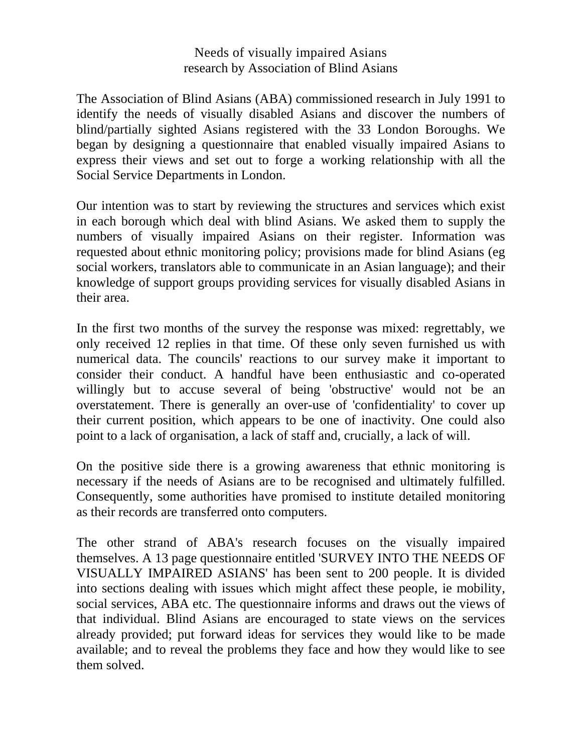# Needs of visually impaired Asians
## research by Association of Blind Asians

The Association of Blind Asians (ABA) commissioned research in July 1991 to identify the needs of visually disabled Asians and discover the numbers of blind/partially sighted Asians registered with the 33 London Boroughs. We began by designing a questionnaire that enabled visually impaired Asians to express their views and set out to forge a working relationship with all the Social Service Departments in London.

Our intention was to start by reviewing the structures and services which exist in each borough which deal with blind Asians. We asked them to supply the numbers of visually impaired Asians on their register. Information was requested about ethnic monitoring policy; provisions made for blind Asians (eg social workers, translators able to communicate in an Asian language); and their knowledge of support groups providing services for visually disabled Asians in their area.

In the first two months of the survey the response was mixed: regrettably, we only received 12 replies in that time. Of these only seven furnished us with numerical data. The councils' reactions to our survey make it important to consider their conduct. A handful have been enthusiastic and co-operated willingly but to accuse several of being 'obstructive' would not be an overstatement. There is generally an over-use of 'confidentiality' to cover up their current position, which appears to be one of inactivity. One could also point to a lack of organisation, a lack of staff and, crucially, a lack of will.

On the positive side there is a growing awareness that ethnic monitoring is necessary if the needs of Asians are to be recognised and ultimately fulfilled. Consequently, some authorities have promised to institute detailed monitoring as their records are transferred onto computers.

The other strand of ABA's research focuses on the visually impaired themselves. A 13 page questionnaire entitled 'SURVEY INTO THE NEEDS OF VISUALLY IMPAIRED ASIANS' has been sent to 200 people. It is divided into sections dealing with issues which might affect these people, ie mobility, social services, ABA etc. The questionnaire informs and draws out the views of that individual. Blind Asians are encouraged to state views on the services already provided; put forward ideas for services they would like to be made available; and to reveal the problems they face and how they would like to see them solved.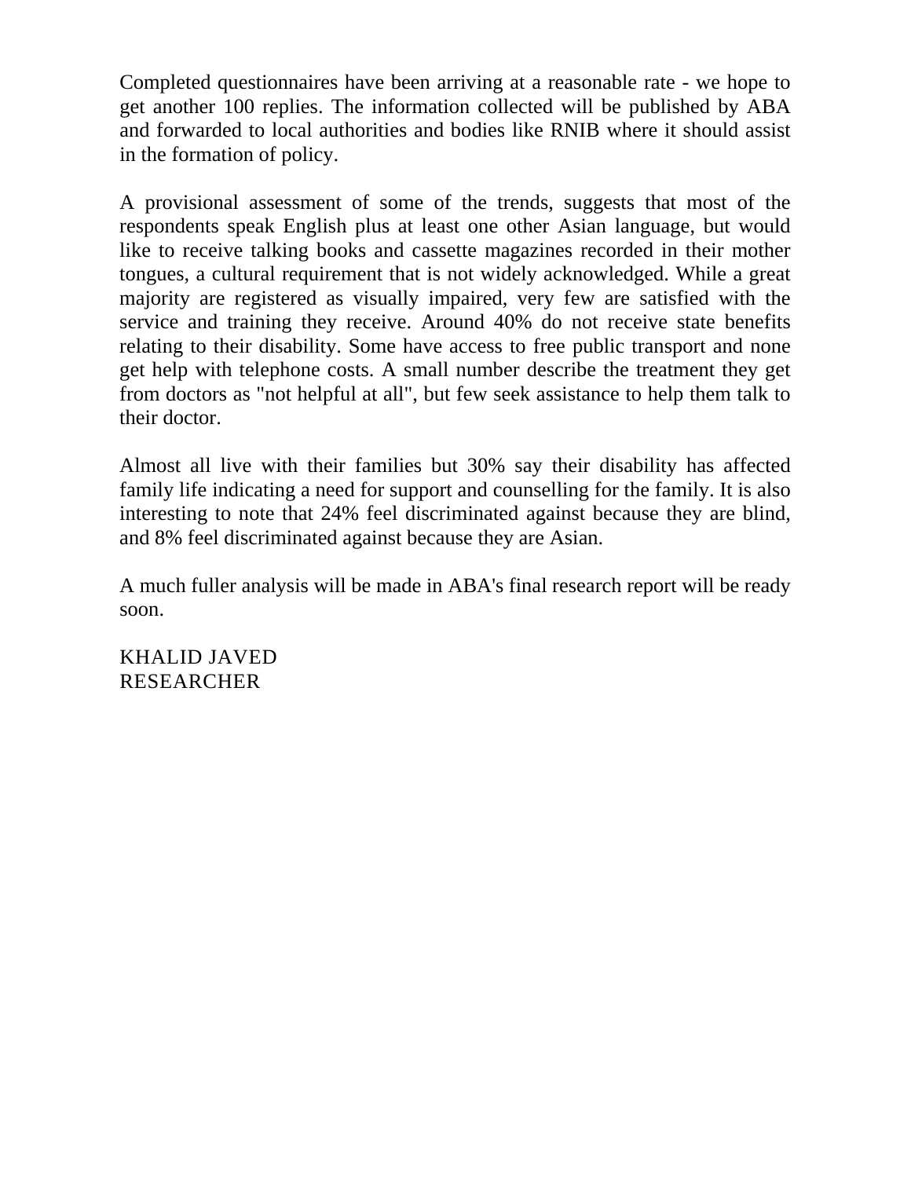Completed questionnaires have been arriving at a reasonable rate - we hope to get another 100 replies. The information collected will be published by ABA and forwarded to local authorities and bodies like RNIB where it should assist in the formation of policy.

A provisional assessment of some of the trends, suggests that most of the respondents speak English plus at least one other Asian language, but would like to receive talking books and cassette magazines recorded in their mother tongues, a cultural requirement that is not widely acknowledged. While a great majority are registered as visually impaired, very few are satisfied with the service and training they receive. Around 40% do not receive state benefits relating to their disability. Some have access to free public transport and none get help with telephone costs. A small number describe the treatment they get from doctors as "not helpful at all", but few seek assistance to help them talk to their doctor.

Almost all live with their families but 30% say their disability has affected family life indicating a need for support and counselling for the family. It is also interesting to note that 24% feel discriminated against because they are blind, and 8% feel discriminated against because they are Asian.

A much fuller analysis will be made in ABA's final research report will be ready soon.

KHALID JAVED
RESEARCHER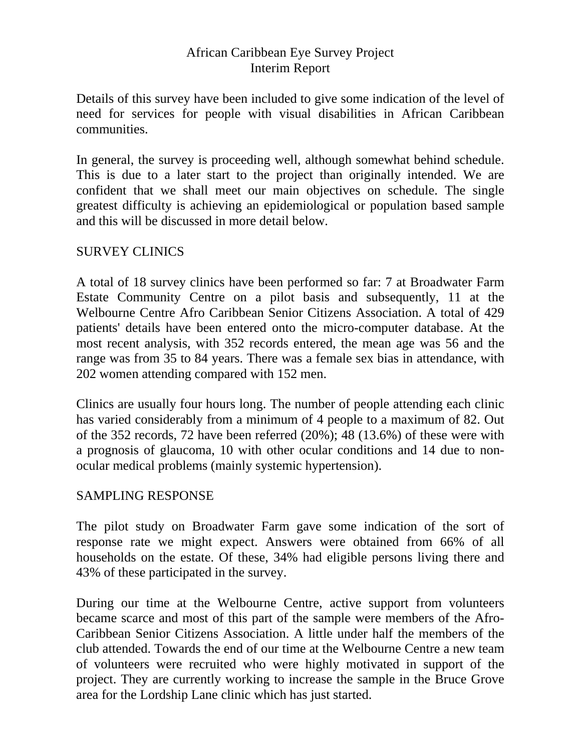# African Caribbean Eye Survey Project
## Interim Report

Details of this survey have been included to give some indication of the level of need for services for people with visual disabilities in African Caribbean communities.

In general, the survey is proceeding well, although somewhat behind schedule. This is due to a later start to the project than originally intended. We are confident that we shall meet our main objectives on schedule. The single greatest difficulty is achieving an epidemiological or population based sample and this will be discussed in more detail below.

## SURVEY CLINICS

A total of 18 survey clinics have been performed so far: 7 at Broadwater Farm Estate Community Centre on a pilot basis and subsequently, 11 at the Welbourne Centre Afro Caribbean Senior Citizens Association. A total of 429 patients' details have been entered onto the micro-computer database. At the most recent analysis, with 352 records entered, the mean age was 56 and the range was from 35 to 84 years. There was a female sex bias in attendance, with 202 women attending compared with 152 men.

Clinics are usually four hours long. The number of people attending each clinic has varied considerably from a minimum of 4 people to a maximum of 82. Out of the 352 records, 72 have been referred (20%); 48 (13.6%) of these were with a prognosis of glaucoma, 10 with other ocular conditions and 14 due to non-ocular medical problems (mainly systemic hypertension).

## SAMPLING RESPONSE

The pilot study on Broadwater Farm gave some indication of the sort of response rate we might expect. Answers were obtained from 66% of all households on the estate. Of these, 34% had eligible persons living there and 43% of these participated in the survey.

During our time at the Welbourne Centre, active support from volunteers became scarce and most of this part of the sample were members of the Afro-Caribbean Senior Citizens Association. A little under half the members of the club attended. Towards the end of our time at the Welbourne Centre a new team of volunteers were recruited who were highly motivated in support of the project. They are currently working to increase the sample in the Bruce Grove area for the Lordship Lane clinic which has just started.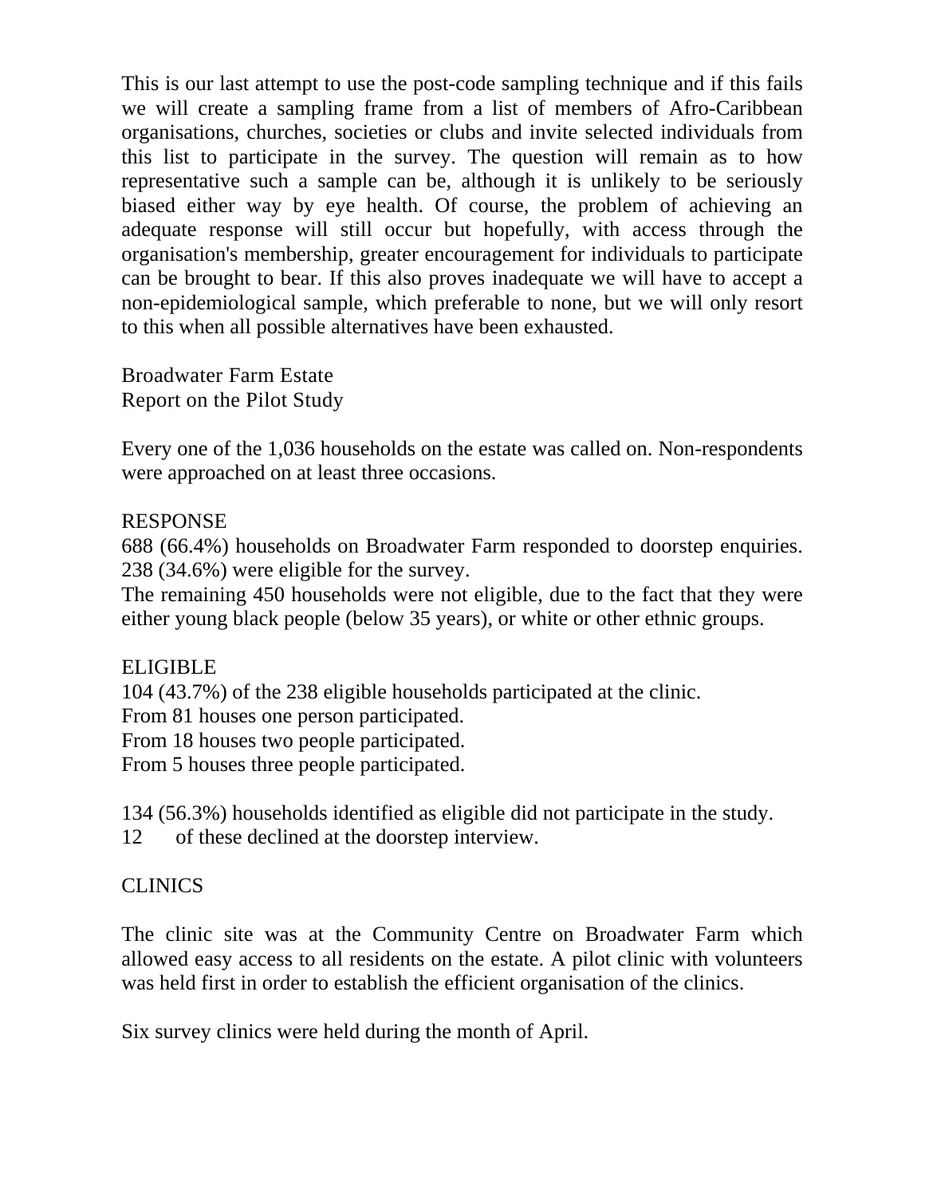This is our last attempt to use the post-code sampling technique and if this fails we will create a sampling frame from a list of members of Afro-Caribbean organisations, churches, societies or clubs and invite selected individuals from this list to participate in the survey. The question will remain as to how representative such a sample can be, although it is unlikely to be seriously biased either way by eye health. Of course, the problem of achieving an adequate response will still occur but hopefully, with access through the organisation's membership, greater encouragement for individuals to participate can be brought to bear. If this also proves inadequate we will have to accept a non-epidemiological sample, which preferable to none, but we will only resort to this when all possible alternatives have been exhausted.

Broadwater Farm Estate
Report on the Pilot Study

Every one of the 1,036 households on the estate was called on. Non-respondents were approached on at least three occasions.

RESPONSE
688 (66.4%) households on Broadwater Farm responded to doorstep enquiries. 238 (34.6%) were eligible for the survey.
The remaining 450 households were not eligible, due to the fact that they were either young black people (below 35 years), or white or other ethnic groups.

ELIGIBLE
104 (43.7%) of the 238 eligible households participated at the clinic.
From 81 houses one person participated.
From 18 houses two people participated.
From 5 houses three people participated.

134 (56.3%) households identified as eligible did not participate in the study.
12 of these declined at the doorstep interview.

CLINICS

The clinic site was at the Community Centre on Broadwater Farm which allowed easy access to all residents on the estate. A pilot clinic with volunteers was held first in order to establish the efficient organisation of the clinics.

Six survey clinics were held during the month of April.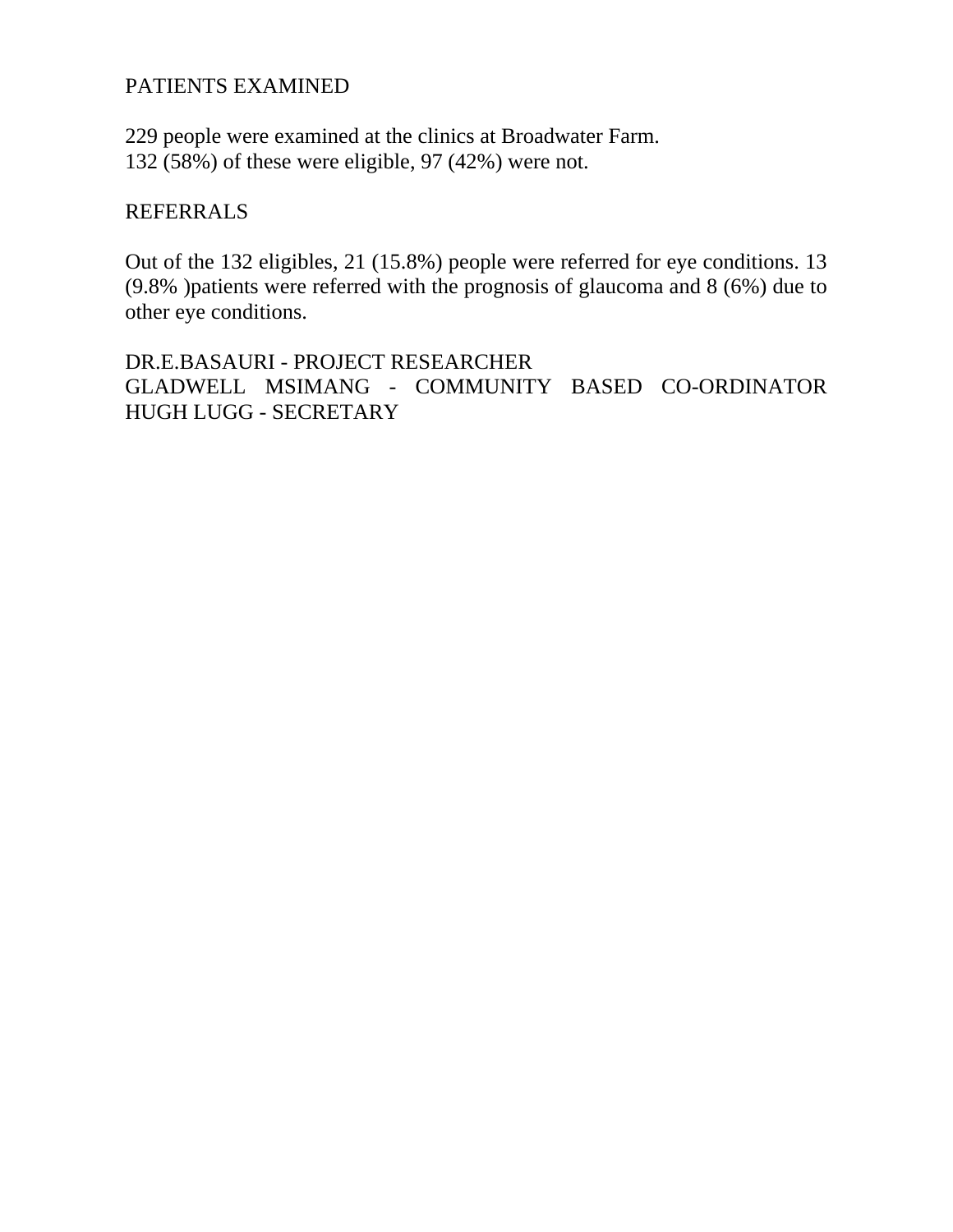## PATIENTS EXAMINED

229 people were examined at the clinics at Broadwater Farm.
132 (58%) of these were eligible, 97 (42%) were not.

## REFERRALS

Out of the 132 eligibles, 21 (15.8%) people were referred for eye conditions. 13 (9.8% )patients were referred with the prognosis of glaucoma and 8 (6%) due to other eye conditions.

DR.E.BASAURI - PROJECT RESEARCHER
GLADWELL MSIMANG - COMMUNITY BASED CO-ORDINATOR
HUGH LUGG - SECRETARY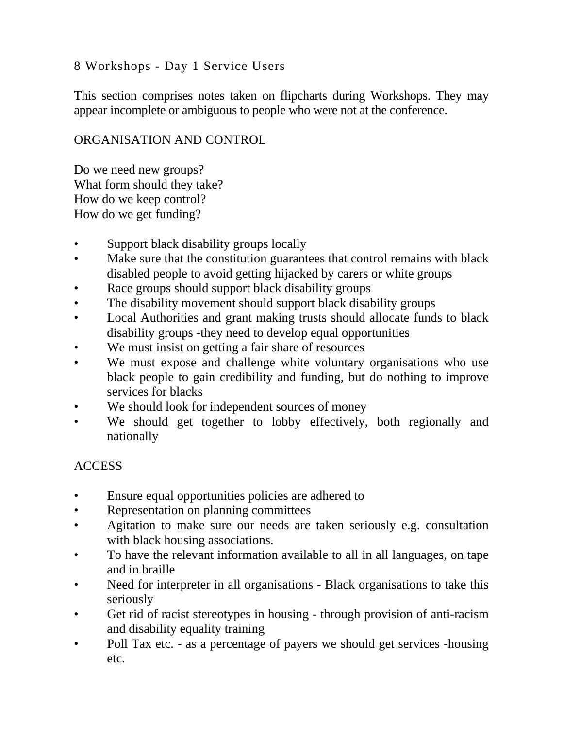# 8 Workshops - Day 1 Service Users

This section comprises notes taken on flipcharts during Workshops. They may appear incomplete or ambiguous to people who were not at the conference.

## ORGANISATION AND CONTROL

Do we need new groups?
What form should they take?
How do we keep control?
How do we get funding?

- Support black disability groups locally
- Make sure that the constitution guarantees that control remains with black disabled people to avoid getting hijacked by carers or white groups
- Race groups should support black disability groups
- The disability movement should support black disability groups
- Local Authorities and grant making trusts should allocate funds to black disability groups -they need to develop equal opportunities
- We must insist on getting a fair share of resources
- We must expose and challenge white voluntary organisations who use black people to gain credibility and funding, but do nothing to improve services for blacks
- We should look for independent sources of money
- We should get together to lobby effectively, both regionally and nationally

## ACCESS

- Ensure equal opportunities policies are adhered to
- Representation on planning committees
- Agitation to make sure our needs are taken seriously e.g. consultation with black housing associations.
- To have the relevant information available to all in all languages, on tape and in braille
- Need for interpreter in all organisations - Black organisations to take this seriously
- Get rid of racist stereotypes in housing - through provision of anti-racism and disability equality training
- Poll Tax etc. - as a percentage of payers we should get services -housing etc.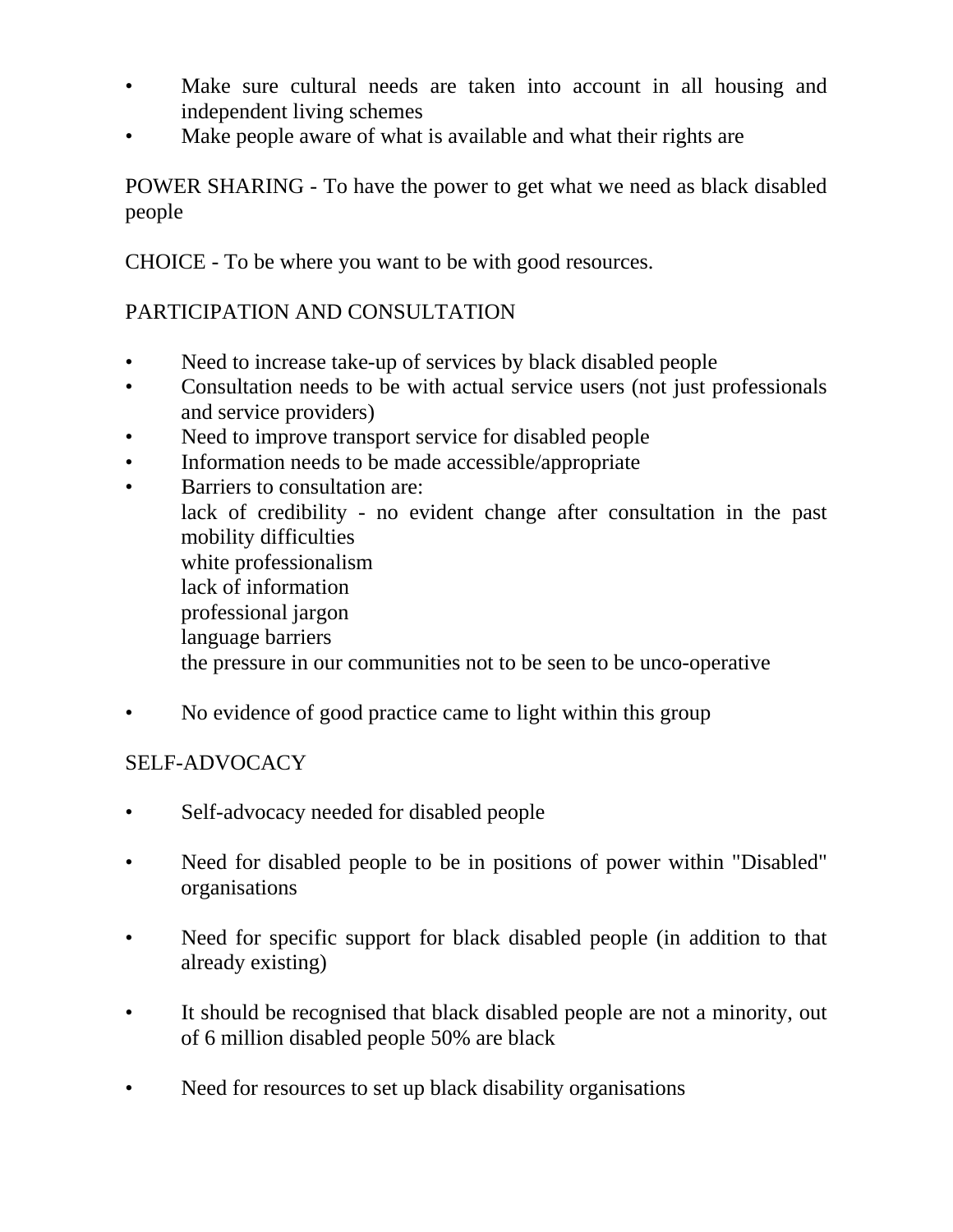- Make sure cultural needs are taken into account in all housing and independent living schemes
- Make people aware of what is available and what their rights are

POWER SHARING - To have the power to get what we need as black disabled people

CHOICE - To be where you want to be with good resources.

PARTICIPATION AND CONSULTATION

- Need to increase take-up of services by black disabled people
- Consultation needs to be with actual service users (not just professionals and service providers)
- Need to improve transport service for disabled people
- Information needs to be made accessible/appropriate
- Barriers to consultation are:
  lack of credibility - no evident change after consultation in the past
  mobility difficulties
  white professionalism
  lack of information
  professional jargon
  language barriers
  the pressure in our communities not to be seen to be unco-operative

- No evidence of good practice came to light within this group

SELF-ADVOCACY

- Self-advocacy needed for disabled people

- Need for disabled people to be in positions of power within "Disabled" organisations

- Need for specific support for black disabled people (in addition to that already existing)

- It should be recognised that black disabled people are not a minority, out of 6 million disabled people 50% are black

- Need for resources to set up black disability organisations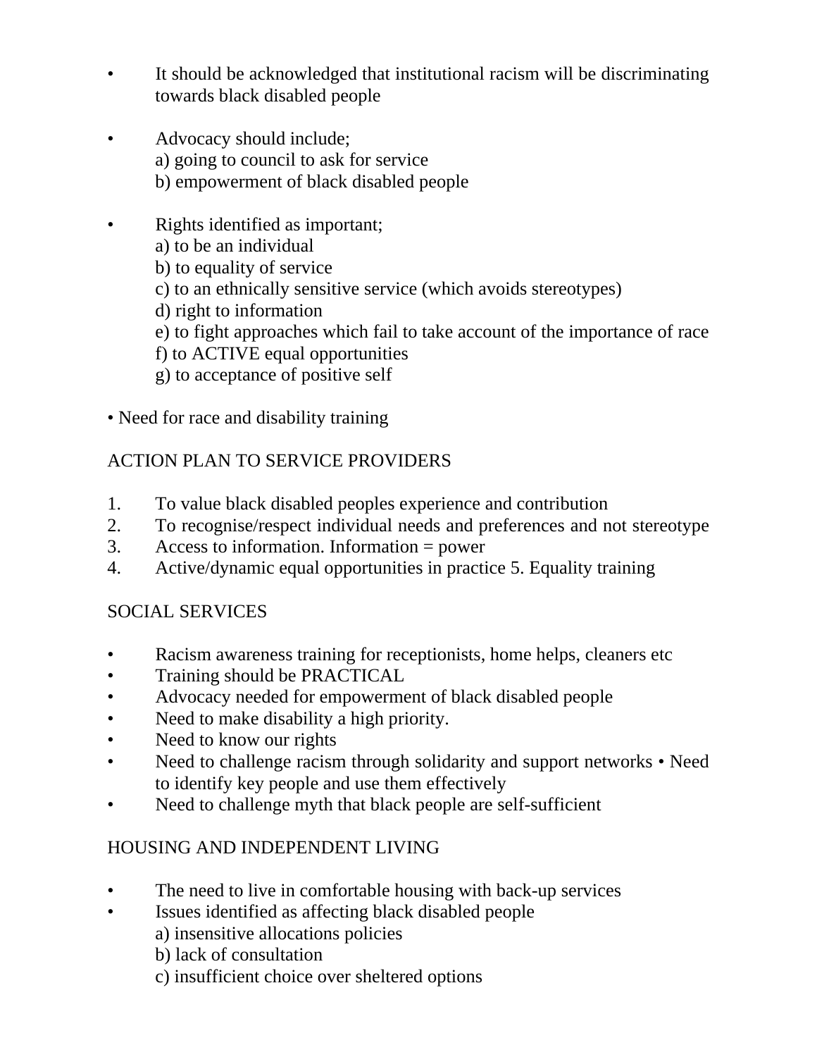- It should be acknowledged that institutional racism will be discriminating towards black disabled people

- Advocacy should include;
  a) going to council to ask for service
  b) empowerment of black disabled people

- Rights identified as important;
  a) to be an individual
  b) to equality of service
  c) to an ethnically sensitive service (which avoids stereotypes)
  d) right to information
  e) to fight approaches which fail to take account of the importance of race
  f) to ACTIVE equal opportunities
  g) to acceptance of positive self

- Need for race and disability training

ACTION PLAN TO SERVICE PROVIDERS

1. To value black disabled peoples experience and contribution
2. To recognise/respect individual needs and preferences and not stereotype
3. Access to information. Information = power
4. Active/dynamic equal opportunities in practice 5. Equality training

SOCIAL SERVICES

- Racism awareness training for receptionists, home helps, cleaners etc
- Training should be PRACTICAL
- Advocacy needed for empowerment of black disabled people
- Need to make disability a high priority.
- Need to know our rights
- Need to challenge racism through solidarity and support networks • Need to identify key people and use them effectively
- Need to challenge myth that black people are self-sufficient

HOUSING AND INDEPENDENT LIVING

- The need to live in comfortable housing with back-up services
- Issues identified as affecting black disabled people
  a) insensitive allocations policies
  b) lack of consultation
  c) insufficient choice over sheltered options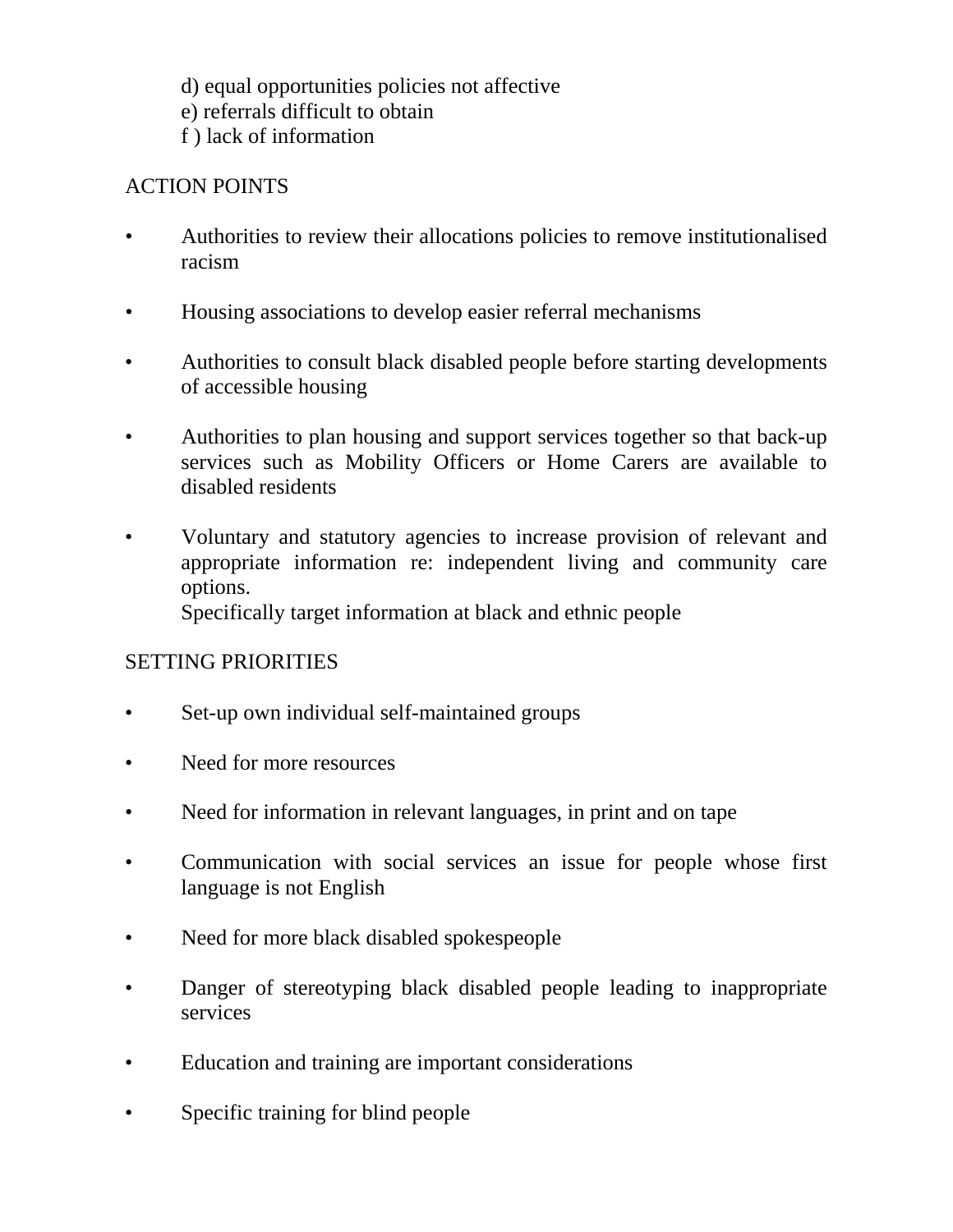d) equal opportunities policies not affective
e) referrals difficult to obtain
f ) lack of information

ACTION POINTS

- Authorities to review their allocations policies to remove institutionalised racism

- Housing associations to develop easier referral mechanisms

- Authorities to consult black disabled people before starting developments of accessible housing

- Authorities to plan housing and support services together so that back-up services such as Mobility Officers or Home Carers are available to disabled residents

- Voluntary and statutory agencies to increase provision of relevant and appropriate information re: independent living and community care options.
  Specifically target information at black and ethnic people

SETTING PRIORITIES

- Set-up own individual self-maintained groups

- Need for more resources

- Need for information in relevant languages, in print and on tape

- Communication with social services an issue for people whose first language is not English

- Need for more black disabled spokespeople

- Danger of stereotyping black disabled people leading to inappropriate services

- Education and training are important considerations

- Specific training for blind people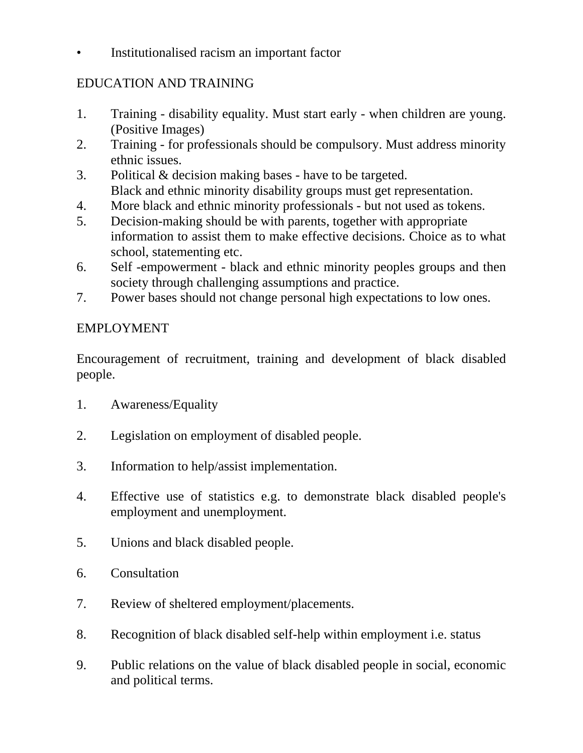- Institutionalised racism an important factor

EDUCATION AND TRAINING

1. Training - disability equality. Must start early - when children are young. (Positive Images)
2. Training - for professionals should be compulsory. Must address minority ethnic issues.
3. Political & decision making bases - have to be targeted.
   Black and ethnic minority disability groups must get representation.
4. More black and ethnic minority professionals - but not used as tokens.
5. Decision-making should be with parents, together with appropriate information to assist them to make effective decisions. Choice as to what school, statementing etc.
6. Self -empowerment - black and ethnic minority peoples groups and then society through challenging assumptions and practice.
7. Power bases should not change personal high expectations to low ones.

EMPLOYMENT

Encouragement of recruitment, training and development of black disabled people.

1. Awareness/Equality

2. Legislation on employment of disabled people.

3. Information to help/assist implementation.

4. Effective use of statistics e.g. to demonstrate black disabled people's employment and unemployment.

5. Unions and black disabled people.

6. Consultation

7. Review of sheltered employment/placements.

8. Recognition of black disabled self-help within employment i.e. status

9. Public relations on the value of black disabled people in social, economic and political terms.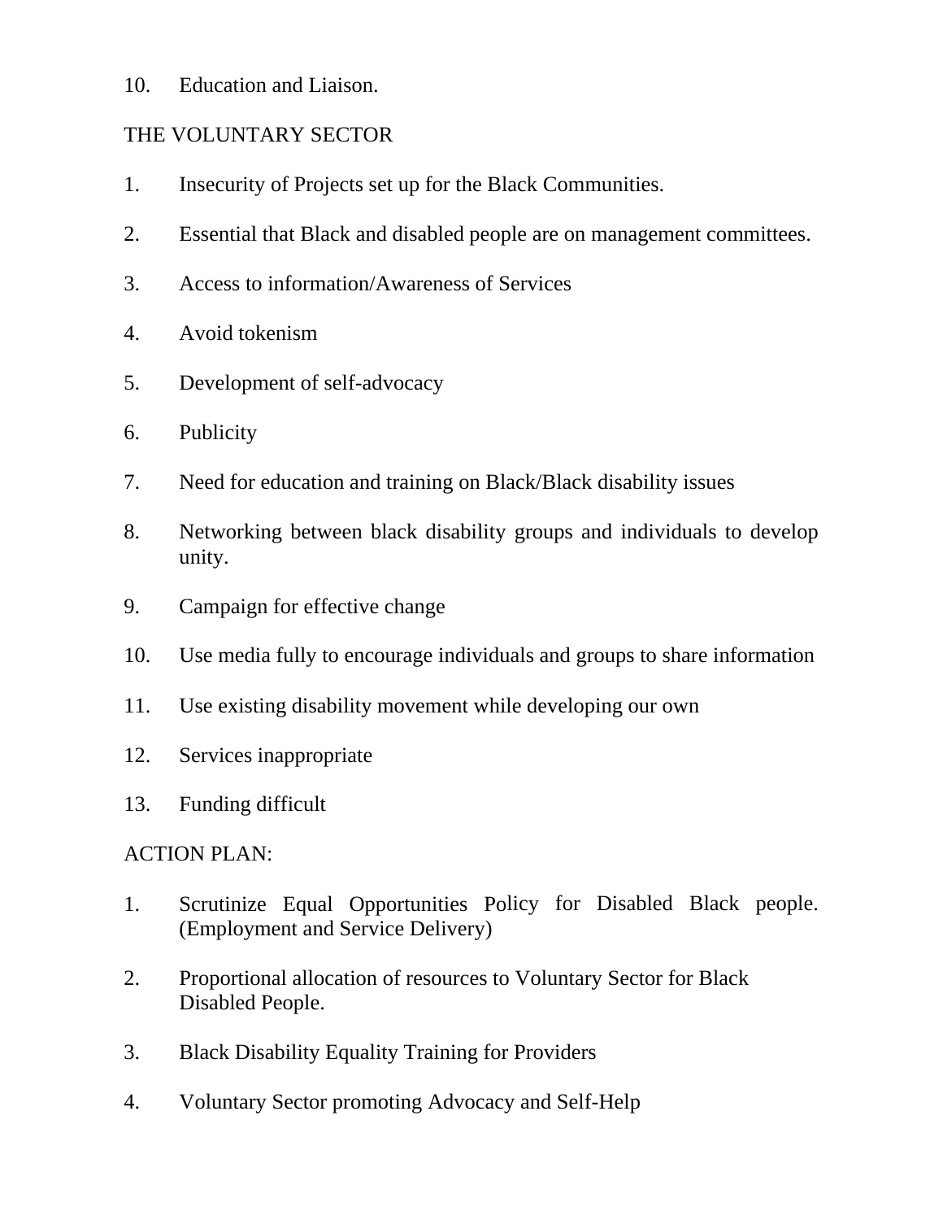10. Education and Liaison.

THE VOLUNTARY SECTOR

1. Insecurity of Projects set up for the Black Communities.
2. Essential that Black and disabled people are on management committees.
3. Access to information/Awareness of Services
4. Avoid tokenism
5. Development of self-advocacy
6. Publicity
7. Need for education and training on Black/Black disability issues
8. Networking between black disability groups and individuals to develop unity.
9. Campaign for effective change
10. Use media fully to encourage individuals and groups to share information
11. Use existing disability movement while developing our own
12. Services inappropriate
13. Funding difficult

ACTION PLAN:

1. Scrutinize Equal Opportunities Policy for Disabled Black people. (Employment and Service Delivery)
2. Proportional allocation of resources to Voluntary Sector for Black Disabled People.
3. Black Disability Equality Training for Providers
4. Voluntary Sector promoting Advocacy and Self-Help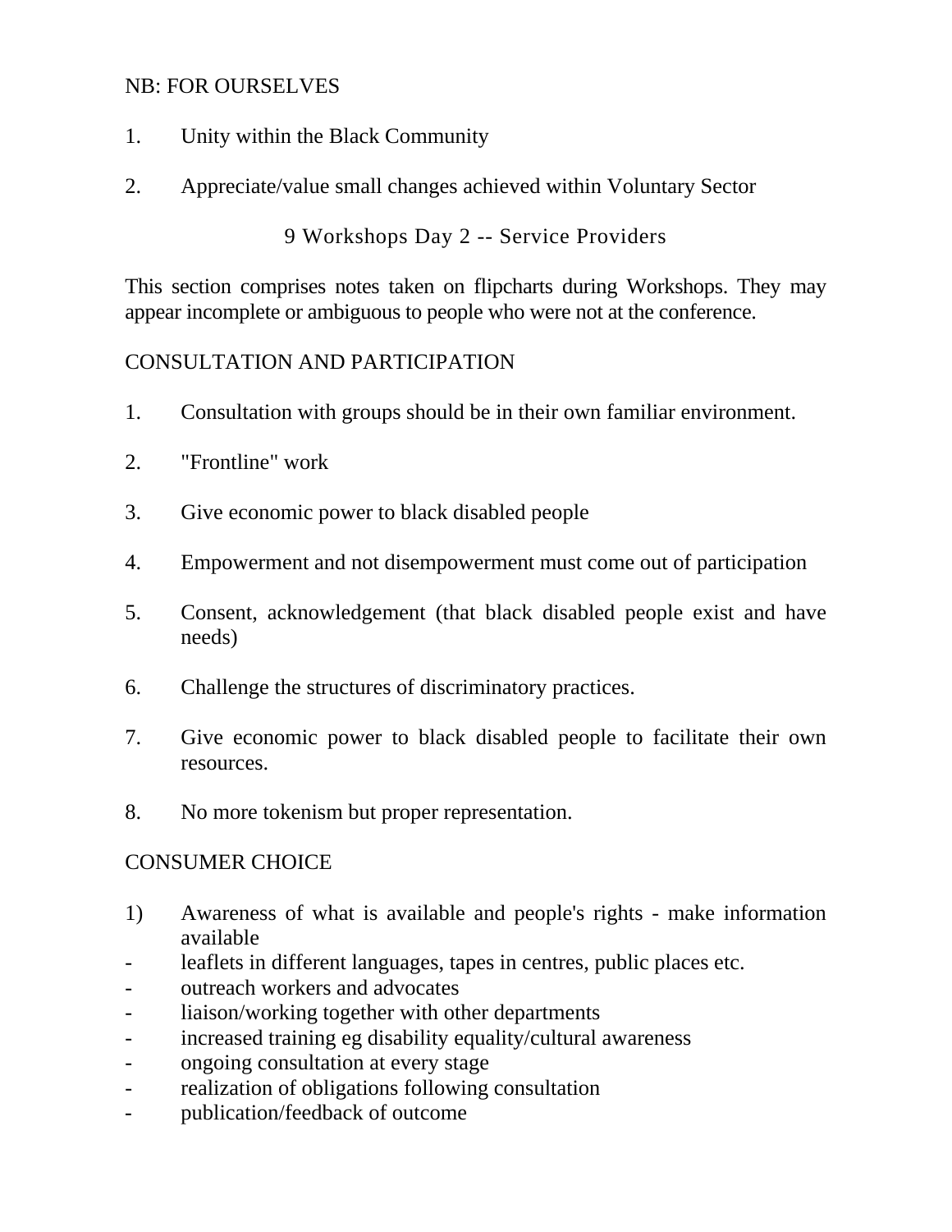NB: FOR OURSELVES

1. Unity within the Black Community

2. Appreciate/value small changes achieved within Voluntary Sector

## 9 Workshops Day 2 -- Service Providers

This section comprises notes taken on flipcharts during Workshops. They may appear incomplete or ambiguous to people who were not at the conference.

### CONSULTATION AND PARTICIPATION

1. Consultation with groups should be in their own familiar environment.

2. "Frontline" work

3. Give economic power to black disabled people

4. Empowerment and not disempowerment must come out of participation

5. Consent, acknowledgement (that black disabled people exist and have needs)

6. Challenge the structures of discriminatory practices.

7. Give economic power to black disabled people to facilitate their own resources.

8. No more tokenism but proper representation.

### CONSUMER CHOICE

1) Awareness of what is available and people's rights - make information available
- leaflets in different languages, tapes in centres, public places etc.
- outreach workers and advocates
- liaison/working together with other departments
- increased training eg disability equality/cultural awareness
- ongoing consultation at every stage
- realization of obligations following consultation
- publication/feedback of outcome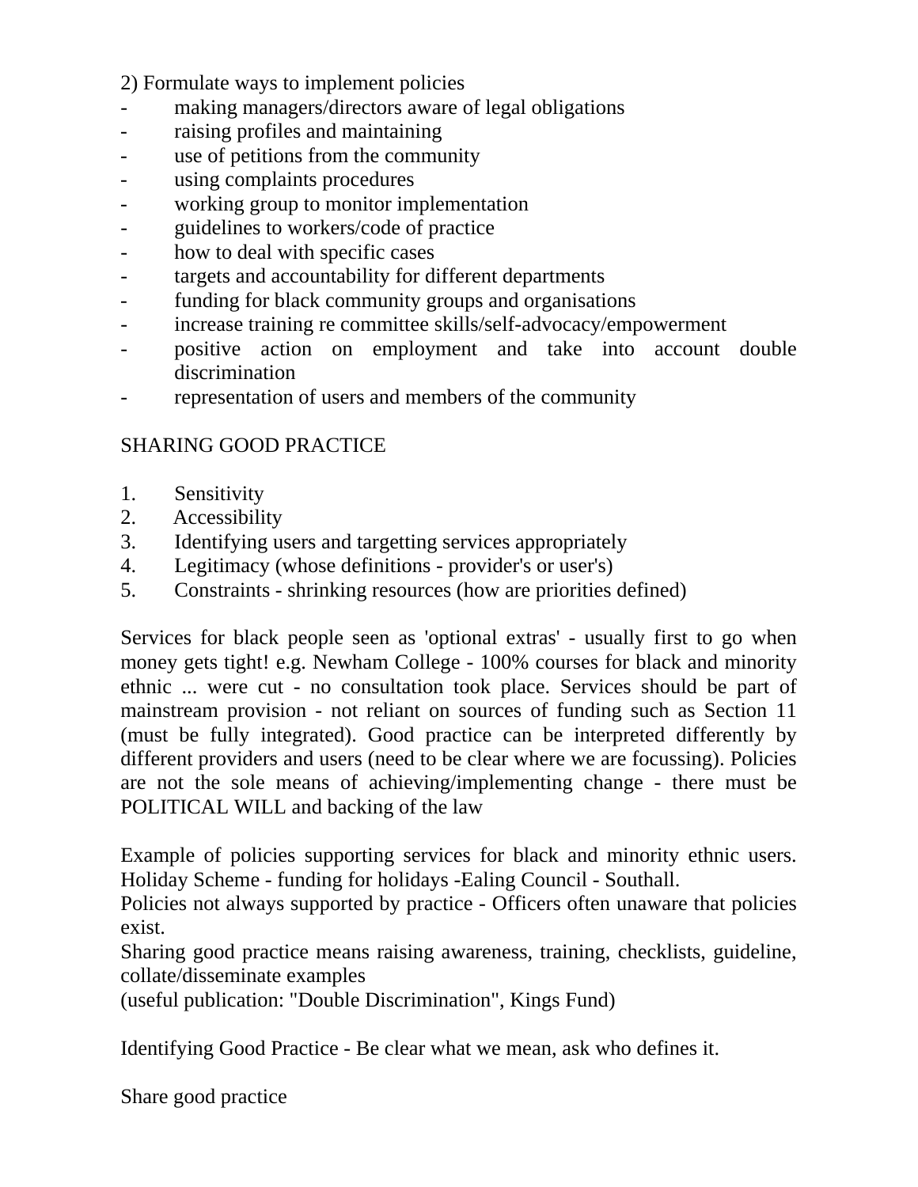2) Formulate ways to implement policies

- making managers/directors aware of legal obligations
- raising profiles and maintaining
- use of petitions from the community
- using complaints procedures
- working group to monitor implementation
- guidelines to workers/code of practice
- how to deal with specific cases
- targets and accountability for different departments
- funding for black community groups and organisations
- increase training re committee skills/self-advocacy/empowerment
- positive action on employment and take into account double discrimination
- representation of users and members of the community

SHARING GOOD PRACTICE

1. Sensitivity
2. Accessibility
3. Identifying users and targetting services appropriately
4. Legitimacy (whose definitions - provider's or user's)
5. Constraints - shrinking resources (how are priorities defined)

Services for black people seen as 'optional extras' - usually first to go when money gets tight! e.g. Newham College - 100% courses for black and minority ethnic ... were cut - no consultation took place. Services should be part of mainstream provision - not reliant on sources of funding such as Section 11 (must be fully integrated). Good practice can be interpreted differently by different providers and users (need to be clear where we are focussing). Policies are not the sole means of achieving/implementing change - there must be POLITICAL WILL and backing of the law

Example of policies supporting services for black and minority ethnic users. Holiday Scheme - funding for holidays -Ealing Council - Southall.
Policies not always supported by practice - Officers often unaware that policies exist.
Sharing good practice means raising awareness, training, checklists, guideline, collate/disseminate examples
(useful publication: "Double Discrimination", Kings Fund)

Identifying Good Practice - Be clear what we mean, ask who defines it.

Share good practice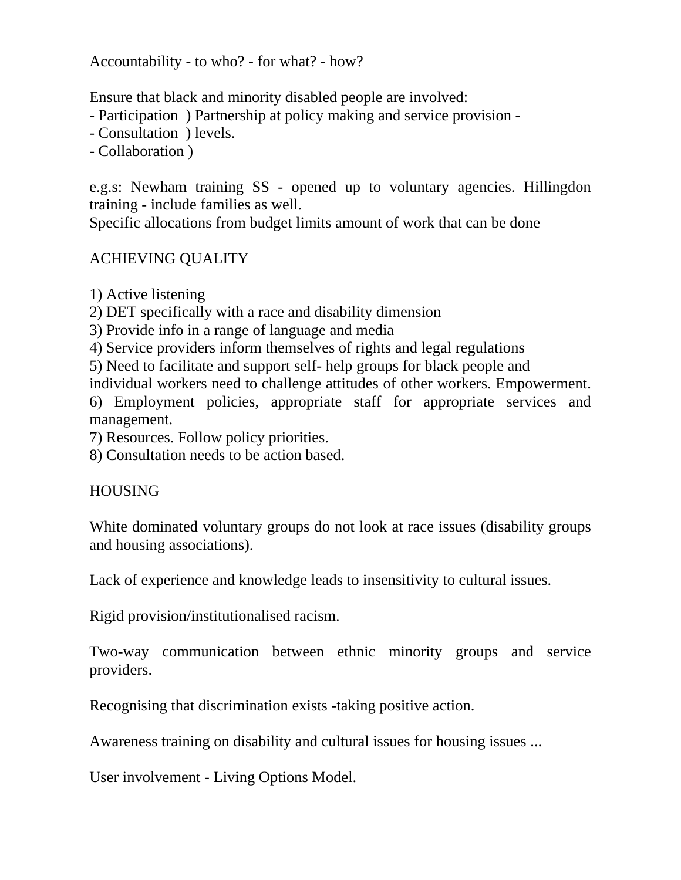Accountability - to who? - for what? - how?

Ensure that black and minority disabled people are involved:
- Participation ) Partnership at policy making and service provision -
- Consultation ) levels.
- Collaboration )

e.g.s: Newham training SS - opened up to voluntary agencies. Hillingdon training - include families as well.
Specific allocations from budget limits amount of work that can be done

ACHIEVING QUALITY

1) Active listening
2) DET specifically with a race and disability dimension
3) Provide info in a range of language and media
4) Service providers inform themselves of rights and legal regulations
5) Need to facilitate and support self- help groups for black people and individual workers need to challenge attitudes of other workers. Empowerment.
6) Employment policies, appropriate staff for appropriate services and management.
7) Resources. Follow policy priorities.
8) Consultation needs to be action based.

HOUSING

White dominated voluntary groups do not look at race issues (disability groups and housing associations).

Lack of experience and knowledge leads to insensitivity to cultural issues.

Rigid provision/institutionalised racism.

Two-way communication between ethnic minority groups and service providers.

Recognising that discrimination exists -taking positive action.

Awareness training on disability and cultural issues for housing issues ...

User involvement - Living Options Model.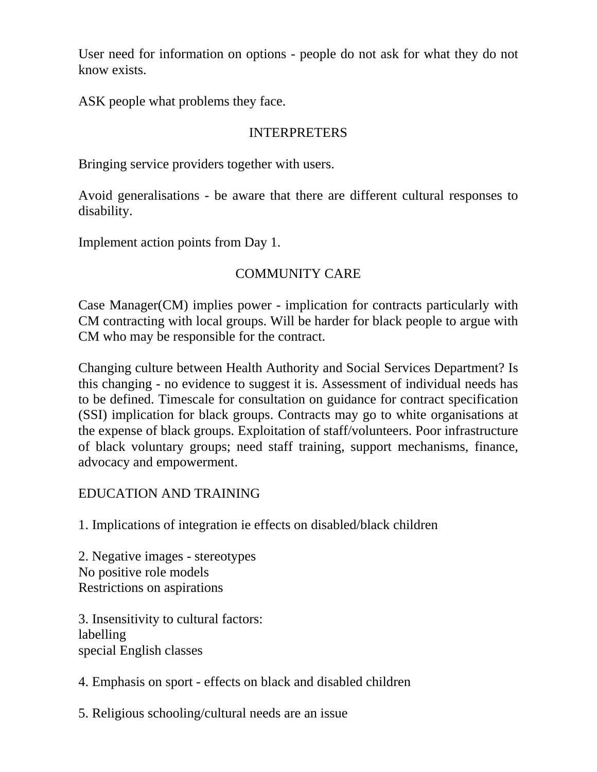User need for information on options - people do not ask for what they do not know exists.

ASK people what problems they face.

## INTERPRETERS

Bringing service providers together with users.

Avoid generalisations - be aware that there are different cultural responses to disability.

Implement action points from Day 1.

## COMMUNITY CARE

Case Manager(CM) implies power - implication for contracts particularly with CM contracting with local groups. Will be harder for black people to argue with CM who may be responsible for the contract.

Changing culture between Health Authority and Social Services Department? Is this changing - no evidence to suggest it is. Assessment of individual needs has to be defined. Timescale for consultation on guidance for contract specification (SSI) implication for black groups. Contracts may go to white organisations at the expense of black groups. Exploitation of staff/volunteers. Poor infrastructure of black voluntary groups; need staff training, support mechanisms, finance, advocacy and empowerment.

## EDUCATION AND TRAINING

1. Implications of integration ie effects on disabled/black children

2. Negative images - stereotypes
No positive role models
Restrictions on aspirations

3. Insensitivity to cultural factors:
labelling
special English classes

4. Emphasis on sport - effects on black and disabled children

5. Religious schooling/cultural needs are an issue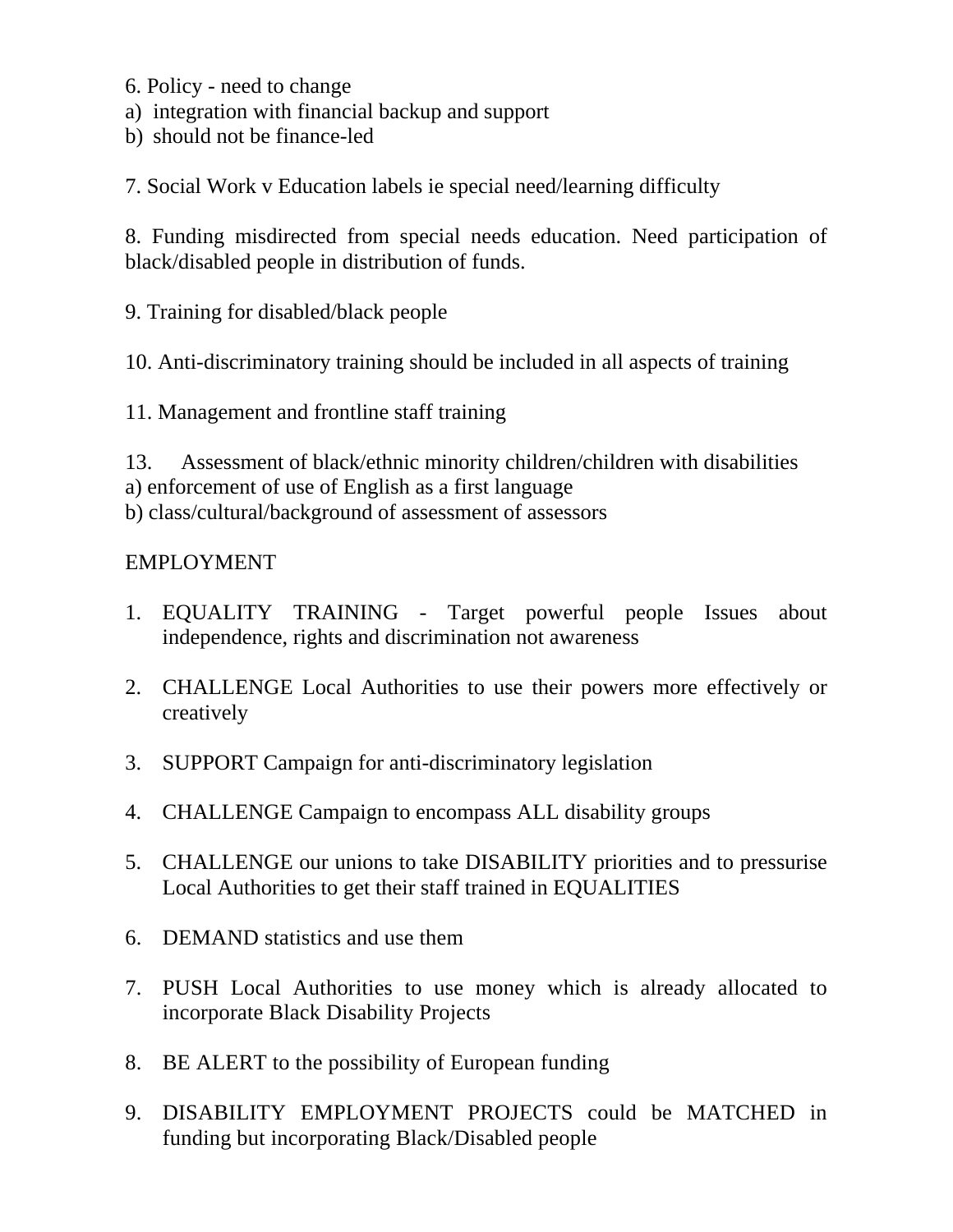6. Policy - need to change
a) integration with financial backup and support
b) should not be finance-led

7. Social Work v Education labels ie special need/learning difficulty

8. Funding misdirected from special needs education. Need participation of black/disabled people in distribution of funds.

9. Training for disabled/black people

10. Anti-discriminatory training should be included in all aspects of training

11. Management and frontline staff training

13. Assessment of black/ethnic minority children/children with disabilities
a) enforcement of use of English as a first language
b) class/cultural/background of assessment of assessors

EMPLOYMENT

1. EQUALITY TRAINING - Target powerful people Issues about independence, rights and discrimination not awareness

2. CHALLENGE Local Authorities to use their powers more effectively or creatively

3. SUPPORT Campaign for anti-discriminatory legislation

4. CHALLENGE Campaign to encompass ALL disability groups

5. CHALLENGE our unions to take DISABILITY priorities and to pressurise Local Authorities to get their staff trained in EQUALITIES

6. DEMAND statistics and use them

7. PUSH Local Authorities to use money which is already allocated to incorporate Black Disability Projects

8. BE ALERT to the possibility of European funding

9. DISABILITY EMPLOYMENT PROJECTS could be MATCHED in funding but incorporating Black/Disabled people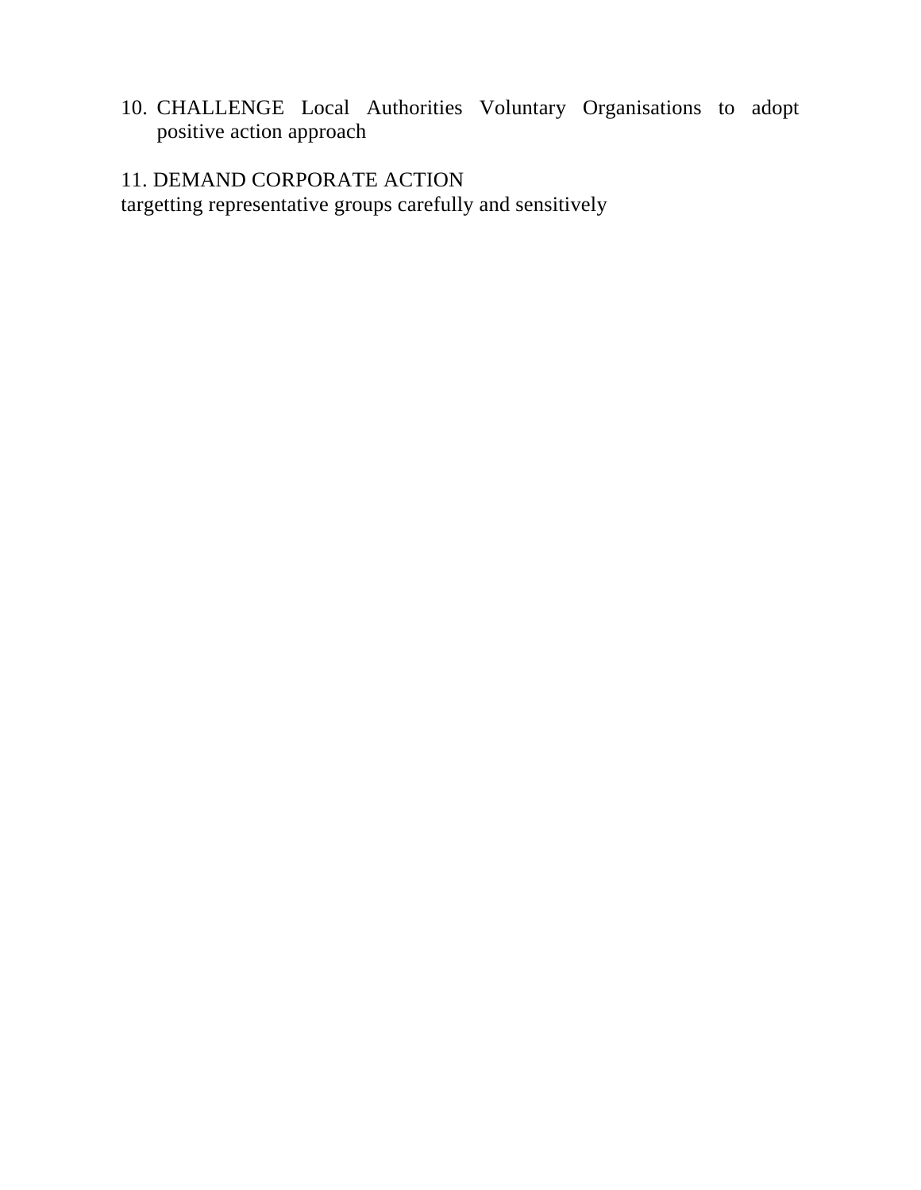10. CHALLENGE Local Authorities Voluntary Organisations to adopt positive action approach

11. DEMAND CORPORATE ACTION
targetting representative groups carefully and sensitively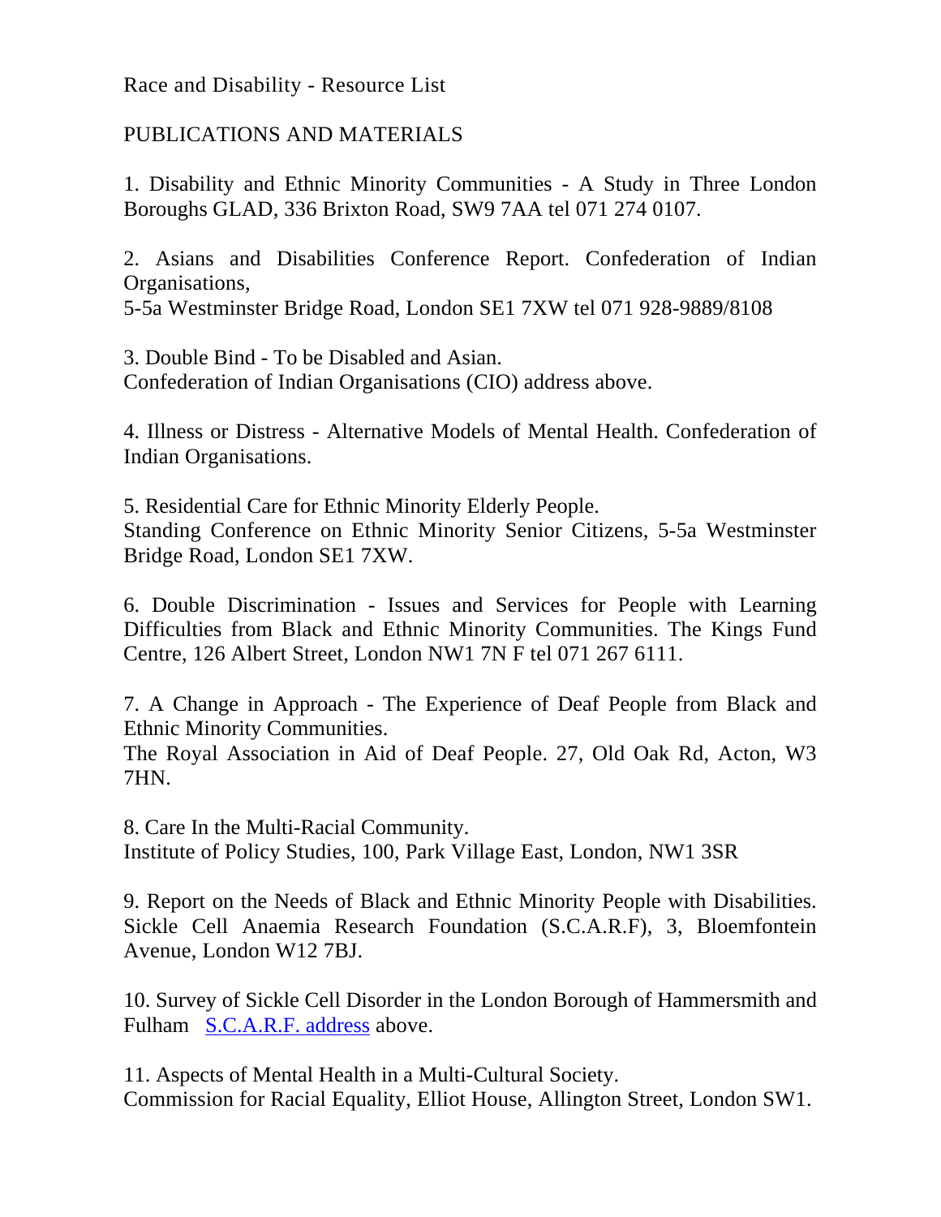Race and Disability - Resource List

PUBLICATIONS AND MATERIALS

1. Disability and Ethnic Minority Communities - A Study in Three London Boroughs GLAD, 336 Brixton Road, SW9 7AA tel 071 274 0107.

2. Asians and Disabilities Conference Report. Confederation of Indian Organisations,
5-5a Westminster Bridge Road, London SE1 7XW tel 071 928-9889/8108

3. Double Bind - To be Disabled and Asian.
Confederation of Indian Organisations (CIO) address above.

4. Illness or Distress - Alternative Models of Mental Health. Confederation of Indian Organisations.

5. Residential Care for Ethnic Minority Elderly People.
Standing Conference on Ethnic Minority Senior Citizens, 5-5a Westminster Bridge Road, London SE1 7XW.

6. Double Discrimination - Issues and Services for People with Learning Difficulties from Black and Ethnic Minority Communities. The Kings Fund Centre, 126 Albert Street, London NW1 7N F tel 071 267 6111.

7. A Change in Approach - The Experience of Deaf People from Black and Ethnic Minority Communities.
The Royal Association in Aid of Deaf People. 27, Old Oak Rd, Acton, W3 7HN.

8. Care In the Multi-Racial Community.
Institute of Policy Studies, 100, Park Village East, London, NW1 3SR

9. Report on the Needs of Black and Ethnic Minority People with Disabilities. Sickle Cell Anaemia Research Foundation (S.C.A.R.F), 3, Bloemfontein Avenue, London W12 7BJ.

10. Survey of Sickle Cell Disorder in the London Borough of Hammersmith and Fulham [S.C.A.R.F. address] above.

11. Aspects of Mental Health in a Multi-Cultural Society.
Commission for Racial Equality, Elliot House, Allington Street, London SW1.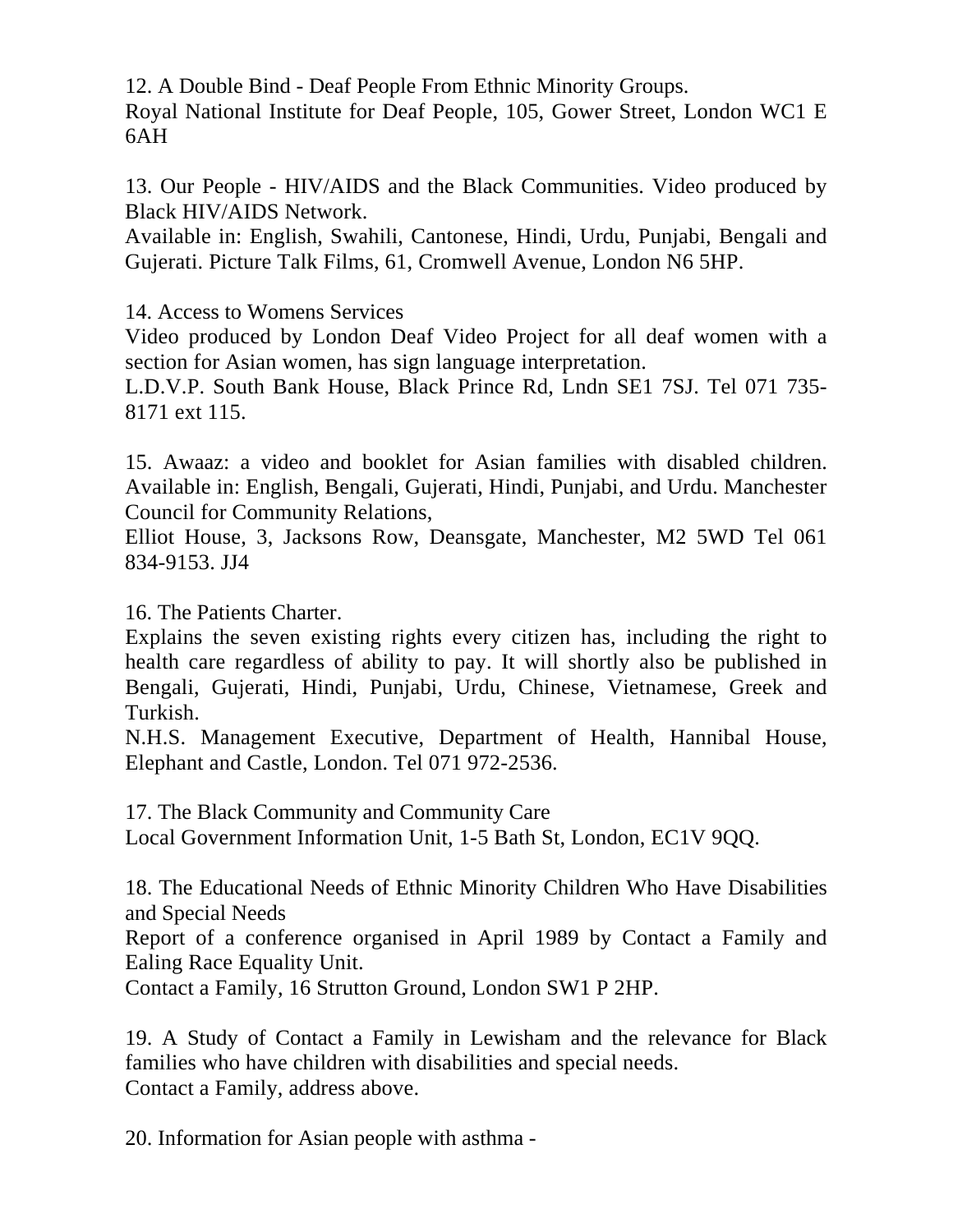12. A Double Bind - Deaf People From Ethnic Minority Groups.
Royal National Institute for Deaf People, 105, Gower Street, London WC1 E 6AH

13. Our People - HIV/AIDS and the Black Communities. Video produced by Black HIV/AIDS Network.
Available in: English, Swahili, Cantonese, Hindi, Urdu, Punjabi, Bengali and Gujerati. Picture Talk Films, 61, Cromwell Avenue, London N6 5HP.

14. Access to Womens Services
Video produced by London Deaf Video Project for all deaf women with a section for Asian women, has sign language interpretation.
L.D.V.P. South Bank House, Black Prince Rd, Lndn SE1 7SJ. Tel 071 735-8171 ext 115.

15. Awaaz: a video and booklet for Asian families with disabled children. Available in: English, Bengali, Gujerati, Hindi, Punjabi, and Urdu. Manchester Council for Community Relations,
Elliot House, 3, Jacksons Row, Deansgate, Manchester, M2 5WD Tel 061 834-9153. JJ4

16. The Patients Charter.
Explains the seven existing rights every citizen has, including the right to health care regardless of ability to pay. It will shortly also be published in Bengali, Gujerati, Hindi, Punjabi, Urdu, Chinese, Vietnamese, Greek and Turkish.
N.H.S. Management Executive, Department of Health, Hannibal House, Elephant and Castle, London. Tel 071 972-2536.

17. The Black Community and Community Care
Local Government Information Unit, 1-5 Bath St, London, EC1V 9QQ.

18. The Educational Needs of Ethnic Minority Children Who Have Disabilities and Special Needs
Report of a conference organised in April 1989 by Contact a Family and Ealing Race Equality Unit.
Contact a Family, 16 Strutton Ground, London SW1 P 2HP.

19. A Study of Contact a Family in Lewisham and the relevance for Black families who have children with disabilities and special needs.
Contact a Family, address above.

20. Information for Asian people with asthma -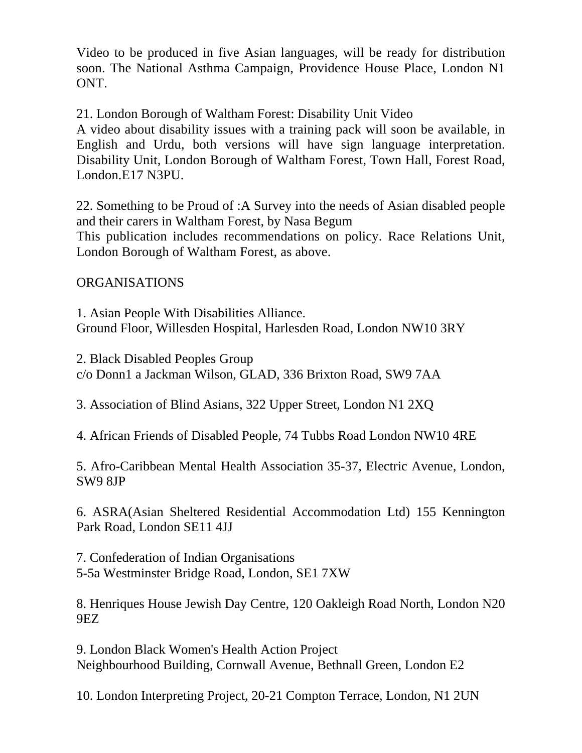Video to be produced in five Asian languages, will be ready for distribution soon. The National Asthma Campaign, Providence House Place, London N1 ONT.

21. London Borough of Waltham Forest: Disability Unit Video
A video about disability issues with a training pack will soon be available, in English and Urdu, both versions will have sign language interpretation. Disability Unit, London Borough of Waltham Forest, Town Hall, Forest Road, London.E17 N3PU.

22. Something to be Proud of :A Survey into the needs of Asian disabled people and their carers in Waltham Forest, by Nasa Begum
This publication includes recommendations on policy. Race Relations Unit, London Borough of Waltham Forest, as above.

ORGANISATIONS

1. Asian People With Disabilities Alliance.
Ground Floor, Willesden Hospital, Harlesden Road, London NW10 3RY

2. Black Disabled Peoples Group
c/o Donn1 a Jackman Wilson, GLAD, 336 Brixton Road, SW9 7AA

3. Association of Blind Asians, 322 Upper Street, London N1 2XQ

4. African Friends of Disabled People, 74 Tubbs Road London NW10 4RE

5. Afro-Caribbean Mental Health Association 35-37, Electric Avenue, London, SW9 8JP

6. ASRA(Asian Sheltered Residential Accommodation Ltd) 155 Kennington Park Road, London SE11 4JJ

7. Confederation of Indian Organisations
5-5a Westminster Bridge Road, London, SE1 7XW

8. Henriques House Jewish Day Centre, 120 Oakleigh Road North, London N20 9EZ

9. London Black Women's Health Action Project
Neighbourhood Building, Cornwall Avenue, Bethnall Green, London E2

10. London Interpreting Project, 20-21 Compton Terrace, London, N1 2UN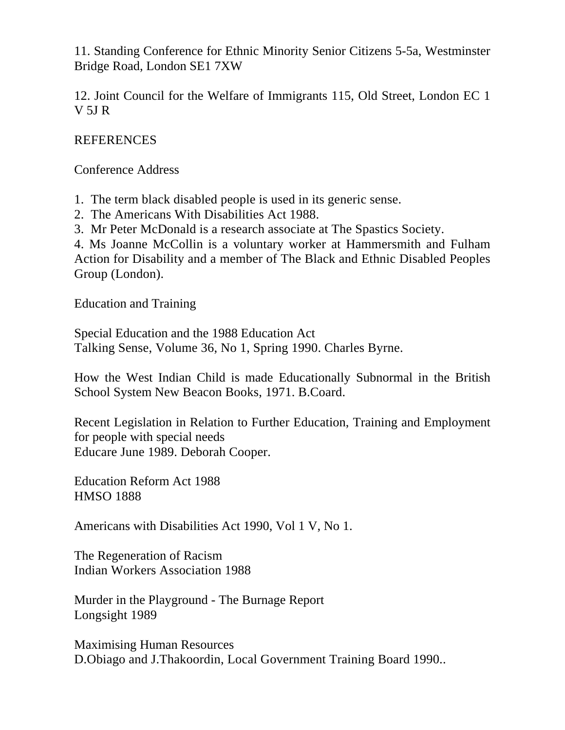11. Standing Conference for Ethnic Minority Senior Citizens 5-5a, Westminster Bridge Road, London SE1 7XW

12. Joint Council for the Welfare of Immigrants 115, Old Street, London EC 1 V 5J R

REFERENCES

Conference Address

1. The term black disabled people is used in its generic sense.
2. The Americans With Disabilities Act 1988.
3. Mr Peter McDonald is a research associate at The Spastics Society.
4. Ms Joanne McCollin is a voluntary worker at Hammersmith and Fulham Action for Disability and a member of The Black and Ethnic Disabled Peoples Group (London).

Education and Training

Special Education and the 1988 Education Act
Talking Sense, Volume 36, No 1, Spring 1990. Charles Byrne.

How the West Indian Child is made Educationally Subnormal in the British School System New Beacon Books, 1971. B.Coard.

Recent Legislation in Relation to Further Education, Training and Employment for people with special needs
Educare June 1989. Deborah Cooper.

Education Reform Act 1988
HMSO 1888

Americans with Disabilities Act 1990, Vol 1 V, No 1.

The Regeneration of Racism
Indian Workers Association 1988

Murder in the Playground - The Burnage Report
Longsight 1989

Maximising Human Resources
D.Obiago and J.Thakoordin, Local Government Training Board 1990..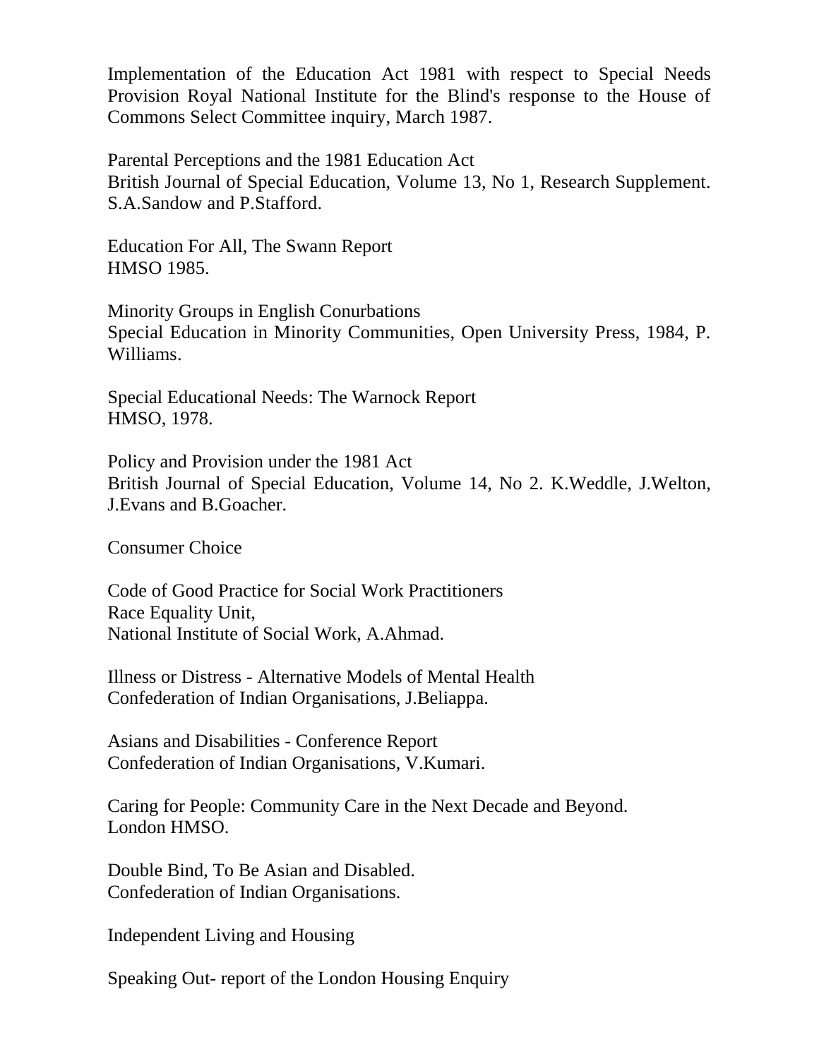Implementation of the Education Act 1981 with respect to Special Needs Provision Royal National Institute for the Blind's response to the House of Commons Select Committee inquiry, March 1987.

Parental Perceptions and the 1981 Education Act
British Journal of Special Education, Volume 13, No 1, Research Supplement. S.A.Sandow and P.Stafford.

Education For All, The Swann Report
HMSO 1985.

Minority Groups in English Conurbations
Special Education in Minority Communities, Open University Press, 1984, P. Williams.

Special Educational Needs: The Warnock Report
HMSO, 1978.

Policy and Provision under the 1981 Act
British Journal of Special Education, Volume 14, No 2. K.Weddle, J.Welton, J.Evans and B.Goacher.

Consumer Choice

Code of Good Practice for Social Work Practitioners
Race Equality Unit,
National Institute of Social Work, A.Ahmad.

Illness or Distress - Alternative Models of Mental Health
Confederation of Indian Organisations, J.Beliappa.

Asians and Disabilities - Conference Report
Confederation of Indian Organisations, V.Kumari.

Caring for People: Community Care in the Next Decade and Beyond.
London HMSO.

Double Bind, To Be Asian and Disabled.
Confederation of Indian Organisations.

Independent Living and Housing

Speaking Out- report of the London Housing Enquiry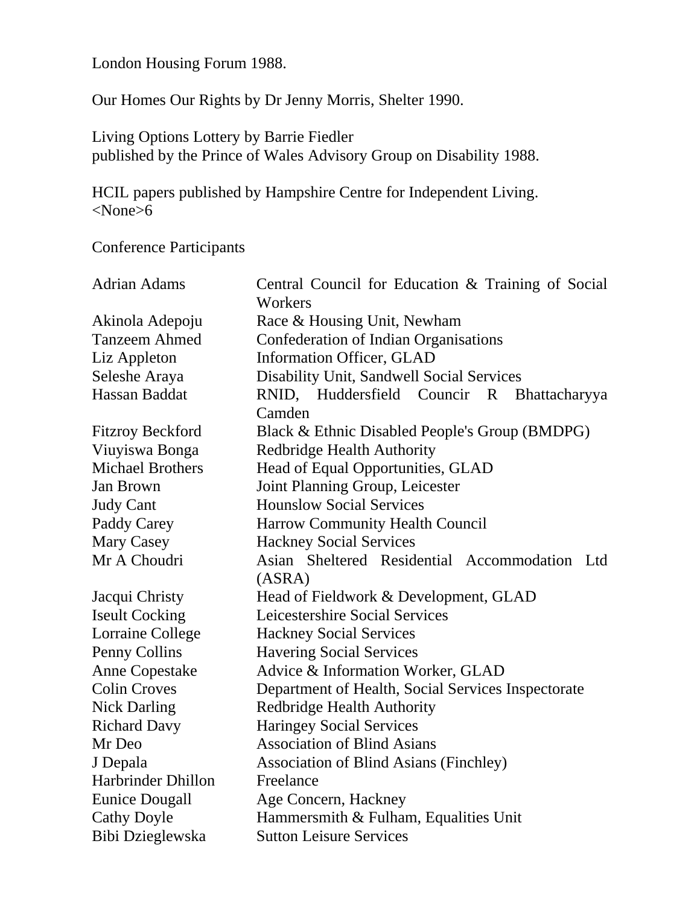London Housing Forum 1988.

Our Homes Our Rights by Dr Jenny Morris, Shelter 1990.

Living Options Lottery by Barrie Fiedler
published by the Prince of Wales Advisory Group on Disability 1988.

HCIL papers published by Hampshire Centre for Independent Living.
<None>6

Conference Participants

| | |
|---|---|
| Adrian Adams | Central Council for Education & Training of Social Workers |
| Akinola Adepoju | Race & Housing Unit, Newham |
| Tanzeem Ahmed | Confederation of Indian Organisations |
| Liz Appleton | Information Officer, GLAD |
| Seleshe Araya | Disability Unit, Sandwell Social Services |
| Hassan Baddat | RNID, Huddersfield Councir R Bhattacharyya Camden |
| Fitzroy Beckford | Black & Ethnic Disabled People's Group (BMDPG) |
| Viuyiswa Bonga | Redbridge Health Authority |
| Michael Brothers | Head of Equal Opportunities, GLAD |
| Jan Brown | Joint Planning Group, Leicester |
| Judy Cant | Hounslow Social Services |
| Paddy Carey | Harrow Community Health Council |
| Mary Casey | Hackney Social Services |
| Mr A Choudri | Asian Sheltered Residential Accommodation Ltd (ASRA) |
| Jacqui Christy | Head of Fieldwork & Development, GLAD |
| Iseult Cocking | Leicestershire Social Services |
| Lorraine College | Hackney Social Services |
| Penny Collins | Havering Social Services |
| Anne Copestake | Advice & Information Worker, GLAD |
| Colin Croves | Department of Health, Social Services Inspectorate |
| Nick Darling | Redbridge Health Authority |
| Richard Davy | Haringey Social Services |
| Mr Deo | Association of Blind Asians |
| J Depala | Association of Blind Asians (Finchley) |
| Harbrinder Dhillon | Freelance |
| Eunice Dougall | Age Concern, Hackney |
| Cathy Doyle | Hammersmith & Fulham, Equalities Unit |
| Bibi Dzieglewska | Sutton Leisure Services |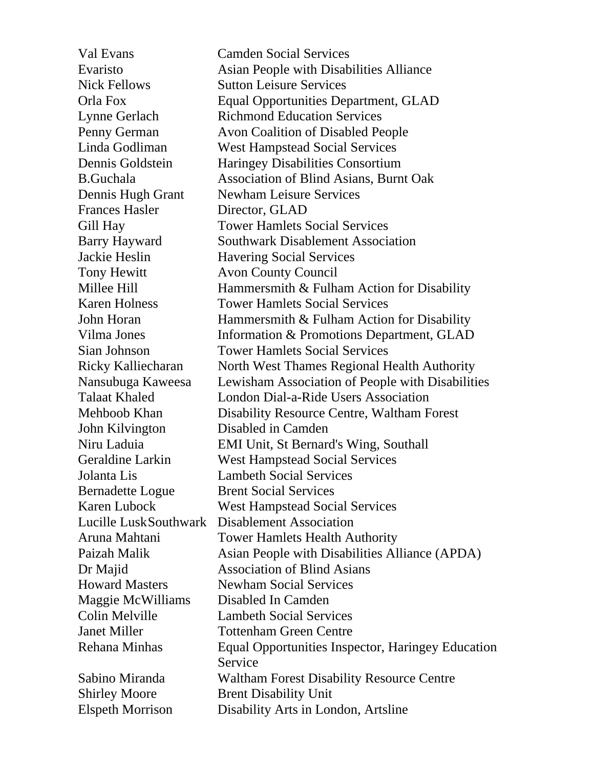| | |
|---|---|
| Val Evans | Camden Social Services |
| Evaristo | Asian People with Disabilities Alliance |
| Nick Fellows | Sutton Leisure Services |
| Orla Fox | Equal Opportunities Department, GLAD |
| Lynne Gerlach | Richmond Education Services |
| Penny German | Avon Coalition of Disabled People |
| Linda Godliman | West Hampstead Social Services |
| Dennis Goldstein | Haringey Disabilities Consortium |
| B.Guchala | Association of Blind Asians, Burnt Oak |
| Dennis Hugh Grant | Newham Leisure Services |
| Frances Hasler | Director, GLAD |
| Gill Hay | Tower Hamlets Social Services |
| Barry Hayward | Southwark Disablement Association |
| Jackie Heslin | Havering Social Services |
| Tony Hewitt | Avon County Council |
| Millee Hill | Hammersmith & Fulham Action for Disability |
| Karen Holness | Tower Hamlets Social Services |
| John Horan | Hammersmith & Fulham Action for Disability |
| Vilma Jones | Information & Promotions Department, GLAD |
| Sian Johnson | Tower Hamlets Social Services |
| Ricky Kalliecharan | North West Thames Regional Health Authority |
| Nansubuga Kaweesa | Lewisham Association of People with Disabilities |
| Talaat Khaled | London Dial-a-Ride Users Association |
| Mehboob Khan | Disability Resource Centre, Waltham Forest |
| John Kilvington | Disabled in Camden |
| Niru Laduia | EMI Unit, St Bernard's Wing, Southall |
| Geraldine Larkin | West Hampstead Social Services |
| Jolanta Lis | Lambeth Social Services |
| Bernadette Logue | Brent Social Services |
| Karen Lubock | West Hampstead Social Services |
| Lucille LuskSouthwark | Disablement Association |
| Aruna Mahtani | Tower Hamlets Health Authority |
| Paizah Malik | Asian People with Disabilities Alliance (APDA) |
| Dr Majid | Association of Blind Asians |
| Howard Masters | Newham Social Services |
| Maggie McWilliams | Disabled In Camden |
| Colin Melville | Lambeth Social Services |
| Janet Miller | Tottenham Green Centre |
| Rehana Minhas | Equal Opportunities Inspector, Haringey Education Service |
| Sabino Miranda | Waltham Forest Disability Resource Centre |
| Shirley Moore | Brent Disability Unit |
| Elspeth Morrison | Disability Arts in London, Artsline |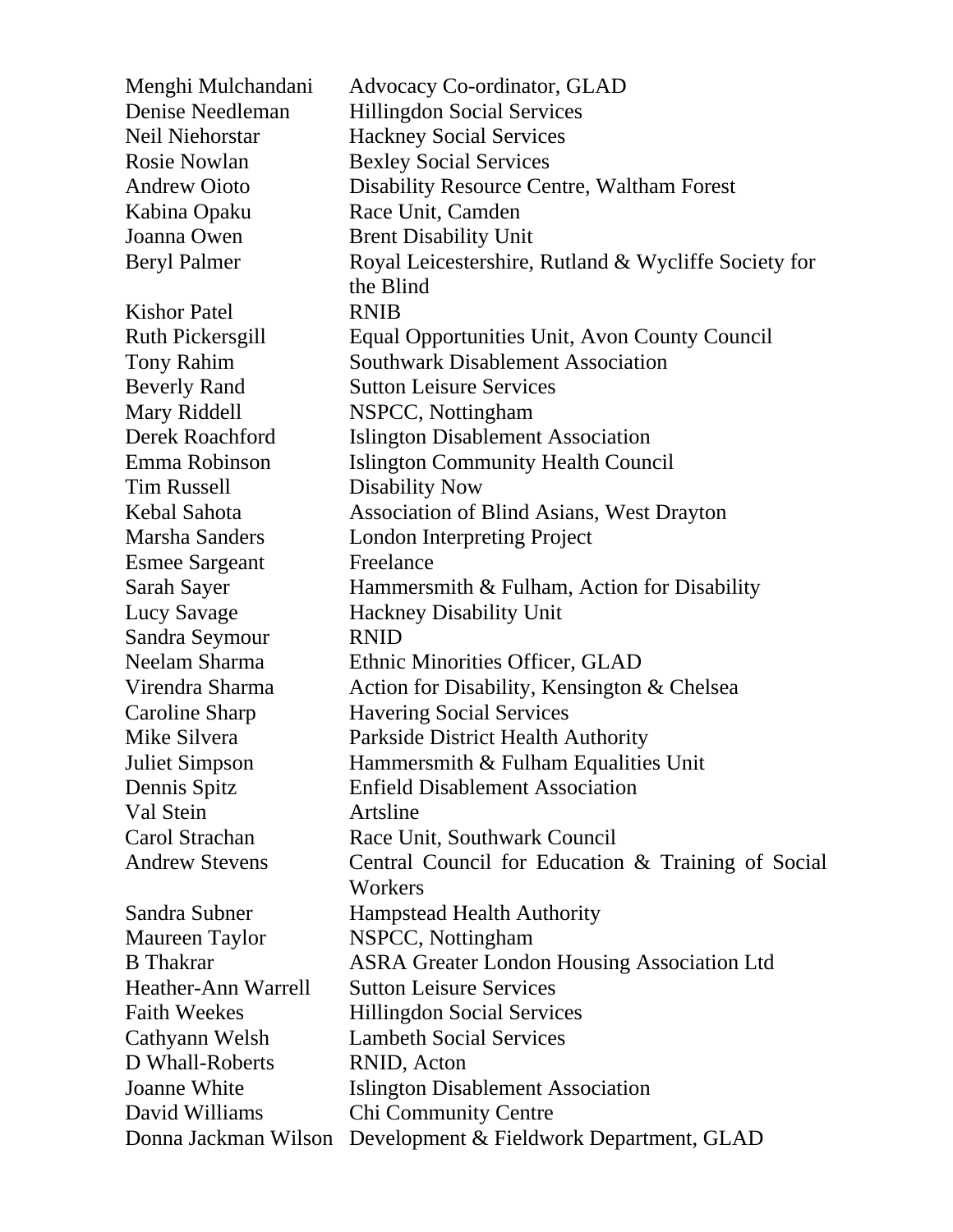| | |
|---|---|
| Menghi Mulchandani | Advocacy Co-ordinator, GLAD |
| Denise Needleman | Hillingdon Social Services |
| Neil Niehorstar | Hackney Social Services |
| Rosie Nowlan | Bexley Social Services |
| Andrew Oioto | Disability Resource Centre, Waltham Forest |
| Kabina Opaku | Race Unit, Camden |
| Joanna Owen | Brent Disability Unit |
| Beryl Palmer | Royal Leicestershire, Rutland & Wycliffe Society for the Blind |
| Kishor Patel | RNIB |
| Ruth Pickersgill | Equal Opportunities Unit, Avon County Council |
| Tony Rahim | Southwark Disablement Association |
| Beverly Rand | Sutton Leisure Services |
| Mary Riddell | NSPCC, Nottingham |
| Derek Roachford | Islington Disablement Association |
| Emma Robinson | Islington Community Health Council |
| Tim Russell | Disability Now |
| Kebal Sahota | Association of Blind Asians, West Drayton |
| Marsha Sanders | London Interpreting Project |
| Esmee Sargeant | Freelance |
| Sarah Sayer | Hammersmith & Fulham, Action for Disability |
| Lucy Savage | Hackney Disability Unit |
| Sandra Seymour | RNID |
| Neelam Sharma | Ethnic Minorities Officer, GLAD |
| Virendra Sharma | Action for Disability, Kensington & Chelsea |
| Caroline Sharp | Havering Social Services |
| Mike Silvera | Parkside District Health Authority |
| Juliet Simpson | Hammersmith & Fulham Equalities Unit |
| Dennis Spitz | Enfield Disablement Association |
| Val Stein | Artsline |
| Carol Strachan | Race Unit, Southwark Council |
| Andrew Stevens | Central Council for Education & Training of Social Workers |
| Sandra Subner | Hampstead Health Authority |
| Maureen Taylor | NSPCC, Nottingham |
| B Thakrar | ASRA Greater London Housing Association Ltd |
| Heather-Ann Warrell | Sutton Leisure Services |
| Faith Weekes | Hillingdon Social Services |
| Cathyann Welsh | Lambeth Social Services |
| D Whall-Roberts | RNID, Acton |
| Joanne White | Islington Disablement Association |
| David Williams | Chi Community Centre |
| Donna Jackman Wilson | Development & Fieldwork Department, GLAD |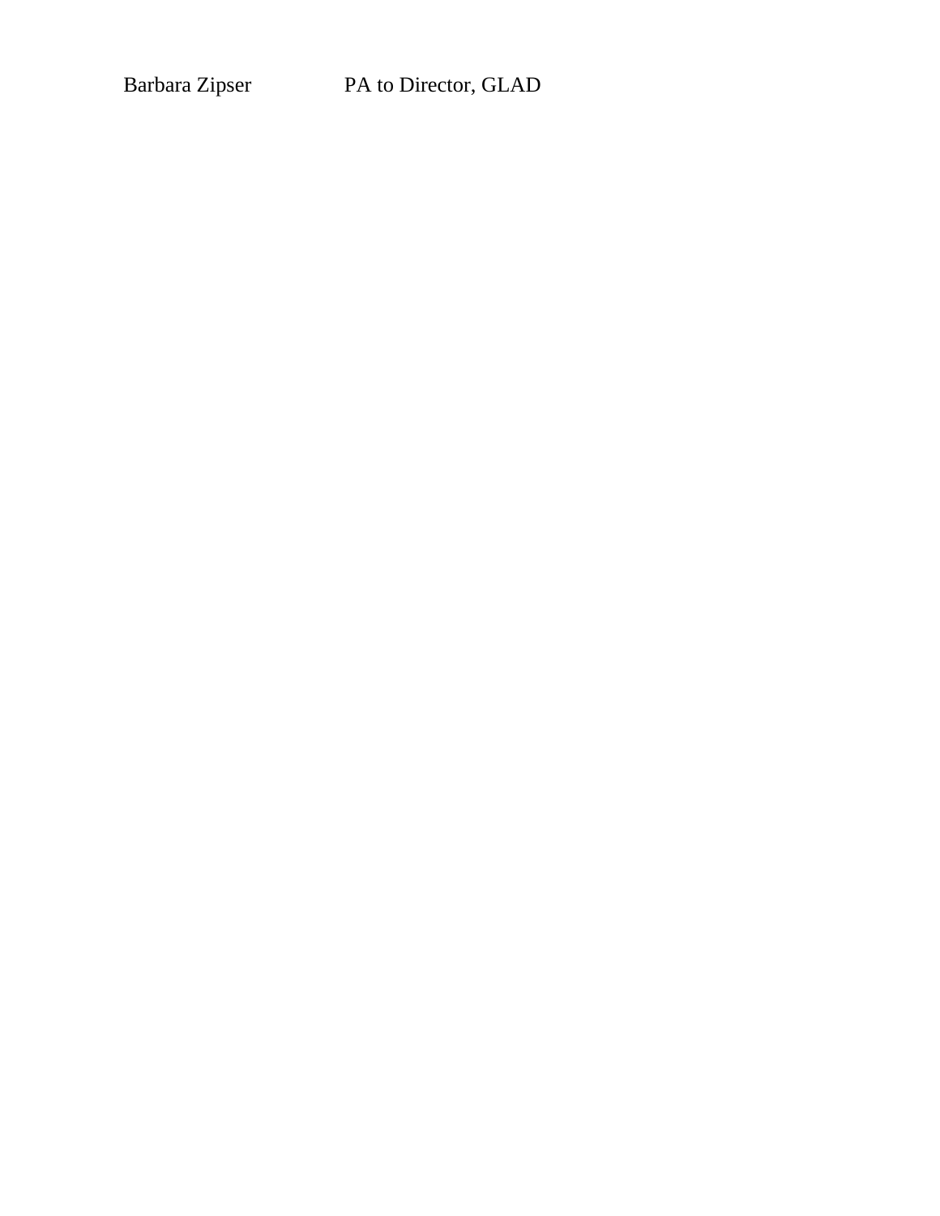Barbara Zipser PA to Director, GLAD